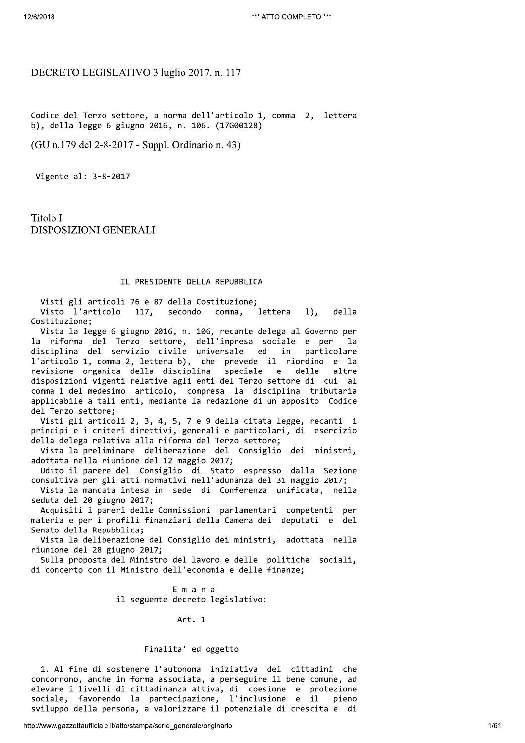# DECRETO LEGISLATIVO 3 luglio 2017, n. 117

Codice del Terzo settore, a norma dell'articolo 1, comma 2, lettera b), della legge 6 giugno 2016, n. 106. (17G00128)

(GU n.179 del 2-8-2017 - Suppl. Ordinario n. 43)

Vigente al: 3-8-2017

## Titolo I
## DISPOSIZIONI GENERALI

IL PRESIDENTE DELLA REPUBBLICA

Visti gli articoli 76 e 87 della Costituzione;

Visto l'articolo 117, secondo comma, lettera l), della Costituzione;

Vista la legge 6 giugno 2016, n. 106, recante delega al Governo per la riforma del Terzo settore, dell'impresa sociale e per la disciplina del servizio civile universale ed in particolare l'articolo 1, comma 2, lettera b), che prevede il riordino e la revisione organica della disciplina speciale e delle altre disposizioni vigenti relative agli enti del Terzo settore di cui al comma 1 del medesimo articolo, compresa la disciplina tributaria applicabile a tali enti, mediante la redazione di un apposito Codice del Terzo settore;

Visti gli articoli 2, 3, 4, 5, 7 e 9 della citata legge, recanti i principi e i criteri direttivi, generali e particolari, di esercizio della delega relativa alla riforma del Terzo settore;

Vista la preliminare deliberazione del Consiglio dei ministri, adottata nella riunione del 12 maggio 2017;

Udito il parere del Consiglio di Stato espresso dalla Sezione consultiva per gli atti normativi nell'adunanza del 31 maggio 2017;

Vista la mancata intesa in sede di Conferenza unificata, nella seduta del 20 giugno 2017;

Acquisiti i pareri delle Commissioni parlamentari competenti per materia e per i profili finanziari della Camera dei deputati e del Senato della Repubblica;

Vista la deliberazione del Consiglio dei ministri, adottata nella riunione del 28 giugno 2017;

Sulla proposta del Ministro del lavoro e delle politiche sociali, di concerto con il Ministro dell'economia e delle finanze;

E m a n a

il seguente decreto legislativo:

### Art. 1

#### Finalita' ed oggetto

1. Al fine di sostenere l'autonoma iniziativa dei cittadini che concorrono, anche in forma associata, a perseguire il bene comune, ad elevare i livelli di cittadinanza attiva, di coesione e protezione sociale, favorendo la partecipazione, l'inclusione e il pieno sviluppo della persona, a valorizzare il potenziale di crescita e di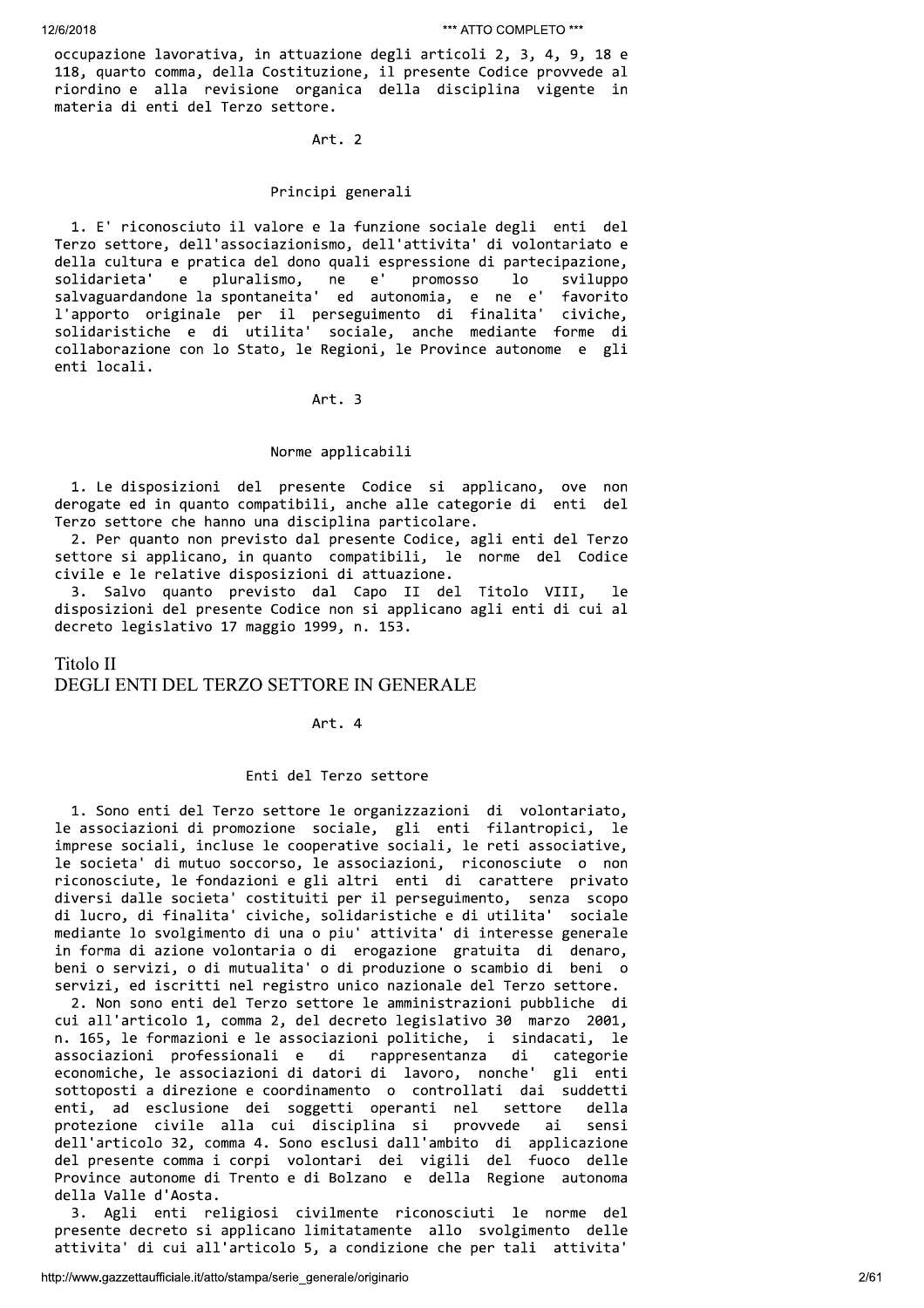occupazione lavorativa, in attuazione degli articoli 2, 3, 4, 9, 18 e 118, quarto comma, della Costituzione, il presente Codice provvede al riordino e alla revisione organica della disciplina vigente in materia di enti del Terzo settore.

Art. 2

Principi generali

1. E' riconosciuto il valore e la funzione sociale degli enti del Terzo settore, dell'associazionismo, dell'attivita' di volontariato e della cultura e pratica del dono quali espressione di partecipazione, solidarieta' e pluralismo, ne e' promosso lo sviluppo salvaguardandone la spontaneita' ed autonomia, e ne e' favorito l'apporto originale per il perseguimento di finalita' civiche, solidaristiche e di utilita' sociale, anche mediante forme di collaborazione con lo Stato, le Regioni, le Province autonome e gli enti locali.

Art. 3

Norme applicabili

1. Le disposizioni del presente Codice si applicano, ove non derogate ed in quanto compatibili, anche alle categorie di enti del Terzo settore che hanno una disciplina particolare.
2. Per quanto non previsto dal presente Codice, agli enti del Terzo settore si applicano, in quanto compatibili, le norme del Codice civile e le relative disposizioni di attuazione.
3. Salvo quanto previsto dal Capo II del Titolo VIII, le disposizioni del presente Codice non si applicano agli enti di cui al decreto legislativo 17 maggio 1999, n. 153.

## Titolo II
## DEGLI ENTI DEL TERZO SETTORE IN GENERALE

Art. 4

Enti del Terzo settore

1. Sono enti del Terzo settore le organizzazioni di volontariato, le associazioni di promozione sociale, gli enti filantropici, le imprese sociali, incluse le cooperative sociali, le reti associative, le societa' di mutuo soccorso, le associazioni, riconosciute o non riconosciute, le fondazioni e gli altri enti di carattere privato diversi dalle societa' costituiti per il perseguimento, senza scopo di lucro, di finalita' civiche, solidaristiche e di utilita' sociale mediante lo svolgimento di una o piu' attivita' di interesse generale in forma di azione volontaria o di erogazione gratuita di denaro, beni o servizi, o di mutualita' o di produzione o scambio di beni o servizi, ed iscritti nel registro unico nazionale del Terzo settore.
2. Non sono enti del Terzo settore le amministrazioni pubbliche di cui all'articolo 1, comma 2, del decreto legislativo 30 marzo 2001, n. 165, le formazioni e le associazioni politiche, i sindacati, le associazioni professionali e di rappresentanza di categorie economiche, le associazioni di datori di lavoro, nonche' gli enti sottoposti a direzione e coordinamento o controllati dai suddetti enti, ad esclusione dei soggetti operanti nel settore della protezione civile alla cui disciplina si provvede ai sensi dell'articolo 32, comma 4. Sono esclusi dall'ambito di applicazione del presente comma i corpi volontari dei vigili del fuoco delle Province autonome di Trento e di Bolzano e della Regione autonoma della Valle d'Aosta.
3. Agli enti religiosi civilmente riconosciuti le norme del presente decreto si applicano limitatamente allo svolgimento delle attivita' di cui all'articolo 5, a condizione che per tali attivita'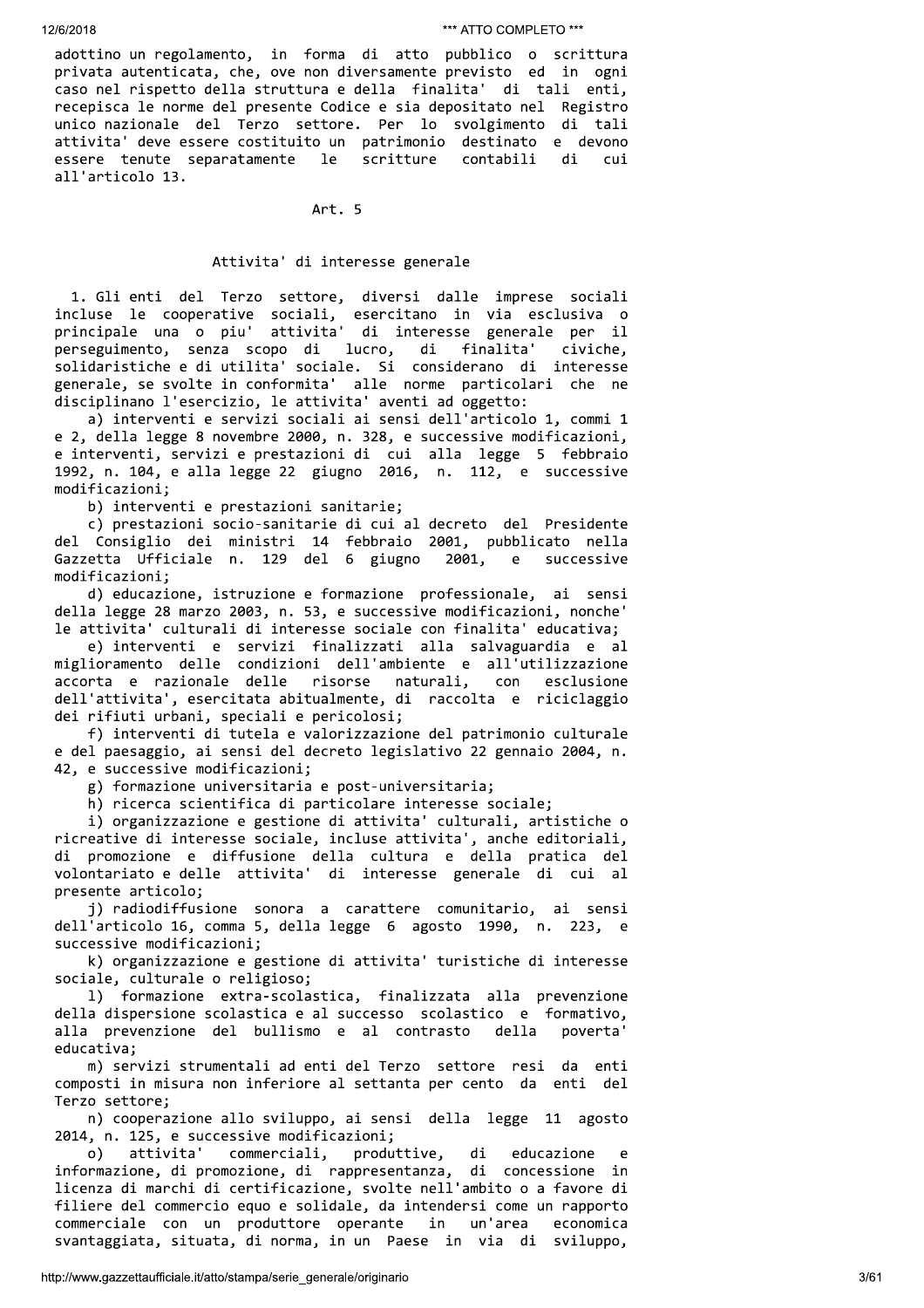adottino un regolamento, in forma di atto pubblico o scrittura privata autenticata, che, ove non diversamente previsto ed in ogni caso nel rispetto della struttura e della finalita' di tali enti, recepisca le norme del presente Codice e sia depositato nel Registro unico nazionale del Terzo settore. Per lo svolgimento di tali attivita' deve essere costituito un patrimonio destinato e devono essere tenute separatamente le scritture contabili di cui all'articolo 13.

## Art. 5

### Attivita' di interesse generale

1. Gli enti del Terzo settore, diversi dalle imprese sociali incluse le cooperative sociali, esercitano in via esclusiva o principale una o piu' attivita' di interesse generale per il perseguimento, senza scopo di lucro, di finalita' civiche, solidaristiche e di utilita' sociale. Si considerano di interesse generale, se svolte in conformita' alle norme particolari che ne disciplinano l'esercizio, le attivita' aventi ad oggetto:

a) interventi e servizi sociali ai sensi dell'articolo 1, commi 1 e 2, della legge 8 novembre 2000, n. 328, e successive modificazioni, e interventi, servizi e prestazioni di cui alla legge 5 febbraio 1992, n. 104, e alla legge 22 giugno 2016, n. 112, e successive modificazioni;

b) interventi e prestazioni sanitarie;

c) prestazioni socio-sanitarie di cui al decreto del Presidente del Consiglio dei ministri 14 febbraio 2001, pubblicato nella Gazzetta Ufficiale n. 129 del 6 giugno 2001, e successive modificazioni;

d) educazione, istruzione e formazione professionale, ai sensi della legge 28 marzo 2003, n. 53, e successive modificazioni, nonche' le attivita' culturali di interesse sociale con finalita' educativa;

e) interventi e servizi finalizzati alla salvaguardia e al miglioramento delle condizioni dell'ambiente e all'utilizzazione accorta e razionale delle risorse naturali, con esclusione dell'attivita', esercitata abitualmente, di raccolta e riciclaggio dei rifiuti urbani, speciali e pericolosi;

f) interventi di tutela e valorizzazione del patrimonio culturale e del paesaggio, ai sensi del decreto legislativo 22 gennaio 2004, n. 42, e successive modificazioni;

g) formazione universitaria e post-universitaria;

h) ricerca scientifica di particolare interesse sociale;

i) organizzazione e gestione di attivita' culturali, artistiche o ricreative di interesse sociale, incluse attivita', anche editoriali, di promozione e diffusione della cultura e della pratica del volontariato e delle attivita' di interesse generale di cui al presente articolo;

j) radiodiffusione sonora a carattere comunitario, ai sensi dell'articolo 16, comma 5, della legge 6 agosto 1990, n. 223, e successive modificazioni;

k) organizzazione e gestione di attivita' turistiche di interesse sociale, culturale o religioso;

l) formazione extra-scolastica, finalizzata alla prevenzione della dispersione scolastica e al successo scolastico e formativo, alla prevenzione del bullismo e al contrasto della poverta' educativa;

m) servizi strumentali ad enti del Terzo settore resi da enti composti in misura non inferiore al settanta per cento da enti del Terzo settore;

n) cooperazione allo sviluppo, ai sensi della legge 11 agosto 2014, n. 125, e successive modificazioni;

o) attivita' commerciali, produttive, di educazione e informazione, di promozione, di rappresentanza, di concessione in licenza di marchi di certificazione, svolte nell'ambito o a favore di filiere del commercio equo e solidale, da intendersi come un rapporto commerciale con un produttore operante in un'area economica svantaggiata, situata, di norma, in un Paese in via di sviluppo,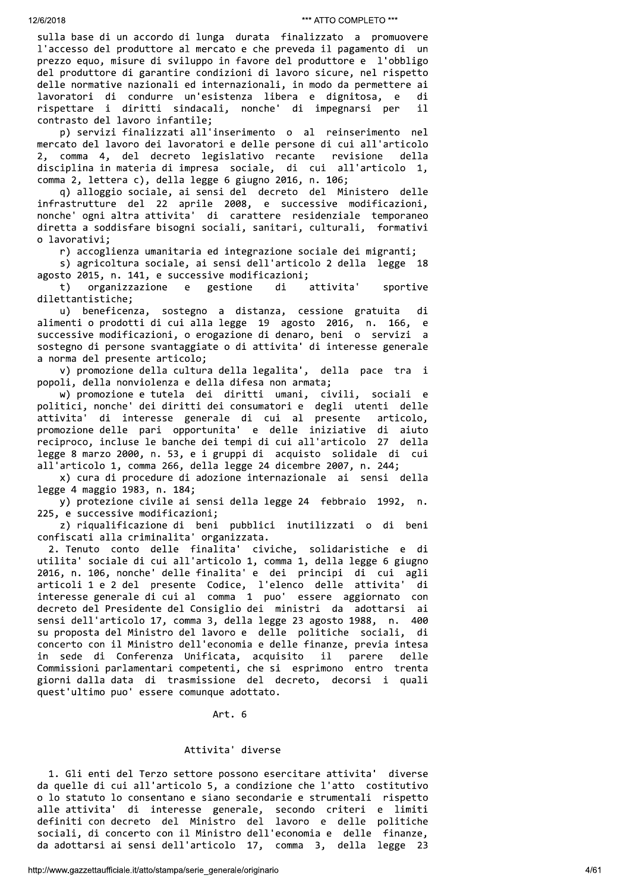sulla base di un accordo di lunga durata finalizzato a promuovere l'accesso del produttore al mercato e che preveda il pagamento di un prezzo equo, misure di sviluppo in favore del produttore e l'obbligo del produttore di garantire condizioni di lavoro sicure, nel rispetto delle normative nazionali ed internazionali, in modo da permettere ai lavoratori di condurre un'esistenza libera e dignitosa, e di rispettare i diritti sindacali, nonche' di impegnarsi per il contrasto del lavoro infantile;

p) servizi finalizzati all'inserimento o al reinserimento nel mercato del lavoro dei lavoratori e delle persone di cui all'articolo 2, comma 4, del decreto legislativo recante revisione della disciplina in materia di impresa sociale, di cui all'articolo 1, comma 2, lettera c), della legge 6 giugno 2016, n. 106;

q) alloggio sociale, ai sensi del decreto del Ministero delle infrastrutture del 22 aprile 2008, e successive modificazioni, nonche' ogni altra attivita' di carattere residenziale temporaneo diretta a soddisfare bisogni sociali, sanitari, culturali, formativi o lavorativi;

r) accoglienza umanitaria ed integrazione sociale dei migranti;

s) agricoltura sociale, ai sensi dell'articolo 2 della legge 18 agosto 2015, n. 141, e successive modificazioni;

t) organizzazione e gestione di attivita' sportive dilettantistiche;

u) beneficenza, sostegno a distanza, cessione gratuita di alimenti o prodotti di cui alla legge 19 agosto 2016, n. 166, e successive modificazioni, o erogazione di denaro, beni o servizi a sostegno di persone svantaggiate o di attivita' di interesse generale a norma del presente articolo;

v) promozione della cultura della legalita', della pace tra i popoli, della nonviolenza e della difesa non armata;

w) promozione e tutela dei diritti umani, civili, sociali e politici, nonche' dei diritti dei consumatori e degli utenti delle attivita' di interesse generale di cui al presente articolo, promozione delle pari opportunita' e delle iniziative di aiuto reciproco, incluse le banche dei tempi di cui all'articolo 27 della legge 8 marzo 2000, n. 53, e i gruppi di acquisto solidale di cui all'articolo 1, comma 266, della legge 24 dicembre 2007, n. 244;

x) cura di procedure di adozione internazionale ai sensi della legge 4 maggio 1983, n. 184;

y) protezione civile ai sensi della legge 24 febbraio 1992, n. 225, e successive modificazioni;

z) riqualificazione di beni pubblici inutilizzati o di beni confiscati alla criminalita' organizzata.

2. Tenuto conto delle finalita' civiche, solidaristiche e di utilita' sociale di cui all'articolo 1, comma 1, della legge 6 giugno 2016, n. 106, nonche' delle finalita' e dei principi di cui agli articoli 1 e 2 del presente Codice, l'elenco delle attivita' di interesse generale di cui al comma 1 puo' essere aggiornato con decreto del Presidente del Consiglio dei ministri da adottarsi ai sensi dell'articolo 17, comma 3, della legge 23 agosto 1988, n. 400 su proposta del Ministro del lavoro e delle politiche sociali, di concerto con il Ministro dell'economia e delle finanze, previa intesa in sede di Conferenza Unificata, acquisito il parere delle Commissioni parlamentari competenti, che si esprimono entro trenta giorni dalla data di trasmissione del decreto, decorsi i quali quest'ultimo puo' essere comunque adottato.

### Art. 6

### Attivita' diverse

1. Gli enti del Terzo settore possono esercitare attivita' diverse da quelle di cui all'articolo 5, a condizione che l'atto costitutivo o lo statuto lo consentano e siano secondarie e strumentali rispetto alle attivita' di interesse generale, secondo criteri e limiti definiti con decreto del Ministro del lavoro e delle politiche sociali, di concerto con il Ministro dell'economia e delle finanze, da adottarsi ai sensi dell'articolo 17, comma 3, della legge 23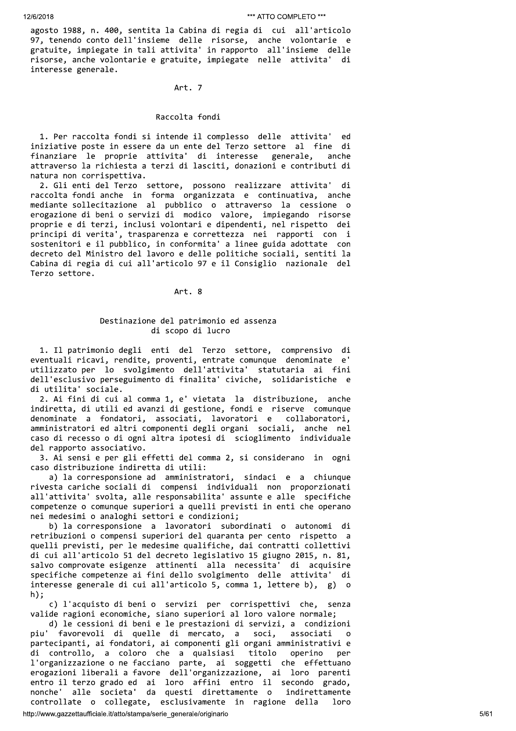agosto 1988, n. 400, sentita la Cabina di regia di cui all'articolo 97, tenendo conto dell'insieme delle risorse, anche volontarie e gratuite, impiegate in tali attivita' in rapporto all'insieme delle risorse, anche volontarie e gratuite, impiegate nelle attivita' di interesse generale.

Art. 7

Raccolta fondi

1. Per raccolta fondi si intende il complesso delle attivita' ed iniziative poste in essere da un ente del Terzo settore al fine di finanziare le proprie attivita' di interesse generale, anche attraverso la richiesta a terzi di lasciti, donazioni e contributi di natura non corrispettiva.

2. Gli enti del Terzo settore, possono realizzare attivita' di raccolta fondi anche in forma organizzata e continuativa, anche mediante sollecitazione al pubblico o attraverso la cessione o erogazione di beni o servizi di modico valore, impiegando risorse proprie e di terzi, inclusi volontari e dipendenti, nel rispetto dei principi di verita', trasparenza e correttezza nei rapporti con i sostenitori e il pubblico, in conformita' a linee guida adottate con decreto del Ministro del lavoro e delle politiche sociali, sentiti la Cabina di regia di cui all'articolo 97 e il Consiglio nazionale del Terzo settore.

Art. 8

Destinazione del patrimonio ed assenza di scopo di lucro

1. Il patrimonio degli enti del Terzo settore, comprensivo di eventuali ricavi, rendite, proventi, entrate comunque denominate e' utilizzato per lo svolgimento dell'attivita' statutaria ai fini dell'esclusivo perseguimento di finalita' civiche, solidaristiche e di utilita' sociale.

2. Ai fini di cui al comma 1, e' vietata la distribuzione, anche indiretta, di utili ed avanzi di gestione, fondi e riserve comunque denominate a fondatori, associati, lavoratori e collaboratori, amministratori ed altri componenti degli organi sociali, anche nel caso di recesso o di ogni altra ipotesi di scioglimento individuale del rapporto associativo.

3. Ai sensi e per gli effetti del comma 2, si considerano in ogni caso distribuzione indiretta di utili:

a) la corresponsione ad amministratori, sindaci e a chiunque rivesta cariche sociali di compensi individuali non proporzionati all'attivita' svolta, alle responsabilita' assunte e alle specifiche competenze o comunque superiori a quelli previsti in enti che operano nei medesimi o analoghi settori e condizioni;

b) la corresponsione a lavoratori subordinati o autonomi di retribuzioni o compensi superiori del quaranta per cento rispetto a quelli previsti, per le medesime qualifiche, dai contratti collettivi di cui all'articolo 51 del decreto legislativo 15 giugno 2015, n. 81, salvo comprovate esigenze attinenti alla necessita' di acquisire specifiche competenze ai fini dello svolgimento delle attivita' di interesse generale di cui all'articolo 5, comma 1, lettere b), g) o h);

c) l'acquisto di beni o servizi per corrispettivi che, senza valide ragioni economiche, siano superiori al loro valore normale;

d) le cessioni di beni e le prestazioni di servizi, a condizioni piu' favorevoli di quelle di mercato, a soci, associati o partecipanti, ai fondatori, ai componenti gli organi amministrativi e di controllo, a coloro che a qualsiasi titolo operino per l'organizzazione o ne facciano parte, ai soggetti che effettuano erogazioni liberali a favore dell'organizzazione, ai loro parenti entro il terzo grado ed ai loro affini entro il secondo grado, nonche' alle societa' da questi direttamente o indirettamente controllate o collegate, esclusivamente in ragione della loro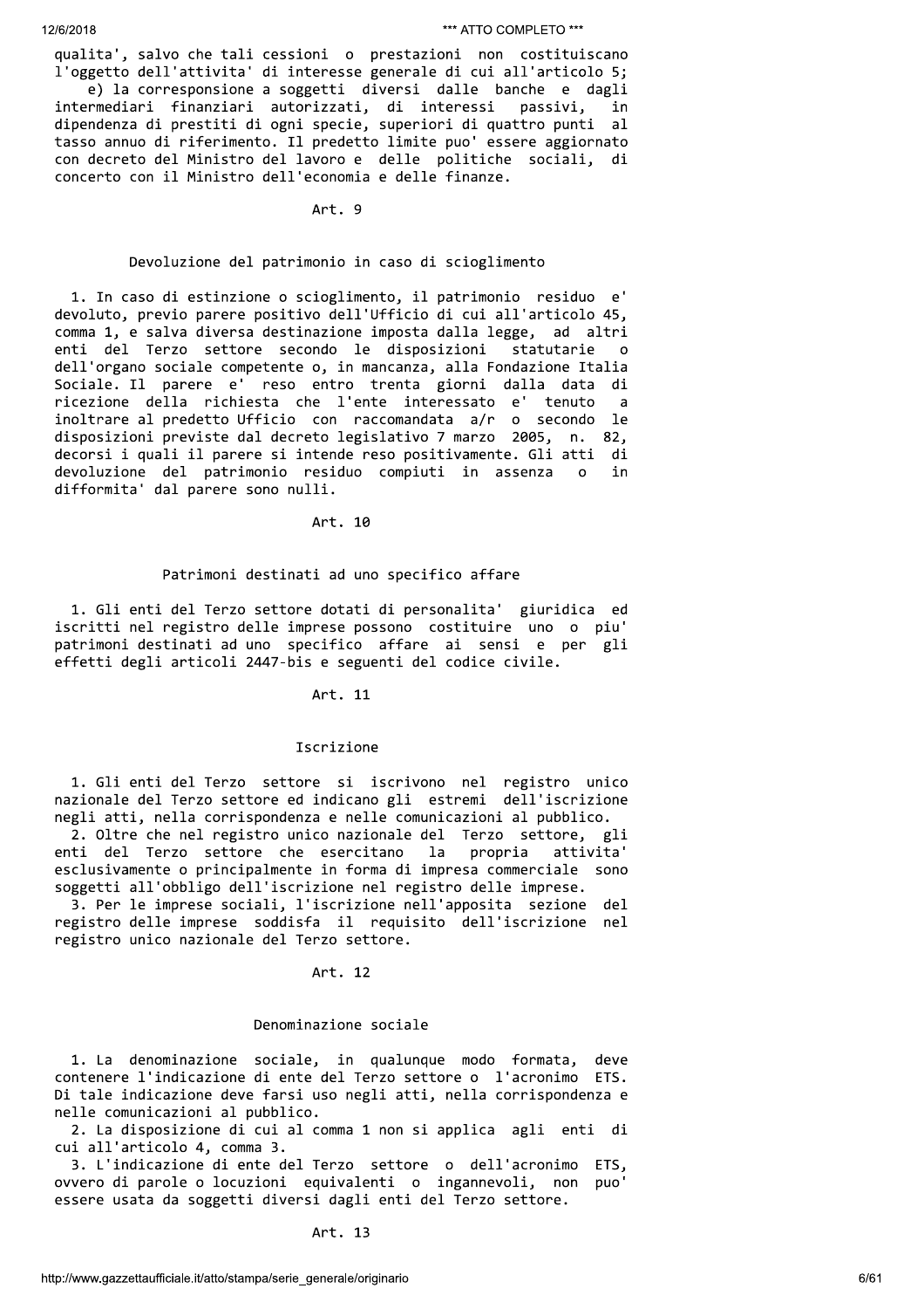qualita', salvo che tali cessioni o prestazioni non costituiscano l'oggetto dell'attivita' di interesse generale di cui all'articolo 5;

e) la corresponsione a soggetti diversi dalle banche e dagli intermediari finanziari autorizzati, di interessi passivi, in dipendenza di prestiti di ogni specie, superiori di quattro punti al tasso annuo di riferimento. Il predetto limite puo' essere aggiornato con decreto del Ministro del lavoro e delle politiche sociali, di concerto con il Ministro dell'economia e delle finanze.

Art. 9

Devoluzione del patrimonio in caso di scioglimento

1. In caso di estinzione o scioglimento, il patrimonio residuo e' devoluto, previo parere positivo dell'Ufficio di cui all'articolo 45, comma 1, e salva diversa destinazione imposta dalla legge, ad altri enti del Terzo settore secondo le disposizioni statutarie o dell'organo sociale competente o, in mancanza, alla Fondazione Italia Sociale. Il parere e' reso entro trenta giorni dalla data di ricezione della richiesta che l'ente interessato e' tenuto a inoltrare al predetto Ufficio con raccomandata a/r o secondo le disposizioni previste dal decreto legislativo 7 marzo 2005, n. 82, decorsi i quali il parere si intende reso positivamente. Gli atti di devoluzione del patrimonio residuo compiuti in assenza o in difformita' dal parere sono nulli.

Art. 10

Patrimoni destinati ad uno specifico affare

1. Gli enti del Terzo settore dotati di personalita' giuridica ed iscritti nel registro delle imprese possono costituire uno o piu' patrimoni destinati ad uno specifico affare ai sensi e per gli effetti degli articoli 2447-bis e seguenti del codice civile.

Art. 11

Iscrizione

1. Gli enti del Terzo settore si iscrivono nel registro unico nazionale del Terzo settore ed indicano gli estremi dell'iscrizione negli atti, nella corrispondenza e nelle comunicazioni al pubblico.

2. Oltre che nel registro unico nazionale del Terzo settore, gli enti del Terzo settore che esercitano la propria attivita' esclusivamente o principalmente in forma di impresa commerciale sono soggetti all'obbligo dell'iscrizione nel registro delle imprese.

3. Per le imprese sociali, l'iscrizione nell'apposita sezione del registro delle imprese soddisfa il requisito dell'iscrizione nel registro unico nazionale del Terzo settore.

Art. 12

Denominazione sociale

1. La denominazione sociale, in qualunque modo formata, deve contenere l'indicazione di ente del Terzo settore o l'acronimo ETS. Di tale indicazione deve farsi uso negli atti, nella corrispondenza e nelle comunicazioni al pubblico.

2. La disposizione di cui al comma 1 non si applica agli enti di cui all'articolo 4, comma 3.

3. L'indicazione di ente del Terzo settore o dell'acronimo ETS, ovvero di parole o locuzioni equivalenti o ingannevoli, non puo' essere usata da soggetti diversi dagli enti del Terzo settore.

Art. 13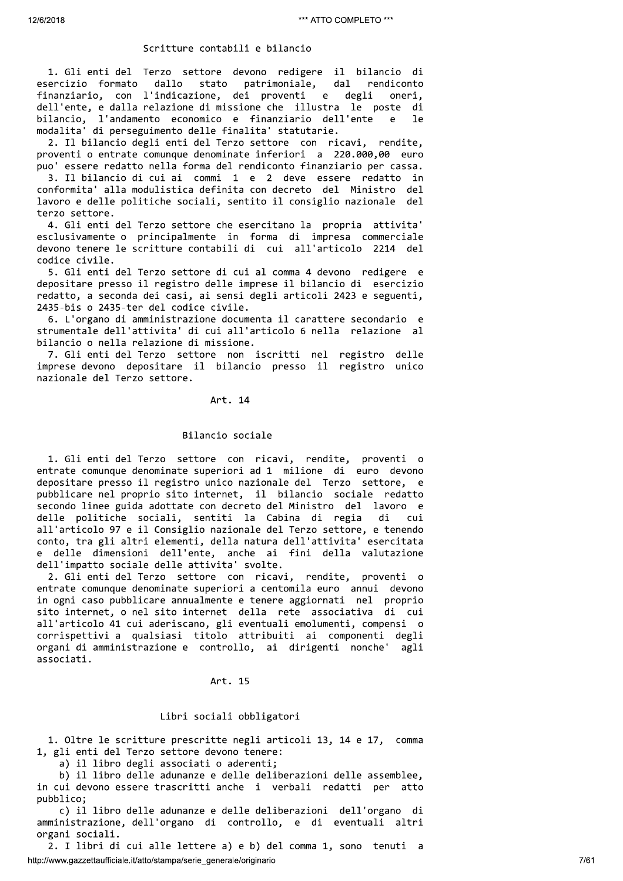### Scritture contabili e bilancio

1. Gli enti del Terzo settore devono redigere il bilancio di esercizio formato dallo stato patrimoniale, dal rendiconto finanziario, con l'indicazione, dei proventi e degli oneri, dell'ente, e dalla relazione di missione che illustra le poste di bilancio, l'andamento economico e finanziario dell'ente e le modalita' di perseguimento delle finalita' statutarie.

2. Il bilancio degli enti del Terzo settore con ricavi, rendite, proventi o entrate comunque denominate inferiori a 220.000,00 euro puo' essere redatto nella forma del rendiconto finanziario per cassa.

3. Il bilancio di cui ai commi 1 e 2 deve essere redatto in conformita' alla modulistica definita con decreto del Ministro del lavoro e delle politiche sociali, sentito il consiglio nazionale del terzo settore.

4. Gli enti del Terzo settore che esercitano la propria attivita' esclusivamente o principalmente in forma di impresa commerciale devono tenere le scritture contabili di cui all'articolo 2214 del codice civile.

5. Gli enti del Terzo settore di cui al comma 4 devono redigere e depositare presso il registro delle imprese il bilancio di esercizio redatto, a seconda dei casi, ai sensi degli articoli 2423 e seguenti, 2435-bis o 2435-ter del codice civile.

6. L'organo di amministrazione documenta il carattere secondario e strumentale dell'attivita' di cui all'articolo 6 nella relazione al bilancio o nella relazione di missione.

7. Gli enti del Terzo settore non iscritti nel registro delle imprese devono depositare il bilancio presso il registro unico nazionale del Terzo settore.

## Art. 14

### Bilancio sociale

1. Gli enti del Terzo settore con ricavi, rendite, proventi o entrate comunque denominate superiori ad 1 milione di euro devono depositare presso il registro unico nazionale del Terzo settore, e pubblicare nel proprio sito internet, il bilancio sociale redatto secondo linee guida adottate con decreto del Ministro del lavoro e delle politiche sociali, sentiti la Cabina di regia di cui all'articolo 97 e il Consiglio nazionale del Terzo settore, e tenendo conto, tra gli altri elementi, della natura dell'attivita' esercitata e delle dimensioni dell'ente, anche ai fini della valutazione dell'impatto sociale delle attivita' svolte.

2. Gli enti del Terzo settore con ricavi, rendite, proventi o entrate comunque denominate superiori a centomila euro annui devono in ogni caso pubblicare annualmente e tenere aggiornati nel proprio sito internet, o nel sito internet della rete associativa di cui all'articolo 41 cui aderiscano, gli eventuali emolumenti, compensi o corrispettivi a qualsiasi titolo attribuiti ai componenti degli organi di amministrazione e controllo, ai dirigenti nonche' agli associati.

## Art. 15

### Libri sociali obbligatori

1. Oltre le scritture prescritte negli articoli 13, 14 e 17, comma 1, gli enti del Terzo settore devono tenere:

a) il libro degli associati o aderenti;

b) il libro delle adunanze e delle deliberazioni delle assemblee, in cui devono essere trascritti anche i verbali redatti per atto pubblico;

c) il libro delle adunanze e delle deliberazioni dell'organo di amministrazione, dell'organo di controllo, e di eventuali altri organi sociali.

2. I libri di cui alle lettere a) e b) del comma 1, sono tenuti a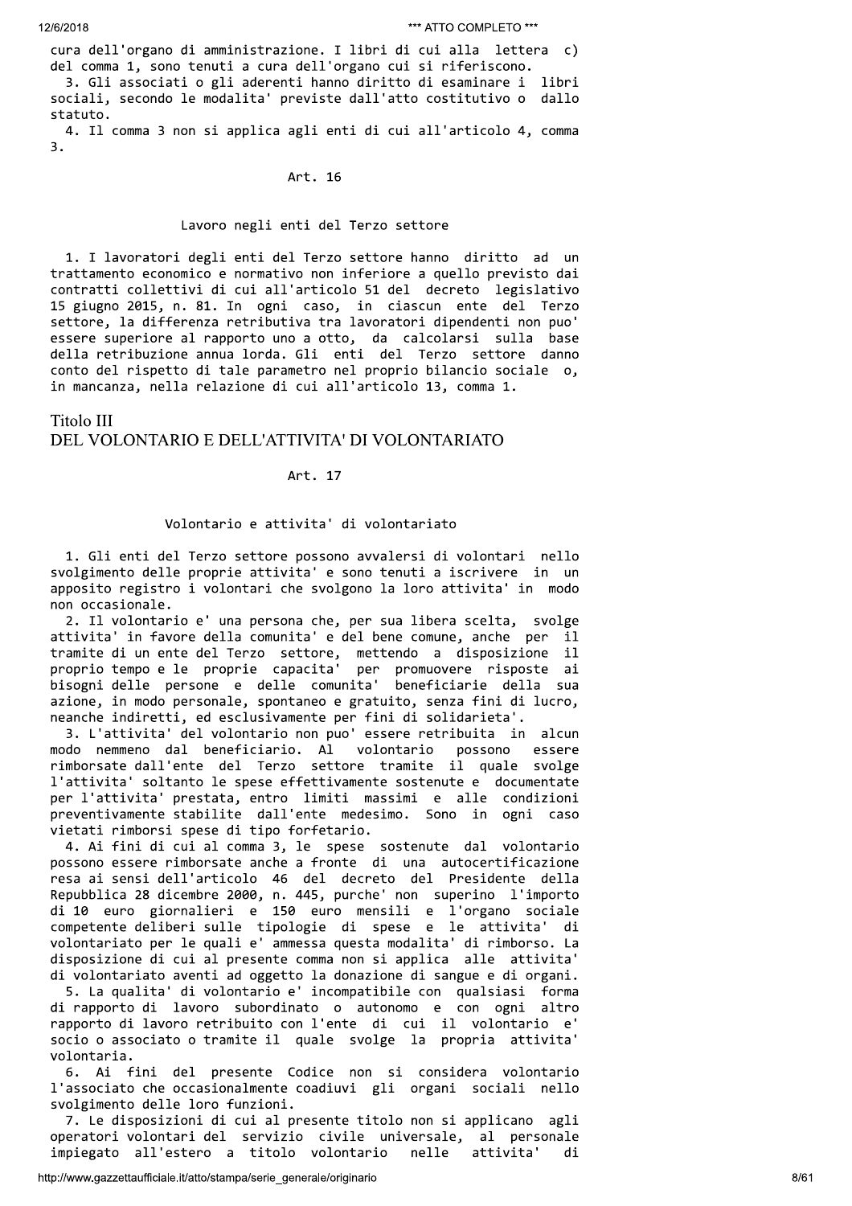cura dell'organo di amministrazione. I libri di cui alla lettera c) del comma 1, sono tenuti a cura dell'organo cui si riferiscono.

3. Gli associati o gli aderenti hanno diritto di esaminare i libri sociali, secondo le modalita' previste dall'atto costitutivo o dallo statuto.

4. Il comma 3 non si applica agli enti di cui all'articolo 4, comma 3.

### Art. 16

#### Lavoro negli enti del Terzo settore

1. I lavoratori degli enti del Terzo settore hanno diritto ad un trattamento economico e normativo non inferiore a quello previsto dai contratti collettivi di cui all'articolo 51 del decreto legislativo 15 giugno 2015, n. 81. In ogni caso, in ciascun ente del Terzo settore, la differenza retributiva tra lavoratori dipendenti non puo' essere superiore al rapporto uno a otto, da calcolarsi sulla base della retribuzione annua lorda. Gli enti del Terzo settore danno conto del rispetto di tale parametro nel proprio bilancio sociale o, in mancanza, nella relazione di cui all'articolo 13, comma 1.

## Titolo III
## DEL VOLONTARIO E DELL'ATTIVITA' DI VOLONTARIATO

### Art. 17

#### Volontario e attivita' di volontariato

1. Gli enti del Terzo settore possono avvalersi di volontari nello svolgimento delle proprie attivita' e sono tenuti a iscrivere in un apposito registro i volontari che svolgono la loro attivita' in modo non occasionale.

2. Il volontario e' una persona che, per sua libera scelta, svolge attivita' in favore della comunita' e del bene comune, anche per il tramite di un ente del Terzo settore, mettendo a disposizione il proprio tempo e le proprie capacita' per promuovere risposte ai bisogni delle persone e delle comunita' beneficiarie della sua azione, in modo personale, spontaneo e gratuito, senza fini di lucro, neanche indiretti, ed esclusivamente per fini di solidarieta'.

3. L'attivita' del volontario non puo' essere retribuita in alcun modo nemmeno dal beneficiario. Al volontario possono essere rimborsate dall'ente del Terzo settore tramite il quale svolge l'attivita' soltanto le spese effettivamente sostenute e documentate per l'attivita' prestata, entro limiti massimi e alle condizioni preventivamente stabilite dall'ente medesimo. Sono in ogni caso vietati rimborsi spese di tipo forfetario.

4. Ai fini di cui al comma 3, le spese sostenute dal volontario possono essere rimborsate anche a fronte di una autocertificazione resa ai sensi dell'articolo 46 del decreto del Presidente della Repubblica 28 dicembre 2000, n. 445, purche' non superino l'importo di 10 euro giornalieri e 150 euro mensili e l'organo sociale competente deliberi sulle tipologie di spese e le attivita' di volontariato per le quali e' ammessa questa modalita' di rimborso. La disposizione di cui al presente comma non si applica alle attivita' di volontariato aventi ad oggetto la donazione di sangue e di organi.

5. La qualita' di volontario e' incompatibile con qualsiasi forma di rapporto di lavoro subordinato o autonomo e con ogni altro rapporto di lavoro retribuito con l'ente di cui il volontario e' socio o associato o tramite il quale svolge la propria attivita' volontaria.

6. Ai fini del presente Codice non si considera volontario l'associato che occasionalmente coadiuvi gli organi sociali nello svolgimento delle loro funzioni.

7. Le disposizioni di cui al presente titolo non si applicano agli operatori volontari del servizio civile universale, al personale impiegato all'estero a titolo volontario nelle attivita' di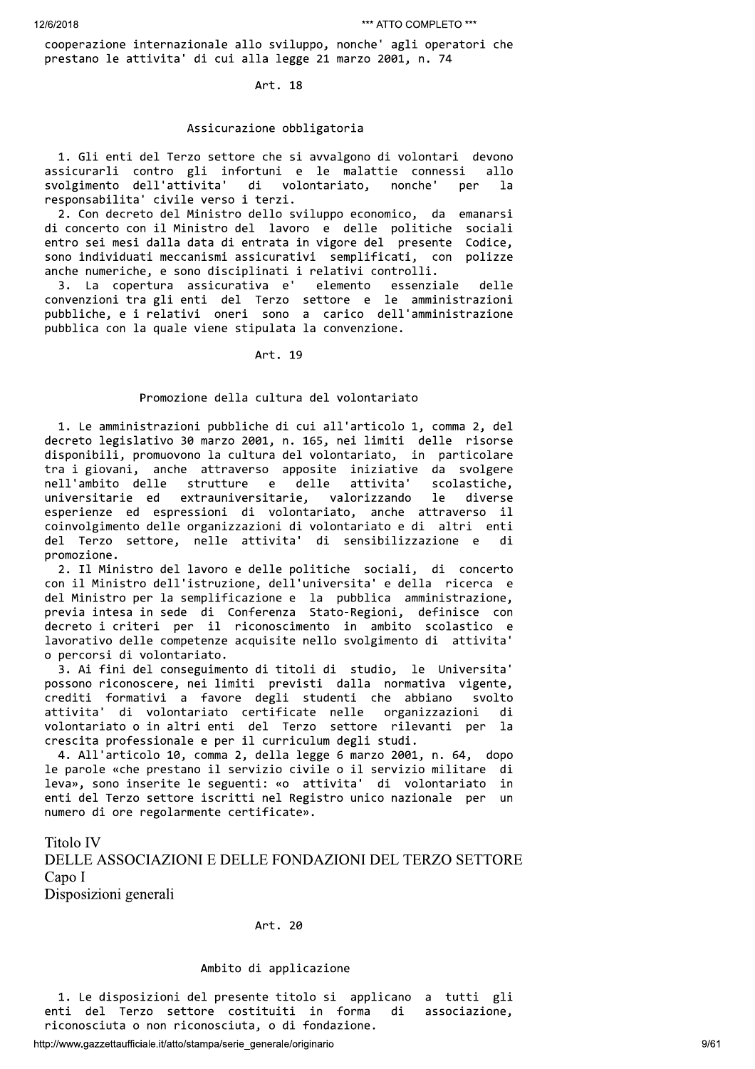cooperazione internazionale allo sviluppo, nonche' agli operatori che prestano le attivita' di cui alla legge 21 marzo 2001, n. 74

### Art. 18

### Assicurazione obbligatoria

1. Gli enti del Terzo settore che si avvalgono di volontari devono assicurarli contro gli infortuni e le malattie connessi allo svolgimento dell'attivita' di volontariato, nonche' per la responsabilita' civile verso i terzi.
2. Con decreto del Ministro dello sviluppo economico, da emanarsi di concerto con il Ministro del lavoro e delle politiche sociali entro sei mesi dalla data di entrata in vigore del presente Codice, sono individuati meccanismi assicurativi semplificati, con polizze anche numeriche, e sono disciplinati i relativi controlli.
3. La copertura assicurativa e' elemento essenziale delle convenzioni tra gli enti del Terzo settore e le amministrazioni pubbliche, e i relativi oneri sono a carico dell'amministrazione pubblica con la quale viene stipulata la convenzione.

### Art. 19

### Promozione della cultura del volontariato

1. Le amministrazioni pubbliche di cui all'articolo 1, comma 2, del decreto legislativo 30 marzo 2001, n. 165, nei limiti delle risorse disponibili, promuovono la cultura del volontariato, in particolare tra i giovani, anche attraverso apposite iniziative da svolgere nell'ambito delle strutture e delle attivita' scolastiche, universitarie ed extrauniversitarie, valorizzando le diverse esperienze ed espressioni di volontariato, anche attraverso il coinvolgimento delle organizzazioni di volontariato e di altri enti del Terzo settore, nelle attivita' di sensibilizzazione e di promozione.
2. Il Ministro del lavoro e delle politiche sociali, di concerto con il Ministro dell'istruzione, dell'universita' e della ricerca e del Ministro per la semplificazione e la pubblica amministrazione, previa intesa in sede di Conferenza Stato-Regioni, definisce con decreto i criteri per il riconoscimento in ambito scolastico e lavorativo delle competenze acquisite nello svolgimento di attivita' o percorsi di volontariato.
3. Ai fini del conseguimento di titoli di studio, le Universita' possono riconoscere, nei limiti previsti dalla normativa vigente, crediti formativi a favore degli studenti che abbiano svolto attivita' di volontariato certificate nelle organizzazioni di volontariato o in altri enti del Terzo settore rilevanti per la crescita professionale e per il curriculum degli studi.
4. All'articolo 10, comma 2, della legge 6 marzo 2001, n. 64, dopo le parole «che prestano il servizio civile o il servizio militare di leva», sono inserite le seguenti: «o attivita' di volontariato in enti del Terzo settore iscritti nel Registro unico nazionale per un numero di ore regolarmente certificate».

# Titolo IV
# DELLE ASSOCIAZIONI E DELLE FONDAZIONI DEL TERZO SETTORE
## Capo I
## Disposizioni generali

### Art. 20

### Ambito di applicazione

1. Le disposizioni del presente titolo si applicano a tutti gli enti del Terzo settore costituiti in forma di associazione, riconosciuta o non riconosciuta, o di fondazione.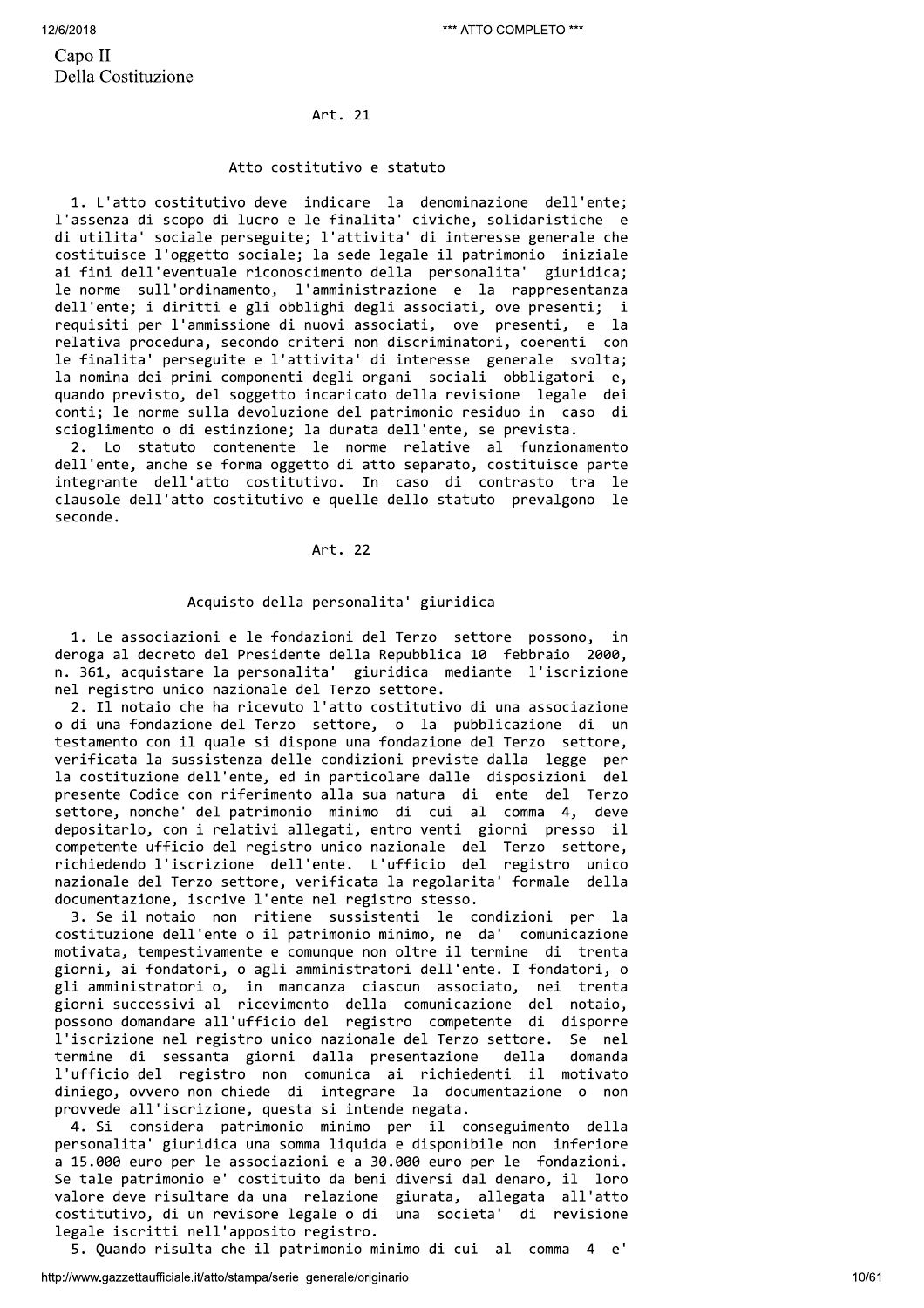## Capo II
## Della Costituzione

### Art. 21

### Atto costitutivo e statuto

1. L'atto costitutivo deve indicare la denominazione dell'ente; l'assenza di scopo di lucro e le finalita' civiche, solidaristiche e di utilita' sociale perseguite; l'attivita' di interesse generale che costituisce l'oggetto sociale; la sede legale il patrimonio iniziale ai fini dell'eventuale riconoscimento della personalita' giuridica; le norme sull'ordinamento, l'amministrazione e la rappresentanza dell'ente; i diritti e gli obblighi degli associati, ove presenti; i requisiti per l'ammissione di nuovi associati, ove presenti, e la relativa procedura, secondo criteri non discriminatori, coerenti con le finalita' perseguite e l'attivita' di interesse generale svolta; la nomina dei primi componenti degli organi sociali obbligatori e, quando previsto, del soggetto incaricato della revisione legale dei conti; le norme sulla devoluzione del patrimonio residuo in caso di scioglimento o di estinzione; la durata dell'ente, se prevista.

2. Lo statuto contenente le norme relative al funzionamento dell'ente, anche se forma oggetto di atto separato, costituisce parte integrante dell'atto costitutivo. In caso di contrasto tra le clausole dell'atto costitutivo e quelle dello statuto prevalgono le seconde.

### Art. 22

### Acquisto della personalita' giuridica

1. Le associazioni e le fondazioni del Terzo settore possono, in deroga al decreto del Presidente della Repubblica 10 febbraio 2000, n. 361, acquistare la personalita' giuridica mediante l'iscrizione nel registro unico nazionale del Terzo settore.

2. Il notaio che ha ricevuto l'atto costitutivo di una associazione o di una fondazione del Terzo settore, o la pubblicazione di un testamento con il quale si dispone una fondazione del Terzo settore, verificata la sussistenza delle condizioni previste dalla legge per la costituzione dell'ente, ed in particolare dalle disposizioni del presente Codice con riferimento alla sua natura di ente del Terzo settore, nonche' del patrimonio minimo di cui al comma 4, deve depositarlo, con i relativi allegati, entro venti giorni presso il competente ufficio del registro unico nazionale del Terzo settore, richiedendo l'iscrizione dell'ente. L'ufficio del registro unico nazionale del Terzo settore, verificata la regolarita' formale della documentazione, iscrive l'ente nel registro stesso.

3. Se il notaio non ritiene sussistenti le condizioni per la costituzione dell'ente o il patrimonio minimo, ne da' comunicazione motivata, tempestivamente e comunque non oltre il termine di trenta giorni, ai fondatori, o agli amministratori dell'ente. I fondatori, o gli amministratori o, in mancanza ciascun associato, nei trenta giorni successivi al ricevimento della comunicazione del notaio, possono domandare all'ufficio del registro competente di disporre l'iscrizione nel registro unico nazionale del Terzo settore. Se nel termine di sessanta giorni dalla presentazione della domanda l'ufficio del registro non comunica ai richiedenti il motivato diniego, ovvero non chiede di integrare la documentazione o non provvede all'iscrizione, questa si intende negata.

4. Si considera patrimonio minimo per il conseguimento della personalita' giuridica una somma liquida e disponibile non inferiore a 15.000 euro per le associazioni e a 30.000 euro per le fondazioni. Se tale patrimonio e' costituito da beni diversi dal denaro, il loro valore deve risultare da una relazione giurata, allegata all'atto costitutivo, di un revisore legale o di una societa' di revisione legale iscritti nell'apposito registro.

5. Quando risulta che il patrimonio minimo di cui al comma 4 e'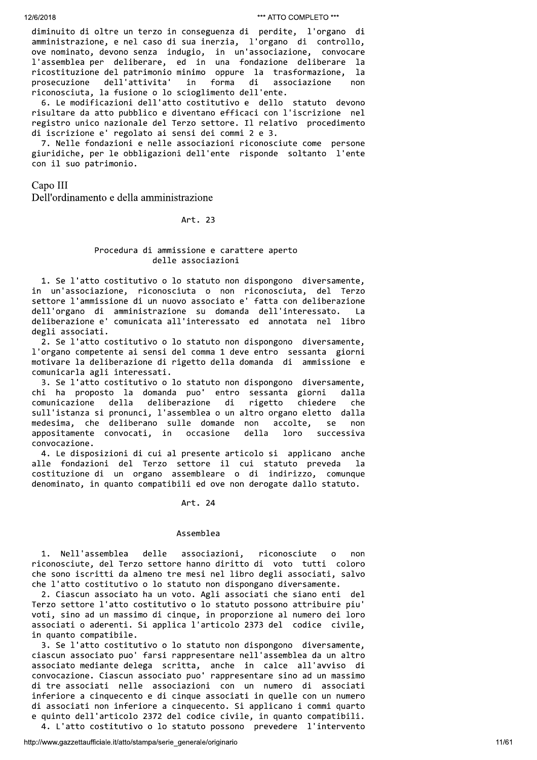diminuito di oltre un terzo in conseguenza di perdite, l'organo di amministrazione, e nel caso di sua inerzia, l'organo di controllo, ove nominato, devono senza indugio, in un'associazione, convocare l'assemblea per deliberare, ed in una fondazione deliberare la ricostituzione del patrimonio minimo oppure la trasformazione, la prosecuzione dell'attivita' in forma di associazione non riconosciuta, la fusione o lo scioglimento dell'ente.

6. Le modificazioni dell'atto costitutivo e dello statuto devono risultare da atto pubblico e diventano efficaci con l'iscrizione nel registro unico nazionale del Terzo settore. Il relativo procedimento di iscrizione e' regolato ai sensi dei commi 2 e 3.

7. Nelle fondazioni e nelle associazioni riconosciute come persone giuridiche, per le obbligazioni dell'ente risponde soltanto l'ente con il suo patrimonio.

## Capo III
## Dell'ordinamento e della amministrazione

### Art. 23

### Procedura di ammissione e carattere aperto delle associazioni

1. Se l'atto costitutivo o lo statuto non dispongono diversamente, in un'associazione, riconosciuta o non riconosciuta, del Terzo settore l'ammissione di un nuovo associato e' fatta con deliberazione dell'organo di amministrazione su domanda dell'interessato. La deliberazione e' comunicata all'interessato ed annotata nel libro degli associati.

2. Se l'atto costitutivo o lo statuto non dispongono diversamente, l'organo competente ai sensi del comma 1 deve entro sessanta giorni motivare la deliberazione di rigetto della domanda di ammissione e comunicarla agli interessati.

3. Se l'atto costitutivo o lo statuto non dispongono diversamente, chi ha proposto la domanda puo' entro sessanta giorni dalla comunicazione della deliberazione di rigetto chiedere che sull'istanza si pronunci, l'assemblea o un altro organo eletto dalla medesima, che deliberano sulle domande non accolte, se non appositamente convocati, in occasione della loro successiva convocazione.

4. Le disposizioni di cui al presente articolo si applicano anche alle fondazioni del Terzo settore il cui statuto preveda la costituzione di un organo assembleare o di indirizzo, comunque denominato, in quanto compatibili ed ove non derogate dallo statuto.

### Art. 24

### Assemblea

1. Nell'assemblea delle associazioni, riconosciute o non riconosciute, del Terzo settore hanno diritto di voto tutti coloro che sono iscritti da almeno tre mesi nel libro degli associati, salvo che l'atto costitutivo o lo statuto non dispongano diversamente.

2. Ciascun associato ha un voto. Agli associati che siano enti del Terzo settore l'atto costitutivo o lo statuto possono attribuire piu' voti, sino ad un massimo di cinque, in proporzione al numero dei loro associati o aderenti. Si applica l'articolo 2373 del codice civile, in quanto compatibile.

3. Se l'atto costitutivo o lo statuto non dispongono diversamente, ciascun associato puo' farsi rappresentare nell'assemblea da un altro associato mediante delega scritta, anche in calce all'avviso di convocazione. Ciascun associato puo' rappresentare sino ad un massimo di tre associati nelle associazioni con un numero di associati inferiore a cinquecento e di cinque associati in quelle con un numero di associati non inferiore a cinquecento. Si applicano i commi quarto e quinto dell'articolo 2372 del codice civile, in quanto compatibili.

4. L'atto costitutivo o lo statuto possono prevedere l'intervento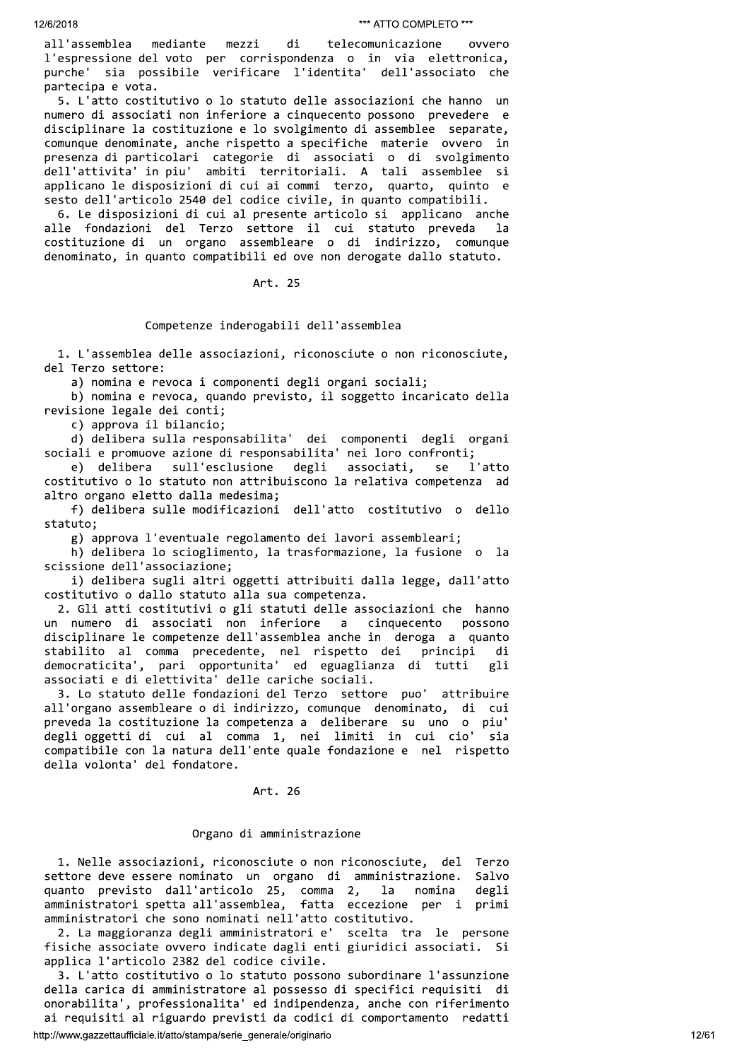all'assemblea mediante mezzi di telecomunicazione ovvero l'espressione del voto per corrispondenza o in via elettronica, purche' sia possibile verificare l'identita' dell'associato che partecipa e vota.

5. L'atto costitutivo o lo statuto delle associazioni che hanno un numero di associati non inferiore a cinquecento possono prevedere e disciplinare la costituzione e lo svolgimento di assemblee separate, comunque denominate, anche rispetto a specifiche materie ovvero in presenza di particolari categorie di associati o di svolgimento dell'attivita' in piu' ambiti territoriali. A tali assemblee si applicano le disposizioni di cui ai commi terzo, quarto, quinto e sesto dell'articolo 2540 del codice civile, in quanto compatibili.

6. Le disposizioni di cui al presente articolo si applicano anche alle fondazioni del Terzo settore il cui statuto preveda la costituzione di un organo assembleare o di indirizzo, comunque denominato, in quanto compatibili ed ove non derogate dallo statuto.

## Art. 25

### Competenze inderogabili dell'assemblea

1. L'assemblea delle associazioni, riconosciute o non riconosciute, del Terzo settore:

a) nomina e revoca i componenti degli organi sociali;

b) nomina e revoca, quando previsto, il soggetto incaricato della revisione legale dei conti;

c) approva il bilancio;

d) delibera sulla responsabilita' dei componenti degli organi sociali e promuove azione di responsabilita' nei loro confronti;

e) delibera sull'esclusione degli associati, se l'atto costitutivo o lo statuto non attribuiscono la relativa competenza ad altro organo eletto dalla medesima;

f) delibera sulle modificazioni dell'atto costitutivo o dello statuto;

g) approva l'eventuale regolamento dei lavori assembleari;

h) delibera lo scioglimento, la trasformazione, la fusione o la scissione dell'associazione;

i) delibera sugli altri oggetti attribuiti dalla legge, dall'atto costitutivo o dallo statuto alla sua competenza.

2. Gli atti costitutivi o gli statuti delle associazioni che hanno un numero di associati non inferiore a cinquecento possono disciplinare le competenze dell'assemblea anche in deroga a quanto stabilito al comma precedente, nel rispetto dei principi di democraticita', pari opportunita' ed eguaglianza di tutti gli associati e di elettivita' delle cariche sociali.

3. Lo statuto delle fondazioni del Terzo settore puo' attribuire all'organo assembleare o di indirizzo, comunque denominato, di cui preveda la costituzione la competenza a deliberare su uno o piu' degli oggetti di cui al comma 1, nei limiti in cui cio' sia compatibile con la natura dell'ente quale fondazione e nel rispetto della volonta' del fondatore.

## Art. 26

### Organo di amministrazione

1. Nelle associazioni, riconosciute o non riconosciute, del Terzo settore deve essere nominato un organo di amministrazione. Salvo quanto previsto dall'articolo 25, comma 2, la nomina degli amministratori spetta all'assemblea, fatta eccezione per i primi amministratori che sono nominati nell'atto costitutivo.

2. La maggioranza degli amministratori e' scelta tra le persone fisiche associate ovvero indicate dagli enti giuridici associati. Si applica l'articolo 2382 del codice civile.

3. L'atto costitutivo o lo statuto possono subordinare l'assunzione della carica di amministratore al possesso di specifici requisiti di onorabilita', professionalita' ed indipendenza, anche con riferimento ai requisiti al riguardo previsti da codici di comportamento redatti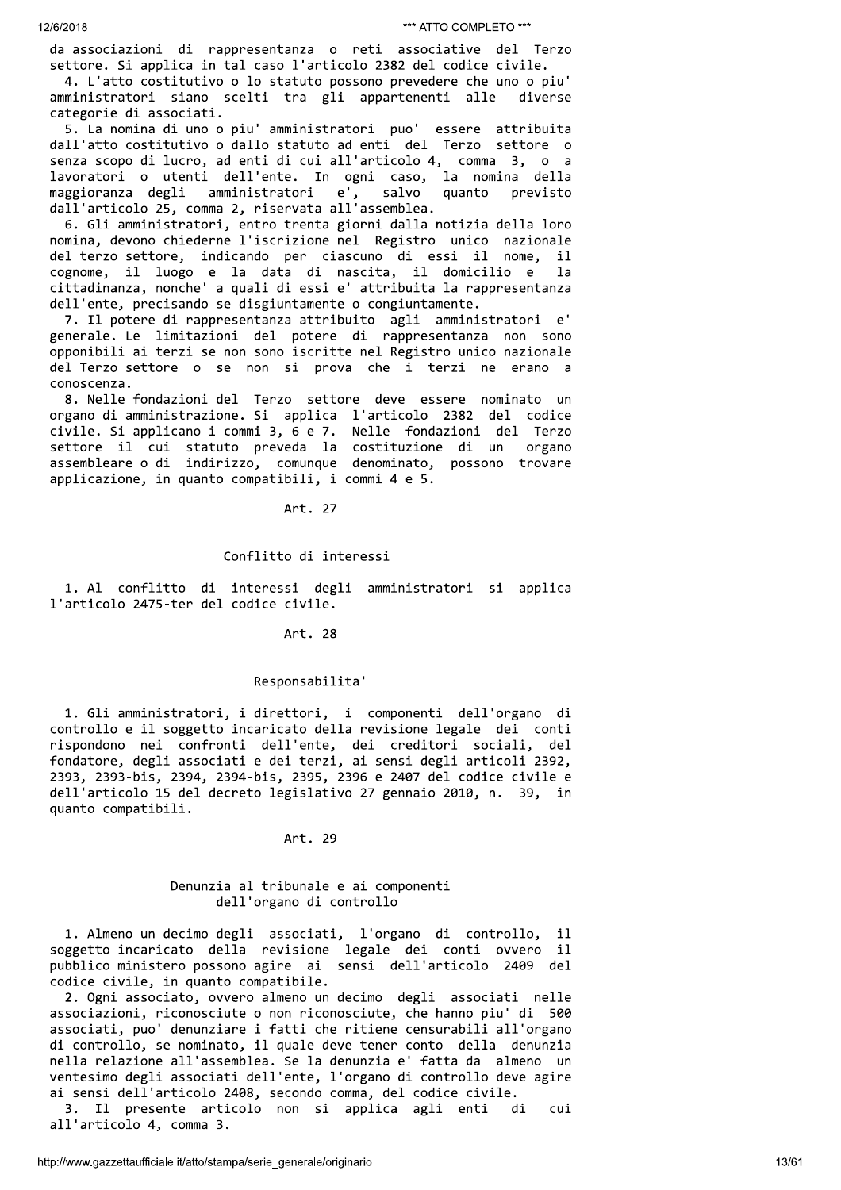da associazioni di rappresentanza o reti associative del Terzo settore. Si applica in tal caso l'articolo 2382 del codice civile.

4. L'atto costitutivo o lo statuto possono prevedere che uno o piu' amministratori siano scelti tra gli appartenenti alle diverse categorie di associati.

5. La nomina di uno o piu' amministratori puo' essere attribuita dall'atto costitutivo o dallo statuto ad enti del Terzo settore o senza scopo di lucro, ad enti di cui all'articolo 4, comma 3, o a lavoratori o utenti dell'ente. In ogni caso, la nomina della maggioranza degli amministratori e', salvo quanto previsto dall'articolo 25, comma 2, riservata all'assemblea.

6. Gli amministratori, entro trenta giorni dalla notizia della loro nomina, devono chiederne l'iscrizione nel Registro unico nazionale del terzo settore, indicando per ciascuno di essi il nome, il cognome, il luogo e la data di nascita, il domicilio e la cittadinanza, nonche' a quali di essi e' attribuita la rappresentanza dell'ente, precisando se disgiuntamente o congiuntamente.

7. Il potere di rappresentanza attribuito agli amministratori e' generale. Le limitazioni del potere di rappresentanza non sono opponibili ai terzi se non sono iscritte nel Registro unico nazionale del Terzo settore o se non si prova che i terzi ne erano a conoscenza.

8. Nelle fondazioni del Terzo settore deve essere nominato un organo di amministrazione. Si applica l'articolo 2382 del codice civile. Si applicano i commi 3, 6 e 7. Nelle fondazioni del Terzo settore il cui statuto preveda la costituzione di un organo assembleare o di indirizzo, comunque denominato, possono trovare applicazione, in quanto compatibili, i commi 4 e 5.

Art. 27

Conflitto di interessi

1. Al conflitto di interessi degli amministratori si applica l'articolo 2475-ter del codice civile.

Art. 28

Responsabilita'

1. Gli amministratori, i direttori, i componenti dell'organo di controllo e il soggetto incaricato della revisione legale dei conti rispondono nei confronti dell'ente, dei creditori sociali, del fondatore, degli associati e dei terzi, ai sensi degli articoli 2392, 2393, 2393-bis, 2394, 2394-bis, 2395, 2396 e 2407 del codice civile e dell'articolo 15 del decreto legislativo 27 gennaio 2010, n. 39, in quanto compatibili.

Art. 29

Denunzia al tribunale e ai componenti dell'organo di controllo

1. Almeno un decimo degli associati, l'organo di controllo, il soggetto incaricato della revisione legale dei conti ovvero il pubblico ministero possono agire ai sensi dell'articolo 2409 del codice civile, in quanto compatibile.

2. Ogni associato, ovvero almeno un decimo degli associati nelle associazioni, riconosciute o non riconosciute, che hanno piu' di 500 associati, puo' denunziare i fatti che ritiene censurabili all'organo di controllo, se nominato, il quale deve tener conto della denunzia nella relazione all'assemblea. Se la denunzia e' fatta da almeno un ventesimo degli associati dell'ente, l'organo di controllo deve agire ai sensi dell'articolo 2408, secondo comma, del codice civile.

3. Il presente articolo non si applica agli enti di cui all'articolo 4, comma 3.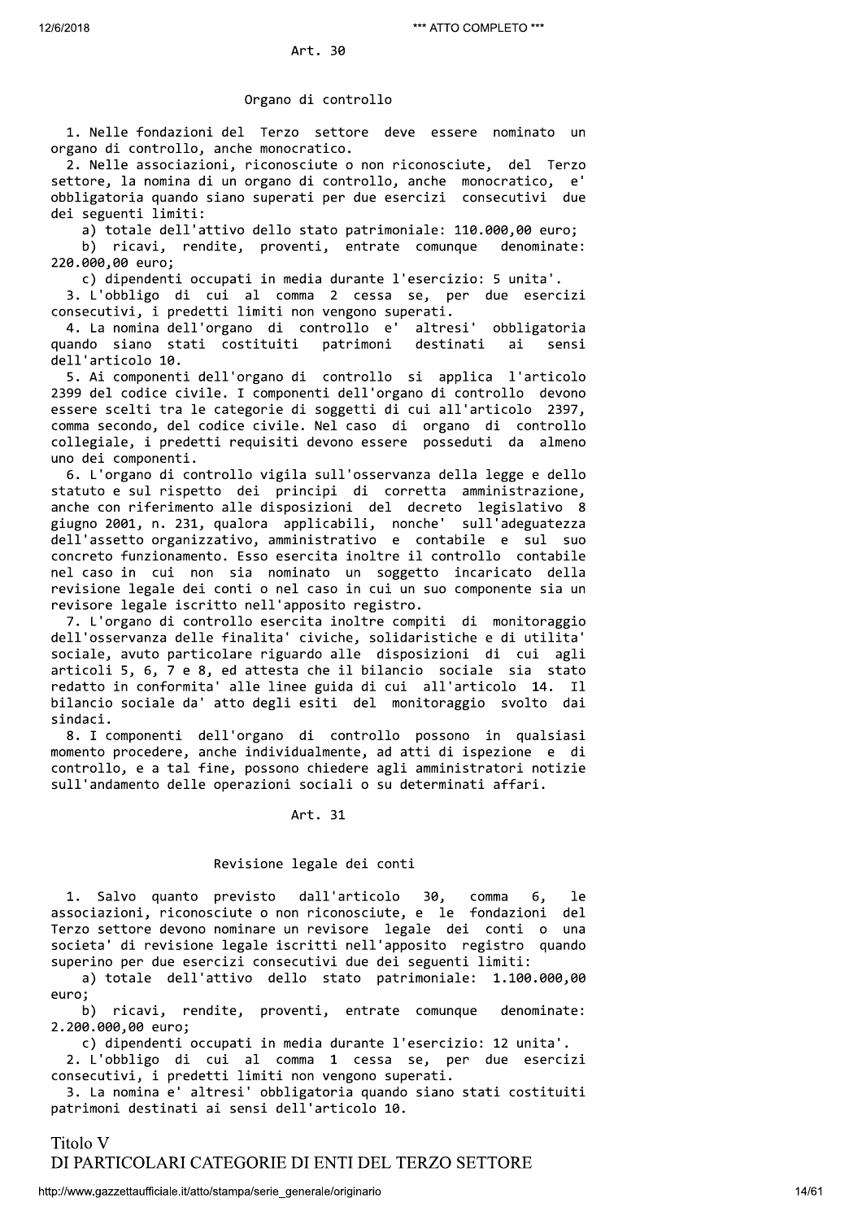### Art. 30

### Organo di controllo

1. Nelle fondazioni del Terzo settore deve essere nominato un organo di controllo, anche monocratico.

2. Nelle associazioni, riconosciute o non riconosciute, del Terzo settore, la nomina di un organo di controllo, anche monocratico, e' obbligatoria quando siano superati per due esercizi consecutivi due dei seguenti limiti:

a) totale dell'attivo dello stato patrimoniale: 110.000,00 euro;

b) ricavi, rendite, proventi, entrate comunque denominate: 220.000,00 euro;

c) dipendenti occupati in media durante l'esercizio: 5 unita'.

3. L'obbligo di cui al comma 2 cessa se, per due esercizi consecutivi, i predetti limiti non vengono superati.

4. La nomina dell'organo di controllo e' altresi' obbligatoria quando siano stati costituiti patrimoni destinati ai sensi dell'articolo 10.

5. Ai componenti dell'organo di controllo si applica l'articolo 2399 del codice civile. I componenti dell'organo di controllo devono essere scelti tra le categorie di soggetti di cui all'articolo 2397, comma secondo, del codice civile. Nel caso di organo di controllo collegiale, i predetti requisiti devono essere posseduti da almeno uno dei componenti.

6. L'organo di controllo vigila sull'osservanza della legge e dello statuto e sul rispetto dei principi di corretta amministrazione, anche con riferimento alle disposizioni del decreto legislativo 8 giugno 2001, n. 231, qualora applicabili, nonche' sull'adeguatezza dell'assetto organizzativo, amministrativo e contabile e sul suo concreto funzionamento. Esso esercita inoltre il controllo contabile nel caso in cui non sia nominato un soggetto incaricato della revisione legale dei conti o nel caso in cui un suo componente sia un revisore legale iscritto nell'apposito registro.

7. L'organo di controllo esercita inoltre compiti di monitoraggio dell'osservanza delle finalita' civiche, solidaristiche e di utilita' sociale, avuto particolare riguardo alle disposizioni di cui agli articoli 5, 6, 7 e 8, ed attesta che il bilancio sociale sia stato redatto in conformita' alle linee guida di cui all'articolo 14. Il bilancio sociale da' atto degli esiti del monitoraggio svolto dai sindaci.

8. I componenti dell'organo di controllo possono in qualsiasi momento procedere, anche individualmente, ad atti di ispezione e di controllo, e a tal fine, possono chiedere agli amministratori notizie sull'andamento delle operazioni sociali o su determinati affari.

### Art. 31

### Revisione legale dei conti

1. Salvo quanto previsto dall'articolo 30, comma 6, le associazioni, riconosciute o non riconosciute, e le fondazioni del Terzo settore devono nominare un revisore legale dei conti o una societa' di revisione legale iscritti nell'apposito registro quando superino per due esercizi consecutivi due dei seguenti limiti:

a) totale dell'attivo dello stato patrimoniale: 1.100.000,00 euro;

b) ricavi, rendite, proventi, entrate comunque denominate: 2.200.000,00 euro;

c) dipendenti occupati in media durante l'esercizio: 12 unita'.

2. L'obbligo di cui al comma 1 cessa se, per due esercizi consecutivi, i predetti limiti non vengono superati.

3. La nomina e' altresi' obbligatoria quando siano stati costituiti patrimoni destinati ai sensi dell'articolo 10.

## Titolo V
## DI PARTICOLARI CATEGORIE DI ENTI DEL TERZO SETTORE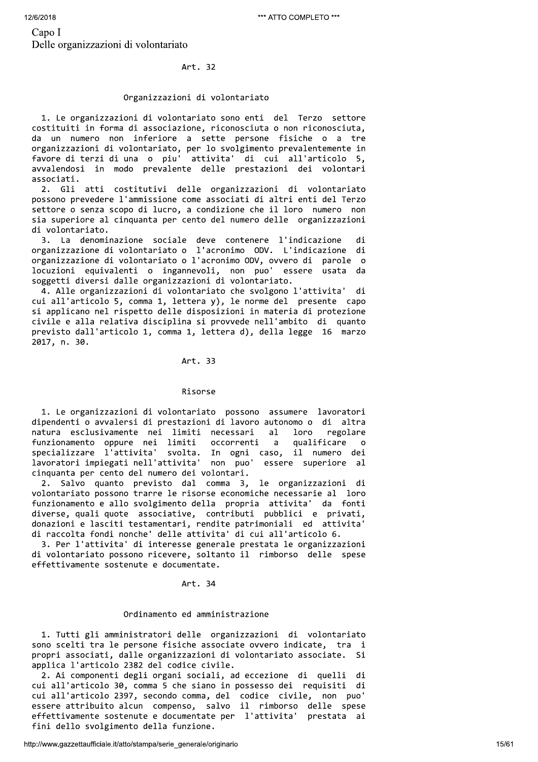## Capo I
## Delle organizzazioni di volontariato

### Art. 32

#### Organizzazioni di volontariato

1. Le organizzazioni di volontariato sono enti del Terzo settore costituiti in forma di associazione, riconosciuta o non riconosciuta, da un numero non inferiore a sette persone fisiche o a tre organizzazioni di volontariato, per lo svolgimento prevalentemente in favore di terzi di una o piu' attivita' di cui all'articolo 5, avvalendosi in modo prevalente delle prestazioni dei volontari associati.

2. Gli atti costitutivi delle organizzazioni di volontariato possono prevedere l'ammissione come associati di altri enti del Terzo settore o senza scopo di lucro, a condizione che il loro numero non sia superiore al cinquanta per cento del numero delle organizzazioni di volontariato.

3. La denominazione sociale deve contenere l'indicazione di organizzazione di volontariato o l'acronimo ODV. L'indicazione di organizzazione di volontariato o l'acronimo ODV, ovvero di parole o locuzioni equivalenti o ingannevoli, non puo' essere usata da soggetti diversi dalle organizzazioni di volontariato.

4. Alle organizzazioni di volontariato che svolgono l'attivita' di cui all'articolo 5, comma 1, lettera y), le norme del presente capo si applicano nel rispetto delle disposizioni in materia di protezione civile e alla relativa disciplina si provvede nell'ambito di quanto previsto dall'articolo 1, comma 1, lettera d), della legge 16 marzo 2017, n. 30.

### Art. 33

#### Risorse

1. Le organizzazioni di volontariato possono assumere lavoratori dipendenti o avvalersi di prestazioni di lavoro autonomo o di altra natura esclusivamente nei limiti necessari al loro regolare funzionamento oppure nei limiti occorrenti a qualificare o specializzare l'attivita' svolta. In ogni caso, il numero dei lavoratori impiegati nell'attivita' non puo' essere superiore al cinquanta per cento del numero dei volontari.

2. Salvo quanto previsto dal comma 3, le organizzazioni di volontariato possono trarre le risorse economiche necessarie al loro funzionamento e allo svolgimento della propria attivita' da fonti diverse, quali quote associative, contributi pubblici e privati, donazioni e lasciti testamentari, rendite patrimoniali ed attivita' di raccolta fondi nonche' delle attivita' di cui all'articolo 6.

3. Per l'attivita' di interesse generale prestata le organizzazioni di volontariato possono ricevere, soltanto il rimborso delle spese effettivamente sostenute e documentate.

### Art. 34

#### Ordinamento ed amministrazione

1. Tutti gli amministratori delle organizzazioni di volontariato sono scelti tra le persone fisiche associate ovvero indicate, tra i propri associati, dalle organizzazioni di volontariato associate. Si applica l'articolo 2382 del codice civile.

2. Ai componenti degli organi sociali, ad eccezione di quelli di cui all'articolo 30, comma 5 che siano in possesso dei requisiti di cui all'articolo 2397, secondo comma, del codice civile, non puo' essere attribuito alcun compenso, salvo il rimborso delle spese effettivamente sostenute e documentate per l'attivita' prestata ai fini dello svolgimento della funzione.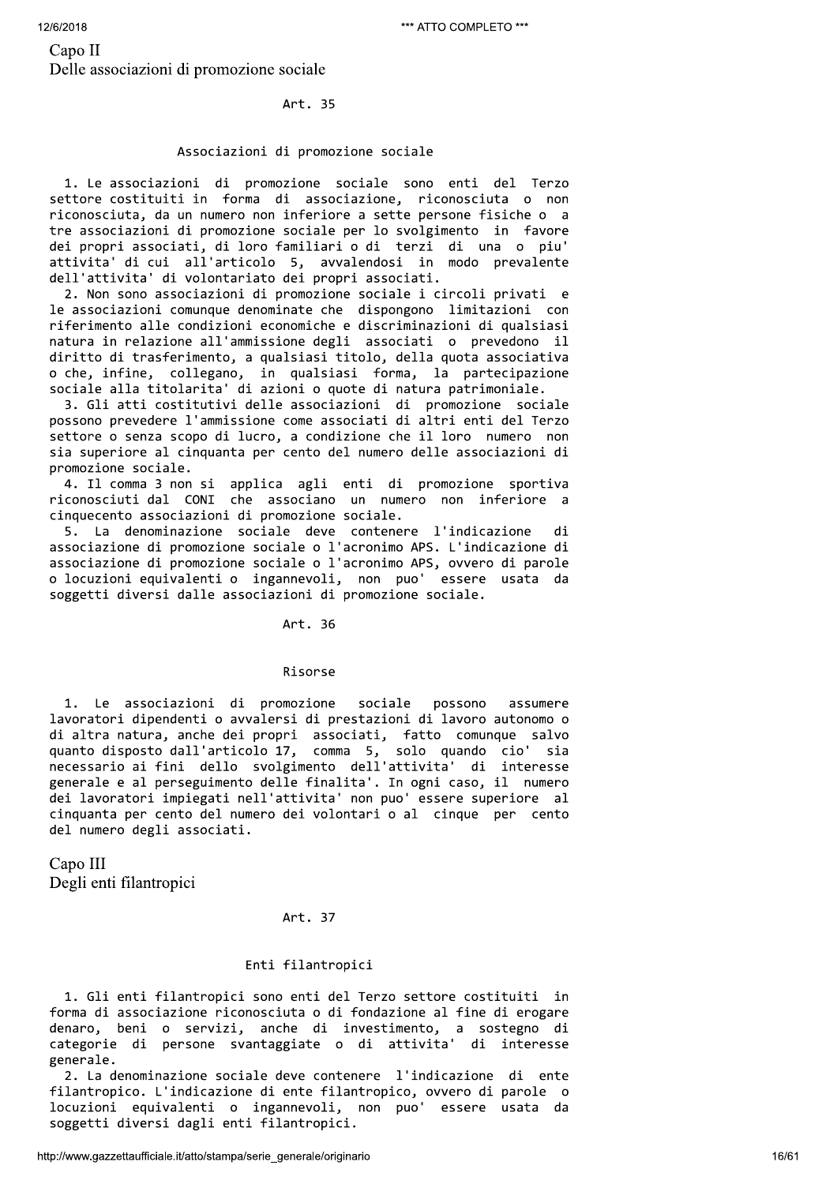## Capo II
## Delle associazioni di promozione sociale

### Art. 35

**Associazioni di promozione sociale**

1. Le associazioni di promozione sociale sono enti del Terzo settore costituiti in forma di associazione, riconosciuta o non riconosciuta, da un numero non inferiore a sette persone fisiche o a tre associazioni di promozione sociale per lo svolgimento in favore dei propri associati, di loro familiari o di terzi di una o piu' attivita' di cui all'articolo 5, avvalendosi in modo prevalente dell'attivita' di volontariato dei propri associati.

2. Non sono associazioni di promozione sociale i circoli privati e le associazioni comunque denominate che dispongono limitazioni con riferimento alle condizioni economiche e discriminazioni di qualsiasi natura in relazione all'ammissione degli associati o prevedono il diritto di trasferimento, a qualsiasi titolo, della quota associativa o che, infine, collegano, in qualsiasi forma, la partecipazione sociale alla titolarita' di azioni o quote di natura patrimoniale.

3. Gli atti costitutivi delle associazioni di promozione sociale possono prevedere l'ammissione come associati di altri enti del Terzo settore o senza scopo di lucro, a condizione che il loro numero non sia superiore al cinquanta per cento del numero delle associazioni di promozione sociale.

4. Il comma 3 non si applica agli enti di promozione sportiva riconosciuti dal CONI che associano un numero non inferiore a cinquecento associazioni di promozione sociale.

5. La denominazione sociale deve contenere l'indicazione di associazione di promozione sociale o l'acronimo APS. L'indicazione di associazione di promozione sociale o l'acronimo APS, ovvero di parole o locuzioni equivalenti o ingannevoli, non puo' essere usata da soggetti diversi dalle associazioni di promozione sociale.

### Art. 36

**Risorse**

1. Le associazioni di promozione sociale possono assumere lavoratori dipendenti o avvalersi di prestazioni di lavoro autonomo o di altra natura, anche dei propri associati, fatto comunque salvo quanto disposto dall'articolo 17, comma 5, solo quando cio' sia necessario ai fini dello svolgimento dell'attivita' di interesse generale e al perseguimento delle finalita'. In ogni caso, il numero dei lavoratori impiegati nell'attivita' non puo' essere superiore al cinquanta per cento del numero dei volontari o al cinque per cento del numero degli associati.

## Capo III
## Degli enti filantropici

### Art. 37

**Enti filantropici**

1. Gli enti filantropici sono enti del Terzo settore costituiti in forma di associazione riconosciuta o di fondazione al fine di erogare denaro, beni o servizi, anche di investimento, a sostegno di categorie di persone svantaggiate o di attivita' di interesse generale.

2. La denominazione sociale deve contenere l'indicazione di ente filantropico. L'indicazione di ente filantropico, ovvero di parole o locuzioni equivalenti o ingannevoli, non puo' essere usata da soggetti diversi dagli enti filantropici.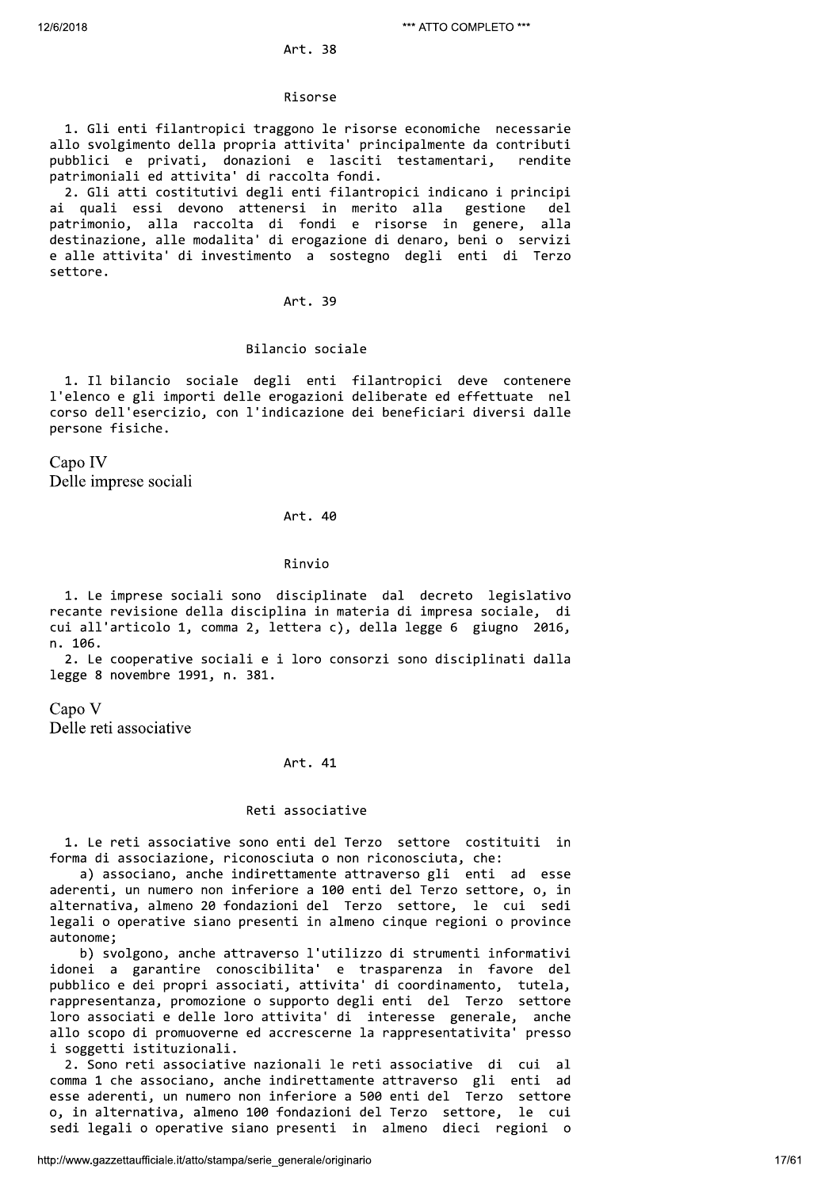Art. 38

Risorse

1. Gli enti filantropici traggono le risorse economiche necessarie allo svolgimento della propria attivita' principalmente da contributi pubblici e privati, donazioni e lasciti testamentari, rendite patrimoniali ed attivita' di raccolta fondi.

2. Gli atti costitutivi degli enti filantropici indicano i principi ai quali essi devono attenersi in merito alla gestione del patrimonio, alla raccolta di fondi e risorse in genere, alla destinazione, alle modalita' di erogazione di denaro, beni o servizi e alle attivita' di investimento a sostegno degli enti di Terzo settore.

Art. 39

Bilancio sociale

1. Il bilancio sociale degli enti filantropici deve contenere l'elenco e gli importi delle erogazioni deliberate ed effettuate nel corso dell'esercizio, con l'indicazione dei beneficiari diversi dalle persone fisiche.

## Capo IV
## Delle imprese sociali

Art. 40

Rinvio

1. Le imprese sociali sono disciplinate dal decreto legislativo recante revisione della disciplina in materia di impresa sociale, di cui all'articolo 1, comma 2, lettera c), della legge 6 giugno 2016, n. 106.

2. Le cooperative sociali e i loro consorzi sono disciplinati dalla legge 8 novembre 1991, n. 381.

## Capo V
## Delle reti associative

Art. 41

Reti associative

1. Le reti associative sono enti del Terzo settore costituiti in forma di associazione, riconosciuta o non riconosciuta, che:

a) associano, anche indirettamente attraverso gli enti ad esse aderenti, un numero non inferiore a 100 enti del Terzo settore, o, in alternativa, almeno 20 fondazioni del Terzo settore, le cui sedi legali o operative siano presenti in almeno cinque regioni o province autonome;

b) svolgono, anche attraverso l'utilizzo di strumenti informativi idonei a garantire conoscibilita' e trasparenza in favore del pubblico e dei propri associati, attivita' di coordinamento, tutela, rappresentanza, promozione o supporto degli enti del Terzo settore loro associati e delle loro attivita' di interesse generale, anche allo scopo di promuoverne ed accrescerne la rappresentativita' presso i soggetti istituzionali.

2. Sono reti associative nazionali le reti associative di cui al comma 1 che associano, anche indirettamente attraverso gli enti ad esse aderenti, un numero non inferiore a 500 enti del Terzo settore o, in alternativa, almeno 100 fondazioni del Terzo settore, le cui sedi legali o operative siano presenti in almeno dieci regioni o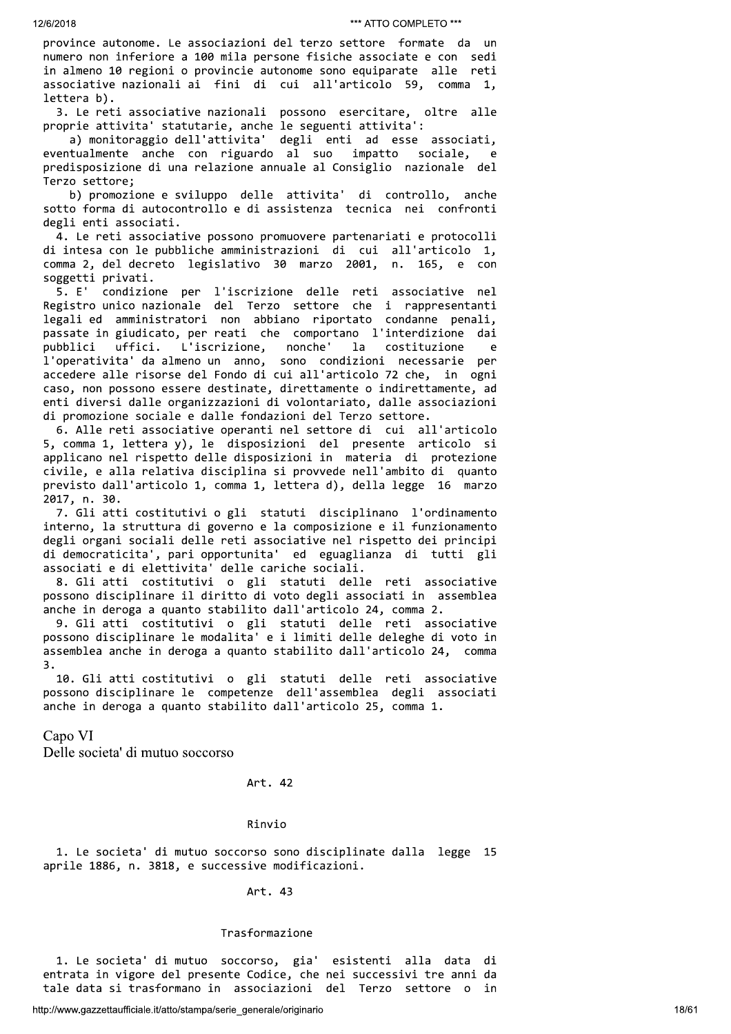province autonome. Le associazioni del terzo settore formate da un numero non inferiore a 100 mila persone fisiche associate e con sedi in almeno 10 regioni o provincie autonome sono equiparate alle reti associative nazionali ai fini di cui all'articolo 59, comma 1, lettera b).

3. Le reti associative nazionali possono esercitare, oltre alle proprie attivita' statutarie, anche le seguenti attivita':

a) monitoraggio dell'attivita' degli enti ad esse associati, eventualmente anche con riguardo al suo impatto sociale, e predisposizione di una relazione annuale al Consiglio nazionale del Terzo settore;

b) promozione e sviluppo delle attivita' di controllo, anche sotto forma di autocontrollo e di assistenza tecnica nei confronti degli enti associati.

4. Le reti associative possono promuovere partenariati e protocolli di intesa con le pubbliche amministrazioni di cui all'articolo 1, comma 2, del decreto legislativo 30 marzo 2001, n. 165, e con soggetti privati.

5. E' condizione per l'iscrizione delle reti associative nel Registro unico nazionale del Terzo settore che i rappresentanti legali ed amministratori non abbiano riportato condanne penali, passate in giudicato, per reati che comportano l'interdizione dai pubblici uffici. L'iscrizione, nonche' la costituzione e l'operativita' da almeno un anno, sono condizioni necessarie per accedere alle risorse del Fondo di cui all'articolo 72 che, in ogni caso, non possono essere destinate, direttamente o indirettamente, ad enti diversi dalle organizzazioni di volontariato, dalle associazioni di promozione sociale e dalle fondazioni del Terzo settore.

6. Alle reti associative operanti nel settore di cui all'articolo 5, comma 1, lettera y), le disposizioni del presente articolo si applicano nel rispetto delle disposizioni in materia di protezione civile, e alla relativa disciplina si provvede nell'ambito di quanto previsto dall'articolo 1, comma 1, lettera d), della legge 16 marzo 2017, n. 30.

7. Gli atti costitutivi o gli statuti disciplinano l'ordinamento interno, la struttura di governo e la composizione e il funzionamento degli organi sociali delle reti associative nel rispetto dei principi di democraticita', pari opportunita' ed eguaglianza di tutti gli associati e di elettivita' delle cariche sociali.

8. Gli atti costitutivi o gli statuti delle reti associative possono disciplinare il diritto di voto degli associati in assemblea anche in deroga a quanto stabilito dall'articolo 24, comma 2.

9. Gli atti costitutivi o gli statuti delle reti associative possono disciplinare le modalita' e i limiti delle deleghe di voto in assemblea anche in deroga a quanto stabilito dall'articolo 24, comma 3.

10. Gli atti costitutivi o gli statuti delle reti associative possono disciplinare le competenze dell'assemblea degli associati anche in deroga a quanto stabilito dall'articolo 25, comma 1.

## Capo VI
## Delle societa' di mutuo soccorso

### Art. 42

#### Rinvio

1. Le societa' di mutuo soccorso sono disciplinate dalla legge 15 aprile 1886, n. 3818, e successive modificazioni.

### Art. 43

#### Trasformazione

1. Le societa' di mutuo soccorso, gia' esistenti alla data di entrata in vigore del presente Codice, che nei successivi tre anni da tale data si trasformano in associazioni del Terzo settore o in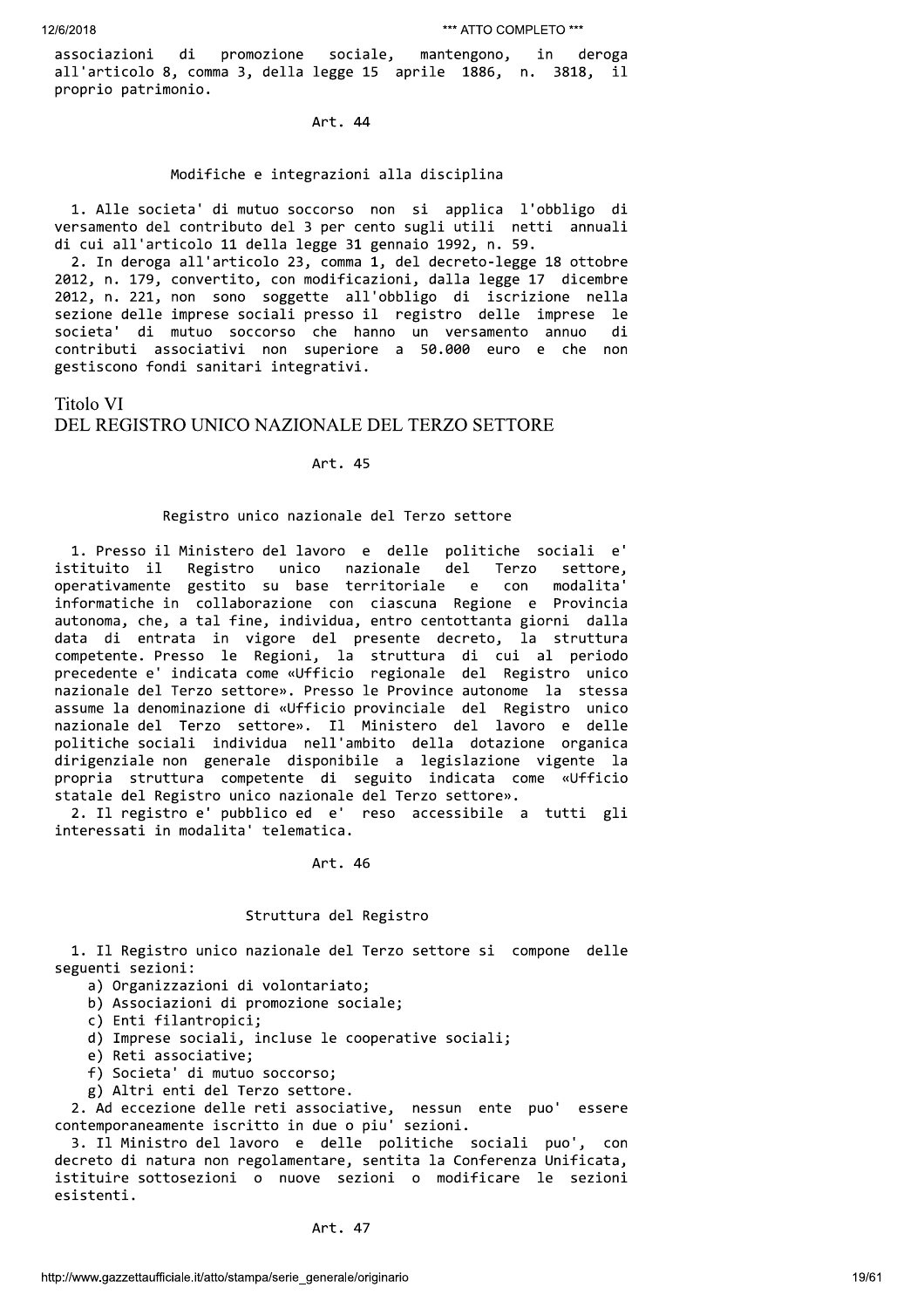associazioni di promozione sociale, mantengono, in deroga all'articolo 8, comma 3, della legge 15 aprile 1886, n. 3818, il proprio patrimonio.

Art. 44

Modifiche e integrazioni alla disciplina

1. Alle societa' di mutuo soccorso non si applica l'obbligo di versamento del contributo del 3 per cento sugli utili netti annuali di cui all'articolo 11 della legge 31 gennaio 1992, n. 59.

2. In deroga all'articolo 23, comma 1, del decreto-legge 18 ottobre 2012, n. 179, convertito, con modificazioni, dalla legge 17 dicembre 2012, n. 221, non sono soggette all'obbligo di iscrizione nella sezione delle imprese sociali presso il registro delle imprese le societa' di mutuo soccorso che hanno un versamento annuo di contributi associativi non superiore a 50.000 euro e che non gestiscono fondi sanitari integrativi.

## Titolo VI
## DEL REGISTRO UNICO NAZIONALE DEL TERZO SETTORE

Art. 45

Registro unico nazionale del Terzo settore

1. Presso il Ministero del lavoro e delle politiche sociali e' istituito il Registro unico nazionale del Terzo settore, operativamente gestito su base territoriale e con modalita' informatiche in collaborazione con ciascuna Regione e Provincia autonoma, che, a tal fine, individua, entro centottanta giorni dalla data di entrata in vigore del presente decreto, la struttura competente. Presso le Regioni, la struttura di cui al periodo precedente e' indicata come «Ufficio regionale del Registro unico nazionale del Terzo settore». Presso le Province autonome la stessa assume la denominazione di «Ufficio provinciale del Registro unico nazionale del Terzo settore». Il Ministero del lavoro e delle politiche sociali individua nell'ambito della dotazione organica dirigenziale non generale disponibile a legislazione vigente la propria struttura competente di seguito indicata come «Ufficio statale del Registro unico nazionale del Terzo settore».

2. Il registro e' pubblico ed e' reso accessibile a tutti gli interessati in modalita' telematica.

Art. 46

Struttura del Registro

1. Il Registro unico nazionale del Terzo settore si compone delle seguenti sezioni:

a) Organizzazioni di volontariato;
b) Associazioni di promozione sociale;
c) Enti filantropici;
d) Imprese sociali, incluse le cooperative sociali;
e) Reti associative;
f) Societa' di mutuo soccorso;
g) Altri enti del Terzo settore.

2. Ad eccezione delle reti associative, nessun ente puo' essere contemporaneamente iscritto in due o piu' sezioni.

3. Il Ministro del lavoro e delle politiche sociali puo', con decreto di natura non regolamentare, sentita la Conferenza Unificata, istituire sottosezioni o nuove sezioni o modificare le sezioni esistenti.

Art. 47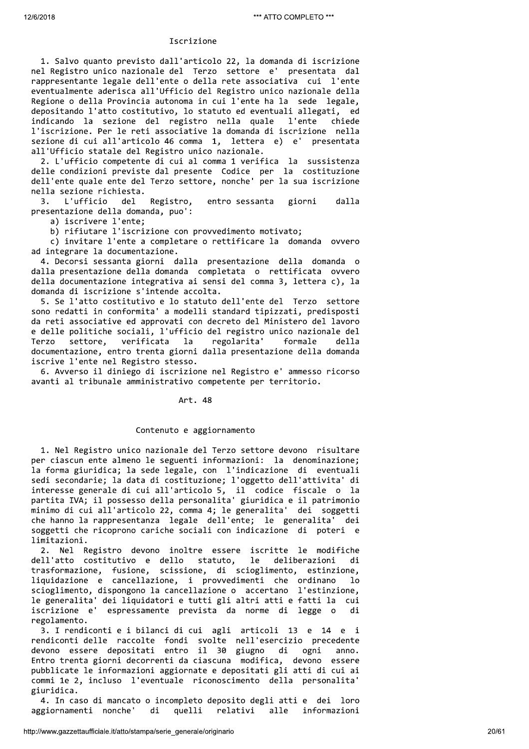### Iscrizione

1. Salvo quanto previsto dall'articolo 22, la domanda di iscrizione nel Registro unico nazionale del Terzo settore e' presentata dal rappresentante legale dell'ente o della rete associativa cui l'ente eventualmente aderisca all'Ufficio del Registro unico nazionale della Regione o della Provincia autonoma in cui l'ente ha la sede legale, depositando l'atto costitutivo, lo statuto ed eventuali allegati, ed indicando la sezione del registro nella quale l'ente chiede l'iscrizione. Per le reti associative la domanda di iscrizione nella sezione di cui all'articolo 46 comma 1, lettera e) e' presentata all'Ufficio statale del Registro unico nazionale.

2. L'ufficio competente di cui al comma 1 verifica la sussistenza delle condizioni previste dal presente Codice per la costituzione dell'ente quale ente del Terzo settore, nonche' per la sua iscrizione nella sezione richiesta.

3. L'ufficio del Registro, entro sessanta giorni dalla presentazione della domanda, puo':

a) iscrivere l'ente;

b) rifiutare l'iscrizione con provvedimento motivato;

c) invitare l'ente a completare o rettificare la domanda ovvero ad integrare la documentazione.

4. Decorsi sessanta giorni dalla presentazione della domanda o dalla presentazione della domanda completata o rettificata ovvero della documentazione integrativa ai sensi del comma 3, lettera c), la domanda di iscrizione s'intende accolta.

5. Se l'atto costitutivo e lo statuto dell'ente del Terzo settore sono redatti in conformita' a modelli standard tipizzati, predisposti da reti associative ed approvati con decreto del Ministero del lavoro e delle politiche sociali, l'ufficio del registro unico nazionale del Terzo settore, verificata la regolarita' formale della documentazione, entro trenta giorni dalla presentazione della domanda iscrive l'ente nel Registro stesso.

6. Avverso il diniego di iscrizione nel Registro e' ammesso ricorso avanti al tribunale amministrativo competente per territorio.

## Art. 48

### Contenuto e aggiornamento

1. Nel Registro unico nazionale del Terzo settore devono risultare per ciascun ente almeno le seguenti informazioni: la denominazione; la forma giuridica; la sede legale, con l'indicazione di eventuali sedi secondarie; la data di costituzione; l'oggetto dell'attivita' di interesse generale di cui all'articolo 5, il codice fiscale o la partita IVA; il possesso della personalita' giuridica e il patrimonio minimo di cui all'articolo 22, comma 4; le generalita' dei soggetti che hanno la rappresentanza legale dell'ente; le generalita' dei soggetti che ricoprono cariche sociali con indicazione di poteri e limitazioni.

2. Nel Registro devono inoltre essere iscritte le modifiche dell'atto costitutivo e dello statuto, le deliberazioni di trasformazione, fusione, scissione, di scioglimento, estinzione, liquidazione e cancellazione, i provvedimenti che ordinano lo scioglimento, dispongono la cancellazione o accertano l'estinzione, le generalita' dei liquidatori e tutti gli altri atti e fatti la cui iscrizione e' espressamente prevista da norme di legge o di regolamento.

3. I rendiconti e i bilanci di cui agli articoli 13 e 14 e i rendiconti delle raccolte fondi svolte nell'esercizio precedente devono essere depositati entro il 30 giugno di ogni anno. Entro trenta giorni decorrenti da ciascuna modifica, devono essere pubblicate le informazioni aggiornate e depositati gli atti di cui ai commi 1e 2, incluso l'eventuale riconoscimento della personalita' giuridica.

4. In caso di mancato o incompleto deposito degli atti e dei loro aggiornamenti nonche' di quelli relativi alle informazioni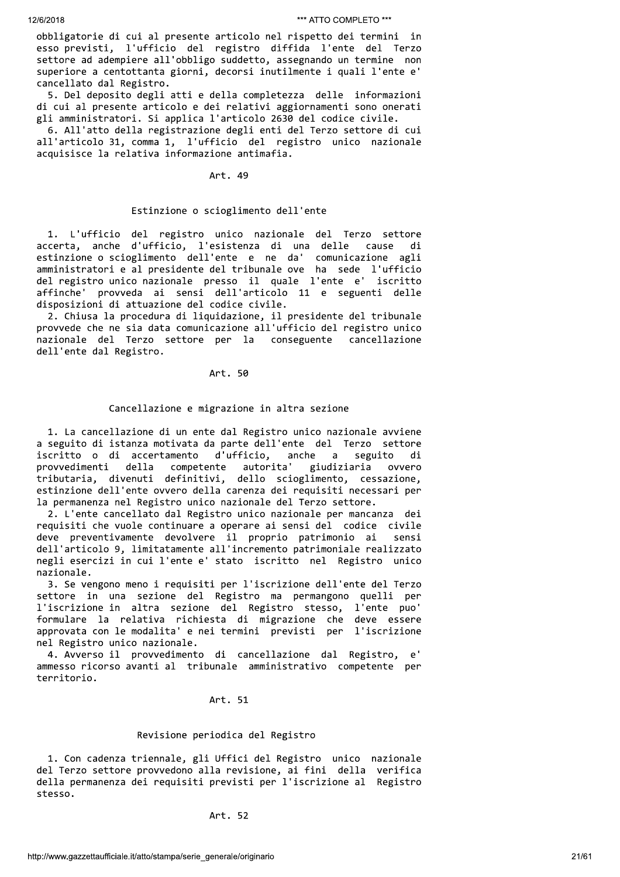obbligatorie di cui al presente articolo nel rispetto dei termini in esso previsti, l'ufficio del registro diffida l'ente del Terzo settore ad adempiere all'obbligo suddetto, assegnando un termine non superiore a centottanta giorni, decorsi inutilmente i quali l'ente e' cancellato dal Registro.

5. Del deposito degli atti e della completezza delle informazioni di cui al presente articolo e dei relativi aggiornamenti sono onerati gli amministratori. Si applica l'articolo 2630 del codice civile.

6. All'atto della registrazione degli enti del Terzo settore di cui all'articolo 31, comma 1, l'ufficio del registro unico nazionale acquisisce la relativa informazione antimafia.

Art. 49

Estinzione o scioglimento dell'ente

1. L'ufficio del registro unico nazionale del Terzo settore accerta, anche d'ufficio, l'esistenza di una delle cause di estinzione o scioglimento dell'ente e ne da' comunicazione agli amministratori e al presidente del tribunale ove ha sede l'ufficio del registro unico nazionale presso il quale l'ente e' iscritto affinche' provveda ai sensi dell'articolo 11 e seguenti delle disposizioni di attuazione del codice civile.

2. Chiusa la procedura di liquidazione, il presidente del tribunale provvede che ne sia data comunicazione all'ufficio del registro unico nazionale del Terzo settore per la conseguente cancellazione dell'ente dal Registro.

Art. 50

Cancellazione e migrazione in altra sezione

1. La cancellazione di un ente dal Registro unico nazionale avviene a seguito di istanza motivata da parte dell'ente del Terzo settore iscritto o di accertamento d'ufficio, anche a seguito di provvedimenti della competente autorita' giudiziaria ovvero tributaria, divenuti definitivi, dello scioglimento, cessazione, estinzione dell'ente ovvero della carenza dei requisiti necessari per la permanenza nel Registro unico nazionale del Terzo settore.

2. L'ente cancellato dal Registro unico nazionale per mancanza dei requisiti che vuole continuare a operare ai sensi del codice civile deve preventivamente devolvere il proprio patrimonio ai sensi dell'articolo 9, limitatamente all'incremento patrimoniale realizzato negli esercizi in cui l'ente e' stato iscritto nel Registro unico nazionale.

3. Se vengono meno i requisiti per l'iscrizione dell'ente del Terzo settore in una sezione del Registro ma permangono quelli per l'iscrizione in altra sezione del Registro stesso, l'ente puo' formulare la relativa richiesta di migrazione che deve essere approvata con le modalita' e nei termini previsti per l'iscrizione nel Registro unico nazionale.

4. Avverso il provvedimento di cancellazione dal Registro, e' ammesso ricorso avanti al tribunale amministrativo competente per territorio.

Art. 51

Revisione periodica del Registro

1. Con cadenza triennale, gli Uffici del Registro unico nazionale del Terzo settore provvedono alla revisione, ai fini della verifica della permanenza dei requisiti previsti per l'iscrizione al Registro stesso.

Art. 52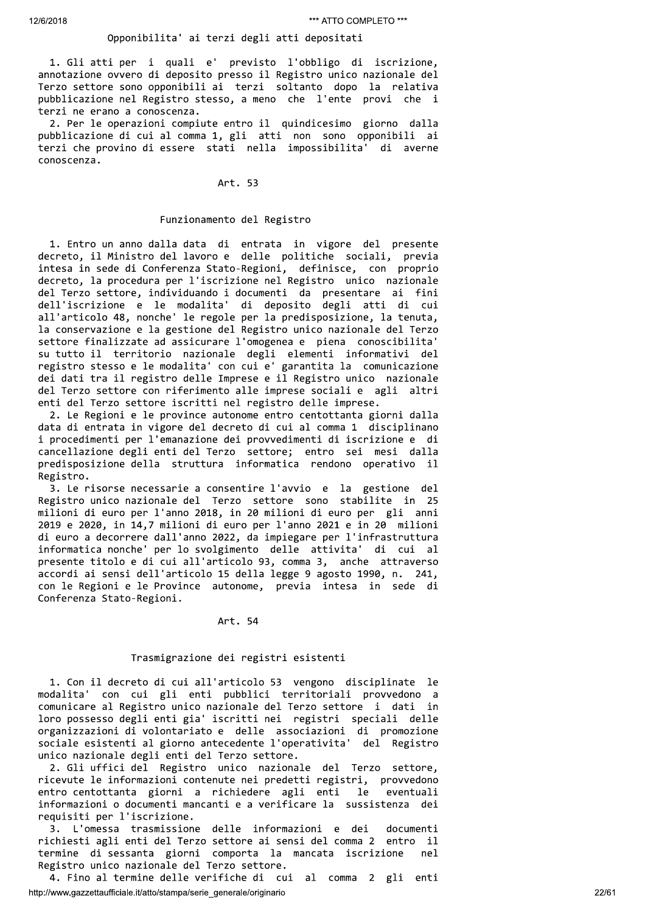### Opponibilita' ai terzi degli atti depositati

1. Gli atti per i quali e' previsto l'obbligo di iscrizione, annotazione ovvero di deposito presso il Registro unico nazionale del Terzo settore sono opponibili ai terzi soltanto dopo la relativa pubblicazione nel Registro stesso, a meno che l'ente provi che i terzi ne erano a conoscenza.

2. Per le operazioni compiute entro il quindicesimo giorno dalla pubblicazione di cui al comma 1, gli atti non sono opponibili ai terzi che provino di essere stati nella impossibilita' di averne conoscenza.

## Art. 53

### Funzionamento del Registro

1. Entro un anno dalla data di entrata in vigore del presente decreto, il Ministro del lavoro e delle politiche sociali, previa intesa in sede di Conferenza Stato-Regioni, definisce, con proprio decreto, la procedura per l'iscrizione nel Registro unico nazionale del Terzo settore, individuando i documenti da presentare ai fini dell'iscrizione e le modalita' di deposito degli atti di cui all'articolo 48, nonche' le regole per la predisposizione, la tenuta, la conservazione e la gestione del Registro unico nazionale del Terzo settore finalizzate ad assicurare l'omogenea e piena conoscibilita' su tutto il territorio nazionale degli elementi informativi del registro stesso e le modalita' con cui e' garantita la comunicazione dei dati tra il registro delle Imprese e il Registro unico nazionale del Terzo settore con riferimento alle imprese sociali e agli altri enti del Terzo settore iscritti nel registro delle imprese.

2. Le Regioni e le province autonome entro centottanta giorni dalla data di entrata in vigore del decreto di cui al comma 1 disciplinano i procedimenti per l'emanazione dei provvedimenti di iscrizione e di cancellazione degli enti del Terzo settore; entro sei mesi dalla predisposizione della struttura informatica rendono operativo il Registro.

3. Le risorse necessarie a consentire l'avvio e la gestione del Registro unico nazionale del Terzo settore sono stabilite in 25 milioni di euro per l'anno 2018, in 20 milioni di euro per gli anni 2019 e 2020, in 14,7 milioni di euro per l'anno 2021 e in 20 milioni di euro a decorrere dall'anno 2022, da impiegare per l'infrastruttura informatica nonche' per lo svolgimento delle attivita' di cui al presente titolo e di cui all'articolo 93, comma 3, anche attraverso accordi ai sensi dell'articolo 15 della legge 9 agosto 1990, n. 241, con le Regioni e le Province autonome, previa intesa in sede di Conferenza Stato-Regioni.

## Art. 54

### Trasmigrazione dei registri esistenti

1. Con il decreto di cui all'articolo 53 vengono disciplinate le modalita' con cui gli enti pubblici territoriali provvedono a comunicare al Registro unico nazionale del Terzo settore i dati in loro possesso degli enti gia' iscritti nei registri speciali delle organizzazioni di volontariato e delle associazioni di promozione sociale esistenti al giorno antecedente l'operativita' del Registro unico nazionale degli enti del Terzo settore.

2. Gli uffici del Registro unico nazionale del Terzo settore, ricevute le informazioni contenute nei predetti registri, provvedono entro centottanta giorni a richiedere agli enti le eventuali informazioni o documenti mancanti e a verificare la sussistenza dei requisiti per l'iscrizione.

3. L'omessa trasmissione delle informazioni e dei documenti richiesti agli enti del Terzo settore ai sensi del comma 2 entro il termine di sessanta giorni comporta la mancata iscrizione nel Registro unico nazionale del Terzo settore.

4. Fino al termine delle verifiche di cui al comma 2 gli enti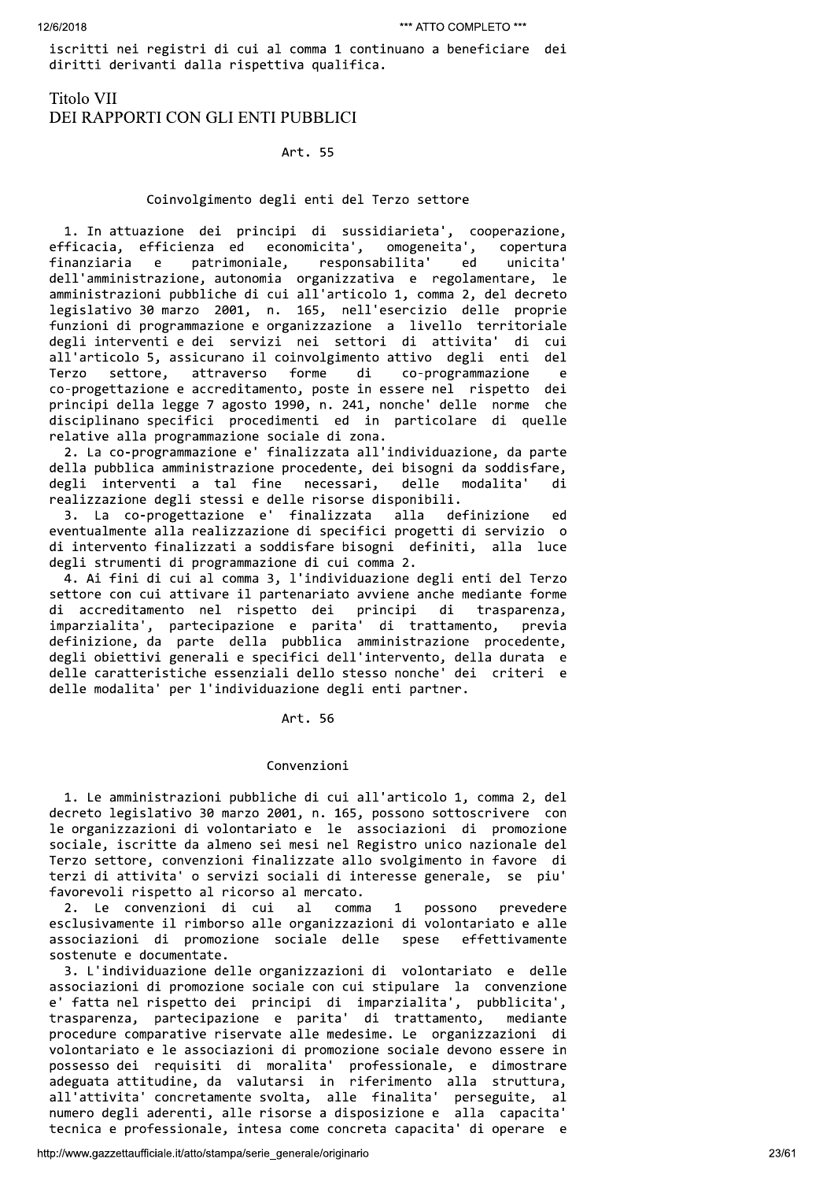iscritti nei registri di cui al comma 1 continuano a beneficiare dei diritti derivanti dalla rispettiva qualifica.

## Titolo VII
## DEI RAPPORTI CON GLI ENTI PUBBLICI

### Art. 55

### Coinvolgimento degli enti del Terzo settore

1. In attuazione dei principi di sussidiarieta', cooperazione, efficacia, efficienza ed economicita', omogeneita', copertura finanziaria e patrimoniale, responsabilita' ed unicita' dell'amministrazione, autonomia organizzativa e regolamentare, le amministrazioni pubbliche di cui all'articolo 1, comma 2, del decreto legislativo 30 marzo 2001, n. 165, nell'esercizio delle proprie funzioni di programmazione e organizzazione a livello territoriale degli interventi e dei servizi nei settori di attivita' di cui all'articolo 5, assicurano il coinvolgimento attivo degli enti del Terzo settore, attraverso forme di co-programmazione e co-progettazione e accreditamento, poste in essere nel rispetto dei principi della legge 7 agosto 1990, n. 241, nonche' delle norme che disciplinano specifici procedimenti ed in particolare di quelle relative alla programmazione sociale di zona.

2. La co-programmazione e' finalizzata all'individuazione, da parte della pubblica amministrazione procedente, dei bisogni da soddisfare, degli interventi a tal fine necessari, delle modalita' di realizzazione degli stessi e delle risorse disponibili.

3. La co-progettazione e' finalizzata alla definizione ed eventualmente alla realizzazione di specifici progetti di servizio o di intervento finalizzati a soddisfare bisogni definiti, alla luce degli strumenti di programmazione di cui comma 2.

4. Ai fini di cui al comma 3, l'individuazione degli enti del Terzo settore con cui attivare il partenariato avviene anche mediante forme di accreditamento nel rispetto dei principi di trasparenza, imparzialita', partecipazione e parita' di trattamento, previa definizione, da parte della pubblica amministrazione procedente, degli obiettivi generali e specifici dell'intervento, della durata e delle caratteristiche essenziali dello stesso nonche' dei criteri e delle modalita' per l'individuazione degli enti partner.

### Art. 56

### Convenzioni

1. Le amministrazioni pubbliche di cui all'articolo 1, comma 2, del decreto legislativo 30 marzo 2001, n. 165, possono sottoscrivere con le organizzazioni di volontariato e le associazioni di promozione sociale, iscritte da almeno sei mesi nel Registro unico nazionale del Terzo settore, convenzioni finalizzate allo svolgimento in favore di terzi di attivita' o servizi sociali di interesse generale, se piu' favorevoli rispetto al ricorso al mercato.

2. Le convenzioni di cui al comma 1 possono prevedere esclusivamente il rimborso alle organizzazioni di volontariato e alle associazioni di promozione sociale delle spese effettivamente sostenute e documentate.

3. L'individuazione delle organizzazioni di volontariato e delle associazioni di promozione sociale con cui stipulare la convenzione e' fatta nel rispetto dei principi di imparzialita', pubblicita', trasparenza, partecipazione e parita' di trattamento, mediante procedure comparative riservate alle medesime. Le organizzazioni di volontariato e le associazioni di promozione sociale devono essere in possesso dei requisiti di moralita' professionale, e dimostrare adeguata attitudine, da valutarsi in riferimento alla struttura, all'attivita' concretamente svolta, alle finalita' perseguite, al numero degli aderenti, alle risorse a disposizione e alla capacita' tecnica e professionale, intesa come concreta capacita' di operare e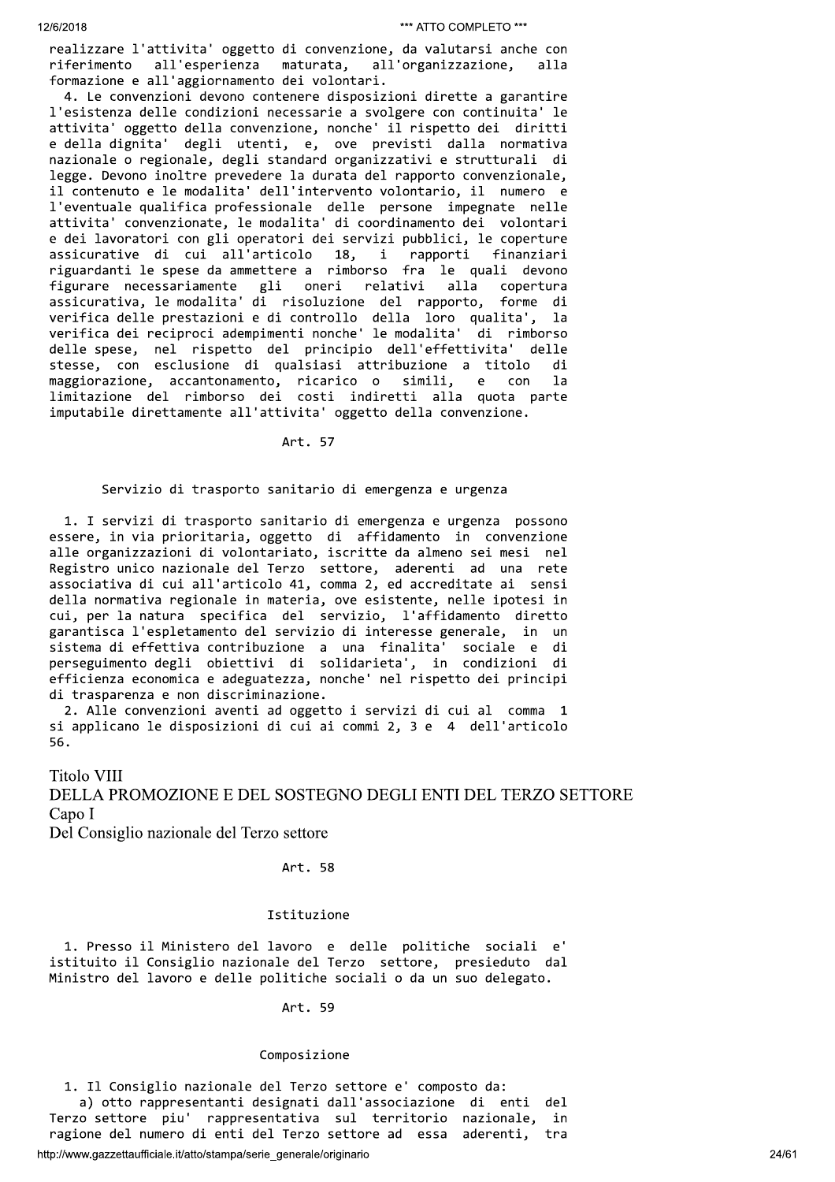realizzare l'attivita' oggetto di convenzione, da valutarsi anche con riferimento all'esperienza maturata, all'organizzazione, alla formazione e all'aggiornamento dei volontari.

4. Le convenzioni devono contenere disposizioni dirette a garantire l'esistenza delle condizioni necessarie a svolgere con continuita' le attivita' oggetto della convenzione, nonche' il rispetto dei diritti e della dignita' degli utenti, e, ove previsti dalla normativa nazionale o regionale, degli standard organizzativi e strutturali di legge. Devono inoltre prevedere la durata del rapporto convenzionale, il contenuto e le modalita' dell'intervento volontario, il numero e l'eventuale qualifica professionale delle persone impegnate nelle attivita' convenzionate, le modalita' di coordinamento dei volontari e dei lavoratori con gli operatori dei servizi pubblici, le coperture assicurative di cui all'articolo 18, i rapporti finanziari riguardanti le spese da ammettere a rimborso fra le quali devono figurare necessariamente gli oneri relativi alla copertura assicurativa, le modalita' di risoluzione del rapporto, forme di verifica delle prestazioni e di controllo della loro qualita', la verifica dei reciproci adempimenti nonche' le modalita' di rimborso delle spese, nel rispetto del principio dell'effettivita' delle stesse, con esclusione di qualsiasi attribuzione a titolo di maggiorazione, accantonamento, ricarico o simili, e con la limitazione del rimborso dei costi indiretti alla quota parte imputabile direttamente all'attivita' oggetto della convenzione.

Art. 57

Servizio di trasporto sanitario di emergenza e urgenza

1. I servizi di trasporto sanitario di emergenza e urgenza possono essere, in via prioritaria, oggetto di affidamento in convenzione alle organizzazioni di volontariato, iscritte da almeno sei mesi nel Registro unico nazionale del Terzo settore, aderenti ad una rete associativa di cui all'articolo 41, comma 2, ed accreditate ai sensi della normativa regionale in materia, ove esistente, nelle ipotesi in cui, per la natura specifica del servizio, l'affidamento diretto garantisca l'espletamento del servizio di interesse generale, in un sistema di effettiva contribuzione a una finalita' sociale e di perseguimento degli obiettivi di solidarieta', in condizioni di efficienza economica e adeguatezza, nonche' nel rispetto dei principi di trasparenza e non discriminazione.

2. Alle convenzioni aventi ad oggetto i servizi di cui al comma 1 si applicano le disposizioni di cui ai commi 2, 3 e 4 dell'articolo 56.

# Titolo VIII
# DELLA PROMOZIONE E DEL SOSTEGNO DEGLI ENTI DEL TERZO SETTORE
## Capo I
## Del Consiglio nazionale del Terzo settore

Art. 58

Istituzione

1. Presso il Ministero del lavoro e delle politiche sociali e' istituito il Consiglio nazionale del Terzo settore, presieduto dal Ministro del lavoro e delle politiche sociali o da un suo delegato.

Art. 59

Composizione

1. Il Consiglio nazionale del Terzo settore e' composto da:

a) otto rappresentanti designati dall'associazione di enti del Terzo settore piu' rappresentativa sul territorio nazionale, in ragione del numero di enti del Terzo settore ad essa aderenti, tra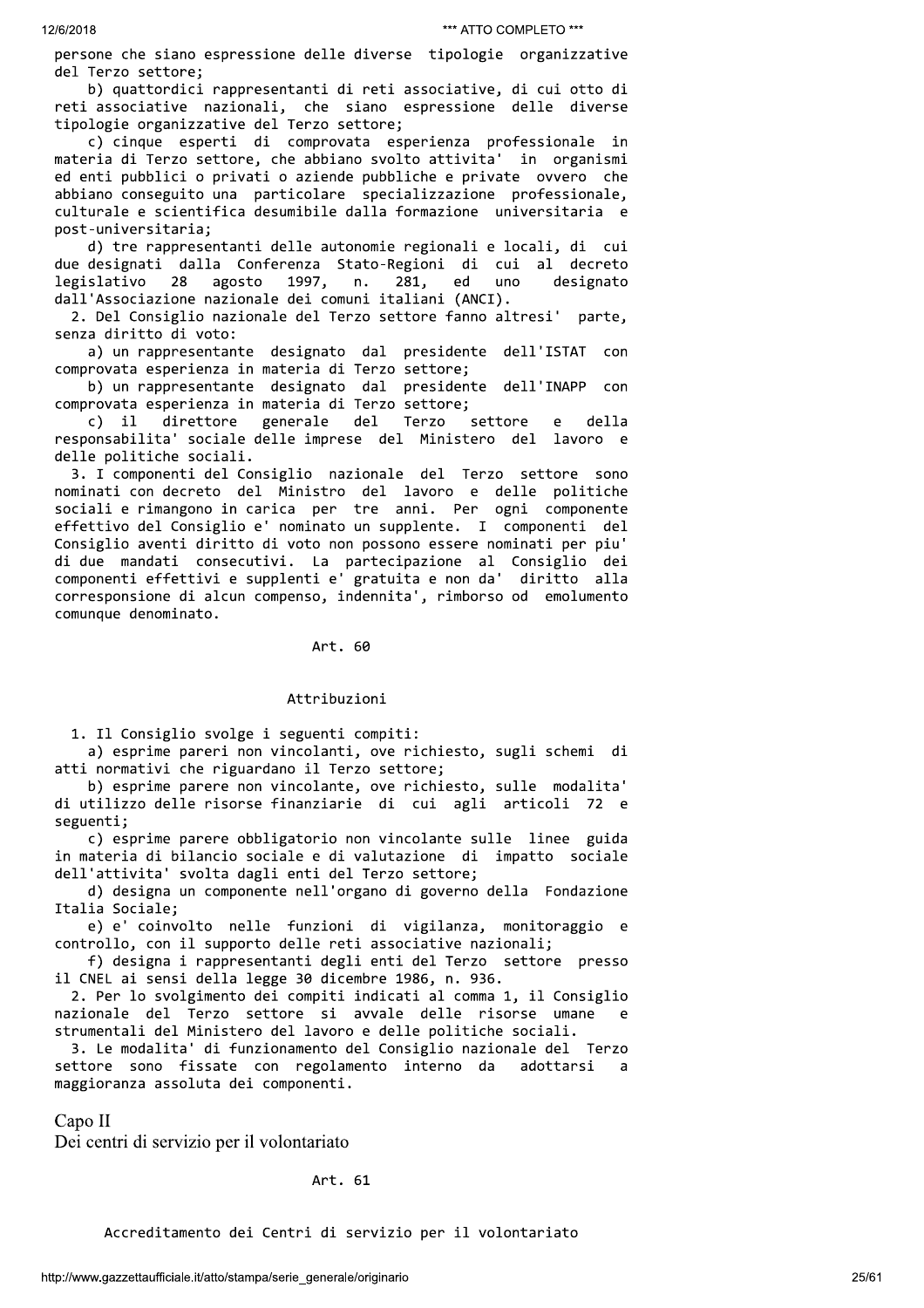persone che siano espressione delle diverse tipologie organizzative del Terzo settore;

b) quattordici rappresentanti di reti associative, di cui otto di reti associative nazionali, che siano espressione delle diverse tipologie organizzative del Terzo settore;

c) cinque esperti di comprovata esperienza professionale in materia di Terzo settore, che abbiano svolto attivita' in organismi ed enti pubblici o privati o aziende pubbliche e private ovvero che abbiano conseguito una particolare specializzazione professionale, culturale e scientifica desumibile dalla formazione universitaria e post-universitaria;

d) tre rappresentanti delle autonomie regionali e locali, di cui due designati dalla Conferenza Stato-Regioni di cui al decreto legislativo 28 agosto 1997, n. 281, ed uno designato dall'Associazione nazionale dei comuni italiani (ANCI).

2. Del Consiglio nazionale del Terzo settore fanno altresi' parte, senza diritto di voto:

a) un rappresentante designato dal presidente dell'ISTAT con comprovata esperienza in materia di Terzo settore;

b) un rappresentante designato dal presidente dell'INAPP con comprovata esperienza in materia di Terzo settore;

c) il direttore generale del Terzo settore e della responsabilita' sociale delle imprese del Ministero del lavoro e delle politiche sociali.

3. I componenti del Consiglio nazionale del Terzo settore sono nominati con decreto del Ministro del lavoro e delle politiche sociali e rimangono in carica per tre anni. Per ogni componente effettivo del Consiglio e' nominato un supplente. I componenti del Consiglio aventi diritto di voto non possono essere nominati per piu' di due mandati consecutivi. La partecipazione al Consiglio dei componenti effettivi e supplenti e' gratuita e non da' diritto alla corresponsione di alcun compenso, indennita', rimborso od emolumento comunque denominato.

### Art. 60

### Attribuzioni

1. Il Consiglio svolge i seguenti compiti:

a) esprime pareri non vincolanti, ove richiesto, sugli schemi di atti normativi che riguardano il Terzo settore;

b) esprime parere non vincolante, ove richiesto, sulle modalita' di utilizzo delle risorse finanziarie di cui agli articoli 72 e seguenti;

c) esprime parere obbligatorio non vincolante sulle linee guida in materia di bilancio sociale e di valutazione di impatto sociale dell'attivita' svolta dagli enti del Terzo settore;

d) designa un componente nell'organo di governo della Fondazione Italia Sociale;

e) e' coinvolto nelle funzioni di vigilanza, monitoraggio e controllo, con il supporto delle reti associative nazionali;

f) designa i rappresentanti degli enti del Terzo settore presso il CNEL ai sensi della legge 30 dicembre 1986, n. 936.

2. Per lo svolgimento dei compiti indicati al comma 1, il Consiglio nazionale del Terzo settore si avvale delle risorse umane e strumentali del Ministero del lavoro e delle politiche sociali.

3. Le modalita' di funzionamento del Consiglio nazionale del Terzo settore sono fissate con regolamento interno da adottarsi a maggioranza assoluta dei componenti.

## Capo II
## Dei centri di servizio per il volontariato

### Art. 61

### Accreditamento dei Centri di servizio per il volontariato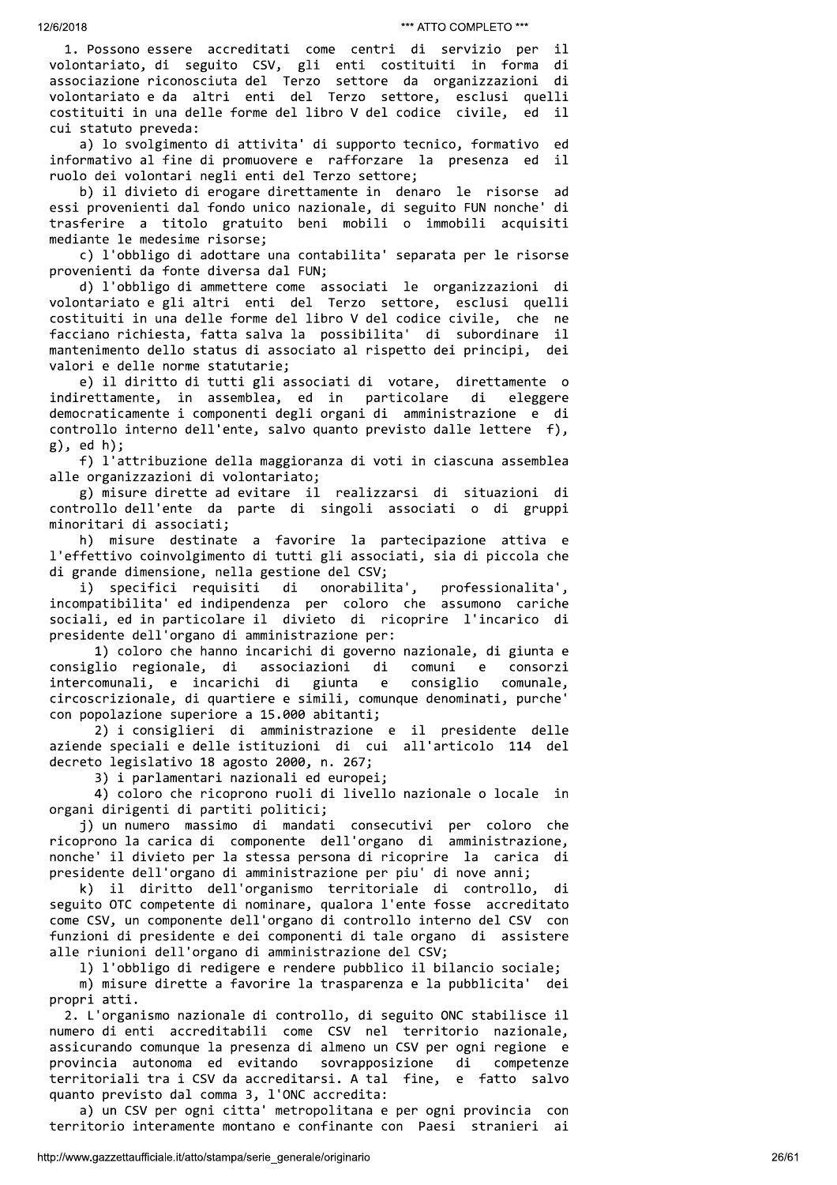1. Possono essere accreditati come centri di servizio per il volontariato, di seguito CSV, gli enti costituiti in forma di associazione riconosciuta del Terzo settore da organizzazioni di volontariato e da altri enti del Terzo settore, esclusi quelli costituiti in una delle forme del libro V del codice civile, ed il cui statuto preveda:

a) lo svolgimento di attivita' di supporto tecnico, formativo ed informativo al fine di promuovere e rafforzare la presenza ed il ruolo dei volontari negli enti del Terzo settore;

b) il divieto di erogare direttamente in denaro le risorse ad essi provenienti dal fondo unico nazionale, di seguito FUN nonche' di trasferire a titolo gratuito beni mobili o immobili acquisiti mediante le medesime risorse;

c) l'obbligo di adottare una contabilita' separata per le risorse provenienti da fonte diversa dal FUN;

d) l'obbligo di ammettere come associati le organizzazioni di volontariato e gli altri enti del Terzo settore, esclusi quelli costituiti in una delle forme del libro V del codice civile, che ne facciano richiesta, fatta salva la possibilita' di subordinare il mantenimento dello status di associato al rispetto dei principi, dei valori e delle norme statutarie;

e) il diritto di tutti gli associati di votare, direttamente o indirettamente, in assemblea, ed in particolare di eleggere democraticamente i componenti degli organi di amministrazione e di controllo interno dell'ente, salvo quanto previsto dalle lettere f), g), ed h);

f) l'attribuzione della maggioranza di voti in ciascuna assemblea alle organizzazioni di volontariato;

g) misure dirette ad evitare il realizzarsi di situazioni di controllo dell'ente da parte di singoli associati o di gruppi minoritari di associati;

h) misure destinate a favorire la partecipazione attiva e l'effettivo coinvolgimento di tutti gli associati, sia di piccola che di grande dimensione, nella gestione del CSV;

i) specifici requisiti di onorabilita', professionalita', incompatibilita' ed indipendenza per coloro che assumono cariche sociali, ed in particolare il divieto di ricoprire l'incarico di presidente dell'organo di amministrazione per:

1) coloro che hanno incarichi di governo nazionale, di giunta e consiglio regionale, di associazioni di comuni e consorzi intercomunali, e incarichi di giunta e consiglio comunale, circoscrizionale, di quartiere e simili, comunque denominati, purche' con popolazione superiore a 15.000 abitanti;

2) i consiglieri di amministrazione e il presidente delle aziende speciali e delle istituzioni di cui all'articolo 114 del decreto legislativo 18 agosto 2000, n. 267;

3) i parlamentari nazionali ed europei;

4) coloro che ricoprono ruoli di livello nazionale o locale in organi dirigenti di partiti politici;

j) un numero massimo di mandati consecutivi per coloro che ricoprono la carica di componente dell'organo di amministrazione, nonche' il divieto per la stessa persona di ricoprire la carica di presidente dell'organo di amministrazione per piu' di nove anni;

k) il diritto dell'organismo territoriale di controllo, di seguito OTC competente di nominare, qualora l'ente fosse accreditato come CSV, un componente dell'organo di controllo interno del CSV con funzioni di presidente e dei componenti di tale organo di assistere alle riunioni dell'organo di amministrazione del CSV;

l) l'obbligo di redigere e rendere pubblico il bilancio sociale;

m) misure dirette a favorire la trasparenza e la pubblicita' dei propri atti.

2. L'organismo nazionale di controllo, di seguito ONC stabilisce il numero di enti accreditabili come CSV nel territorio nazionale, assicurando comunque la presenza di almeno un CSV per ogni regione e provincia autonoma ed evitando sovrapposizione di competenze territoriali tra i CSV da accreditarsi. A tal fine, e fatto salvo quanto previsto dal comma 3, l'ONC accredita:

a) un CSV per ogni citta' metropolitana e per ogni provincia con territorio interamente montano e confinante con Paesi stranieri ai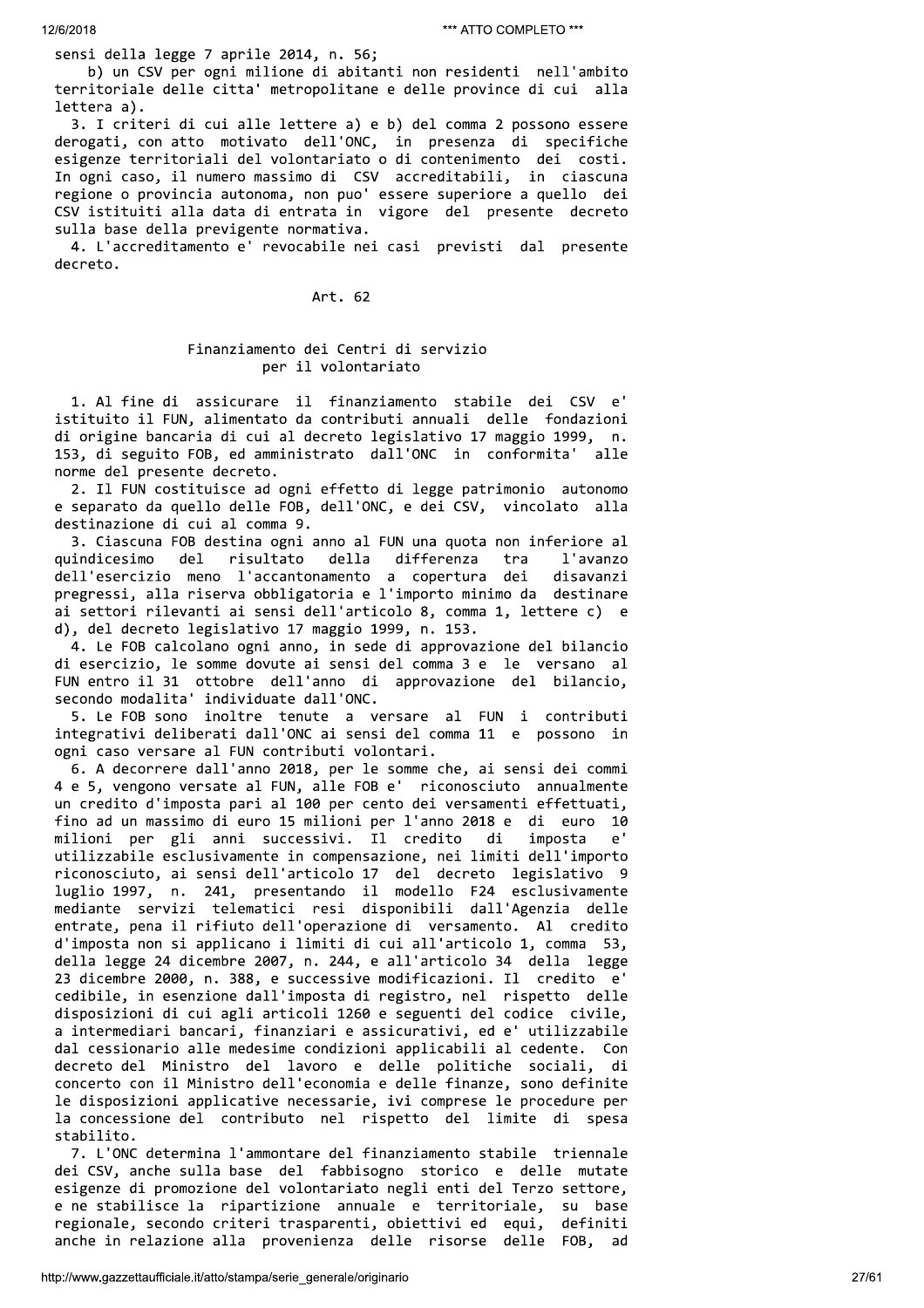sensi della legge 7 aprile 2014, n. 56;

b) un CSV per ogni milione di abitanti non residenti nell'ambito territoriale delle citta' metropolitane e delle province di cui alla lettera a).

3. I criteri di cui alle lettere a) e b) del comma 2 possono essere derogati, con atto motivato dell'ONC, in presenza di specifiche esigenze territoriali del volontariato o di contenimento dei costi. In ogni caso, il numero massimo di CSV accreditabili, in ciascuna regione o provincia autonoma, non puo' essere superiore a quello dei CSV istituiti alla data di entrata in vigore del presente decreto sulla base della previgente normativa.

4. L'accreditamento e' revocabile nei casi previsti dal presente decreto.

## Art. 62

### Finanziamento dei Centri di servizio per il volontariato

1. Al fine di assicurare il finanziamento stabile dei CSV e' istituito il FUN, alimentato da contributi annuali delle fondazioni di origine bancaria di cui al decreto legislativo 17 maggio 1999, n. 153, di seguito FOB, ed amministrato dall'ONC in conformita' alle norme del presente decreto.

2. Il FUN costituisce ad ogni effetto di legge patrimonio autonomo e separato da quello delle FOB, dell'ONC, e dei CSV, vincolato alla destinazione di cui al comma 9.

3. Ciascuna FOB destina ogni anno al FUN una quota non inferiore al quindicesimo del risultato della differenza tra l'avanzo dell'esercizio meno l'accantonamento a copertura dei disavanzi pregressi, alla riserva obbligatoria e l'importo minimo da destinare ai settori rilevanti ai sensi dell'articolo 8, comma 1, lettere c) e d), del decreto legislativo 17 maggio 1999, n. 153.

4. Le FOB calcolano ogni anno, in sede di approvazione del bilancio di esercizio, le somme dovute ai sensi del comma 3 e le versano al FUN entro il 31 ottobre dell'anno di approvazione del bilancio, secondo modalita' individuate dall'ONC.

5. Le FOB sono inoltre tenute a versare al FUN i contributi integrativi deliberati dall'ONC ai sensi del comma 11 e possono in ogni caso versare al FUN contributi volontari.

6. A decorrere dall'anno 2018, per le somme che, ai sensi dei commi 4 e 5, vengono versate al FUN, alle FOB e' riconosciuto annualmente un credito d'imposta pari al 100 per cento dei versamenti effettuati, fino ad un massimo di euro 15 milioni per l'anno 2018 e di euro 10 milioni per gli anni successivi. Il credito di imposta e' utilizzabile esclusivamente in compensazione, nei limiti dell'importo riconosciuto, ai sensi dell'articolo 17 del decreto legislativo 9 luglio 1997, n. 241, presentando il modello F24 esclusivamente mediante servizi telematici resi disponibili dall'Agenzia delle entrate, pena il rifiuto dell'operazione di versamento. Al credito d'imposta non si applicano i limiti di cui all'articolo 1, comma 53, della legge 24 dicembre 2007, n. 244, e all'articolo 34 della legge 23 dicembre 2000, n. 388, e successive modificazioni. Il credito e' cedibile, in esenzione dall'imposta di registro, nel rispetto delle disposizioni di cui agli articoli 1260 e seguenti del codice civile, a intermediari bancari, finanziari e assicurativi, ed e' utilizzabile dal cessionario alle medesime condizioni applicabili al cedente. Con decreto del Ministro del lavoro e delle politiche sociali, di concerto con il Ministro dell'economia e delle finanze, sono definite le disposizioni applicative necessarie, ivi comprese le procedure per la concessione del contributo nel rispetto del limite di spesa stabilito.

7. L'ONC determina l'ammontare del finanziamento stabile triennale dei CSV, anche sulla base del fabbisogno storico e delle mutate esigenze di promozione del volontariato negli enti del Terzo settore, e ne stabilisce la ripartizione annuale e territoriale, su base regionale, secondo criteri trasparenti, obiettivi ed equi, definiti anche in relazione alla provenienza delle risorse delle FOB, ad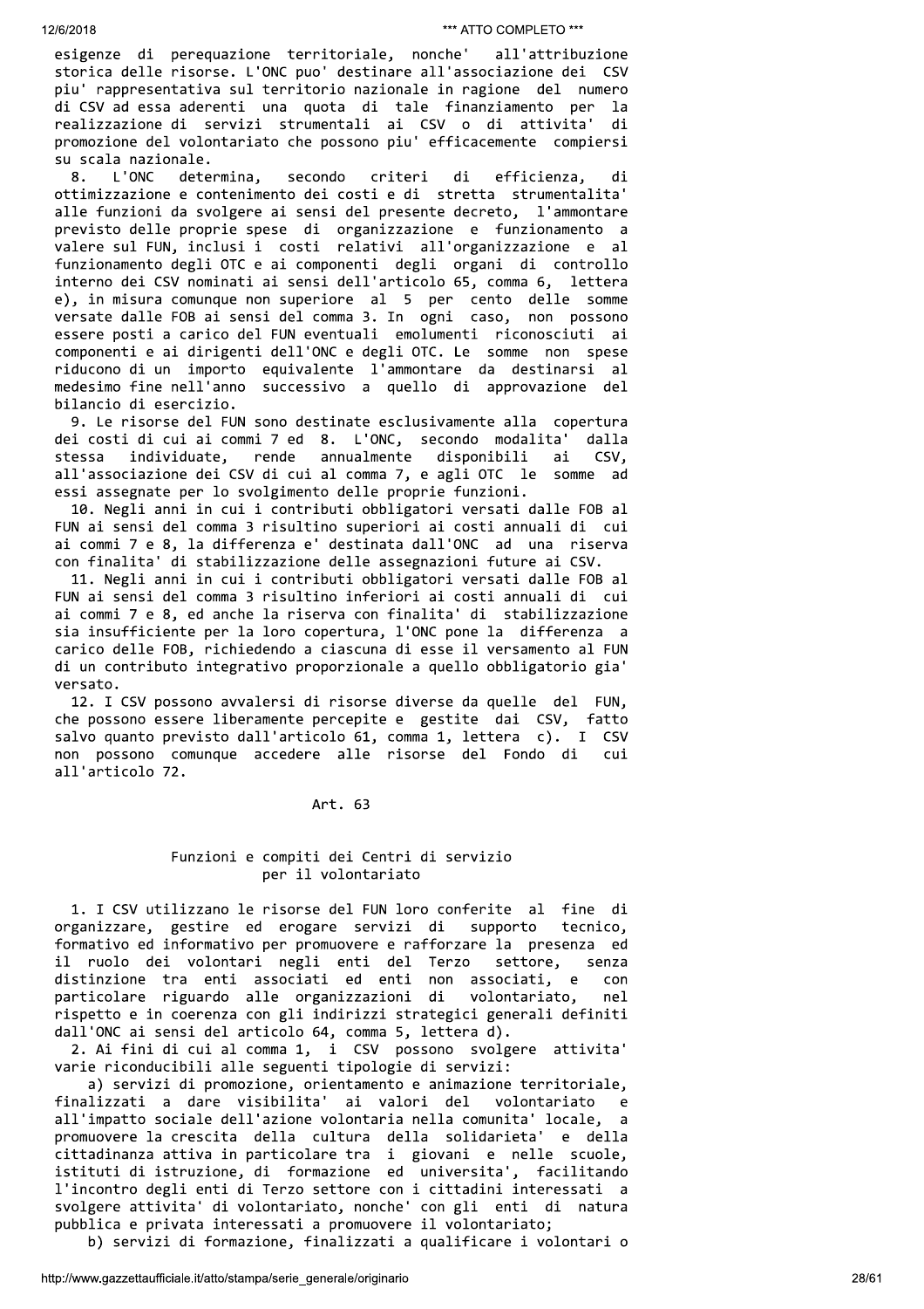esigenze di perequazione territoriale, nonche' all'attribuzione storica delle risorse. L'ONC puo' destinare all'associazione dei CSV piu' rappresentativa sul territorio nazionale in ragione del numero di CSV ad essa aderenti una quota di tale finanziamento per la realizzazione di servizi strumentali ai CSV o di attivita' di promozione del volontariato che possono piu' efficacemente compiersi su scala nazionale.

8. L'ONC determina, secondo criteri di efficienza, di ottimizzazione e contenimento dei costi e di stretta strumentalita' alle funzioni da svolgere ai sensi del presente decreto, l'ammontare previsto delle proprie spese di organizzazione e funzionamento a valere sul FUN, inclusi i costi relativi all'organizzazione e al funzionamento degli OTC e ai componenti degli organi di controllo interno dei CSV nominati ai sensi dell'articolo 65, comma 6, lettera e), in misura comunque non superiore al 5 per cento delle somme versate dalle FOB ai sensi del comma 3. In ogni caso, non possono essere posti a carico del FUN eventuali emolumenti riconosciuti ai componenti e ai dirigenti dell'ONC e degli OTC. Le somme non spese riducono di un importo equivalente l'ammontare da destinarsi al medesimo fine nell'anno successivo a quello di approvazione del bilancio di esercizio.

9. Le risorse del FUN sono destinate esclusivamente alla copertura dei costi di cui ai commi 7 ed 8. L'ONC, secondo modalita' dalla stessa individuate, rende annualmente disponibili ai CSV, all'associazione dei CSV di cui al comma 7, e agli OTC le somme ad essi assegnate per lo svolgimento delle proprie funzioni.

10. Negli anni in cui i contributi obbligatori versati dalle FOB al FUN ai sensi del comma 3 risultino superiori ai costi annuali di cui ai commi 7 e 8, la differenza e' destinata dall'ONC ad una riserva con finalita' di stabilizzazione delle assegnazioni future ai CSV.

11. Negli anni in cui i contributi obbligatori versati dalle FOB al FUN ai sensi del comma 3 risultino inferiori ai costi annuali di cui ai commi 7 e 8, ed anche la riserva con finalita' di stabilizzazione sia insufficiente per la loro copertura, l'ONC pone la differenza a carico delle FOB, richiedendo a ciascuna di esse il versamento al FUN di un contributo integrativo proporzionale a quello obbligatorio gia' versato.

12. I CSV possono avvalersi di risorse diverse da quelle del FUN, che possono essere liberamente percepite e gestite dai CSV, fatto salvo quanto previsto dall'articolo 61, comma 1, lettera c). I CSV non possono comunque accedere alle risorse del Fondo di cui all'articolo 72.

## Art. 63

### Funzioni e compiti dei Centri di servizio per il volontariato

1. I CSV utilizzano le risorse del FUN loro conferite al fine di organizzare, gestire ed erogare servizi di supporto tecnico, formativo ed informativo per promuovere e rafforzare la presenza ed il ruolo dei volontari negli enti del Terzo settore, senza distinzione tra enti associati ed enti non associati, e con particolare riguardo alle organizzazioni di volontariato, nel rispetto e in coerenza con gli indirizzi strategici generali definiti dall'ONC ai sensi del articolo 64, comma 5, lettera d).

2. Ai fini di cui al comma 1, i CSV possono svolgere attivita' varie riconducibili alle seguenti tipologie di servizi:

a) servizi di promozione, orientamento e animazione territoriale, finalizzati a dare visibilita' ai valori del volontariato e all'impatto sociale dell'azione volontaria nella comunita' locale, a promuovere la crescita della cultura della solidarieta' e della cittadinanza attiva in particolare tra i giovani e nelle scuole, istituti di istruzione, di formazione ed universita', facilitando l'incontro degli enti di Terzo settore con i cittadini interessati a svolgere attivita' di volontariato, nonche' con gli enti di natura pubblica e privata interessati a promuovere il volontariato;

b) servizi di formazione, finalizzati a qualificare i volontari o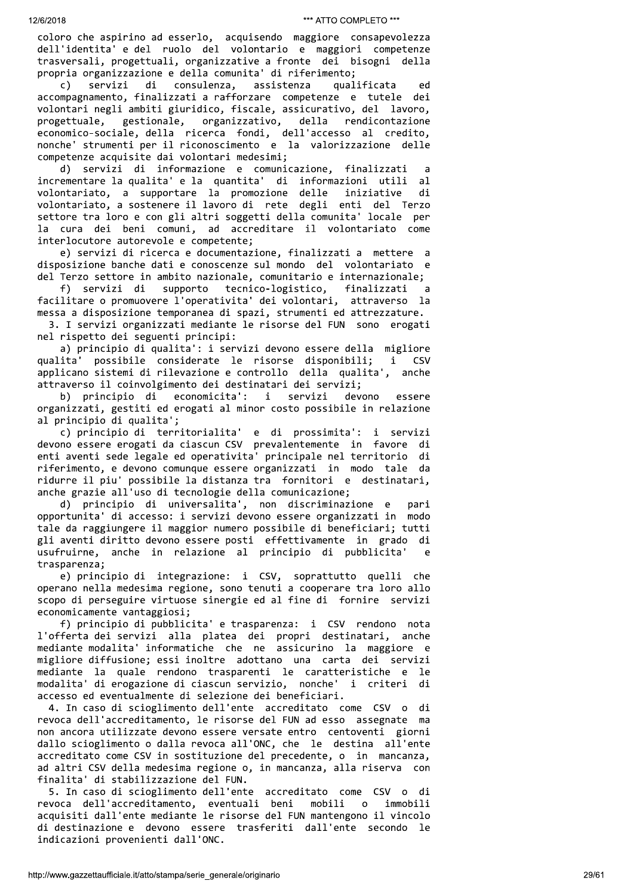coloro che aspirino ad esserlo, acquisendo maggiore consapevolezza dell'identita' e del ruolo del volontario e maggiori competenze trasversali, progettuali, organizzative a fronte dei bisogni della propria organizzazione e della comunita' di riferimento;

c) servizi di consulenza, assistenza qualificata ed accompagnamento, finalizzati a rafforzare competenze e tutele dei volontari negli ambiti giuridico, fiscale, assicurativo, del lavoro, progettuale, gestionale, organizzativo, della rendicontazione economico-sociale, della ricerca fondi, dell'accesso al credito, nonche' strumenti per il riconoscimento e la valorizzazione delle competenze acquisite dai volontari medesimi;

d) servizi di informazione e comunicazione, finalizzati a incrementare la qualita' e la quantita' di informazioni utili al volontariato, a supportare la promozione delle iniziative di volontariato, a sostenere il lavoro di rete degli enti del Terzo settore tra loro e con gli altri soggetti della comunita' locale per la cura dei beni comuni, ad accreditare il volontariato come interlocutore autorevole e competente;

e) servizi di ricerca e documentazione, finalizzati a mettere a disposizione banche dati e conoscenze sul mondo del volontariato e del Terzo settore in ambito nazionale, comunitario e internazionale;

f) servizi di supporto tecnico-logistico, finalizzati a facilitare o promuovere l'operativita' dei volontari, attraverso la messa a disposizione temporanea di spazi, strumenti ed attrezzature.

3. I servizi organizzati mediante le risorse del FUN sono erogati nel rispetto dei seguenti principi:

a) principio di qualita': i servizi devono essere della migliore qualita' possibile considerate le risorse disponibili; i CSV applicano sistemi di rilevazione e controllo della qualita', anche attraverso il coinvolgimento dei destinatari dei servizi;

b) principio di economicita': i servizi devono essere organizzati, gestiti ed erogati al minor costo possibile in relazione al principio di qualita';

c) principio di territorialita' e di prossimita': i servizi devono essere erogati da ciascun CSV prevalentemente in favore di enti aventi sede legale ed operativita' principale nel territorio di riferimento, e devono comunque essere organizzati in modo tale da ridurre il piu' possibile la distanza tra fornitori e destinatari, anche grazie all'uso di tecnologie della comunicazione;

d) principio di universalita', non discriminazione e pari opportunita' di accesso: i servizi devono essere organizzati in modo tale da raggiungere il maggior numero possibile di beneficiari; tutti gli aventi diritto devono essere posti effettivamente in grado di usufruirne, anche in relazione al principio di pubblicita' e trasparenza;

e) principio di integrazione: i CSV, soprattutto quelli che operano nella medesima regione, sono tenuti a cooperare tra loro allo scopo di perseguire virtuose sinergie ed al fine di fornire servizi economicamente vantaggiosi;

f) principio di pubblicita' e trasparenza: i CSV rendono nota l'offerta dei servizi alla platea dei propri destinatari, anche mediante modalita' informatiche che ne assicurino la maggiore e migliore diffusione; essi inoltre adottano una carta dei servizi mediante la quale rendono trasparenti le caratteristiche e le modalita' di erogazione di ciascun servizio, nonche' i criteri di accesso ed eventualmente di selezione dei beneficiari.

4. In caso di scioglimento dell'ente accreditato come CSV o di revoca dell'accreditamento, le risorse del FUN ad esso assegnate ma non ancora utilizzate devono essere versate entro centoventi giorni dallo scioglimento o dalla revoca all'ONC, che le destina all'ente accreditato come CSV in sostituzione del precedente, o in mancanza, ad altri CSV della medesima regione o, in mancanza, alla riserva con finalita' di stabilizzazione del FUN.

5. In caso di scioglimento dell'ente accreditato come CSV o di revoca dell'accreditamento, eventuali beni mobili o immobili acquisiti dall'ente mediante le risorse del FUN mantengono il vincolo di destinazione e devono essere trasferiti dall'ente secondo le indicazioni provenienti dall'ONC.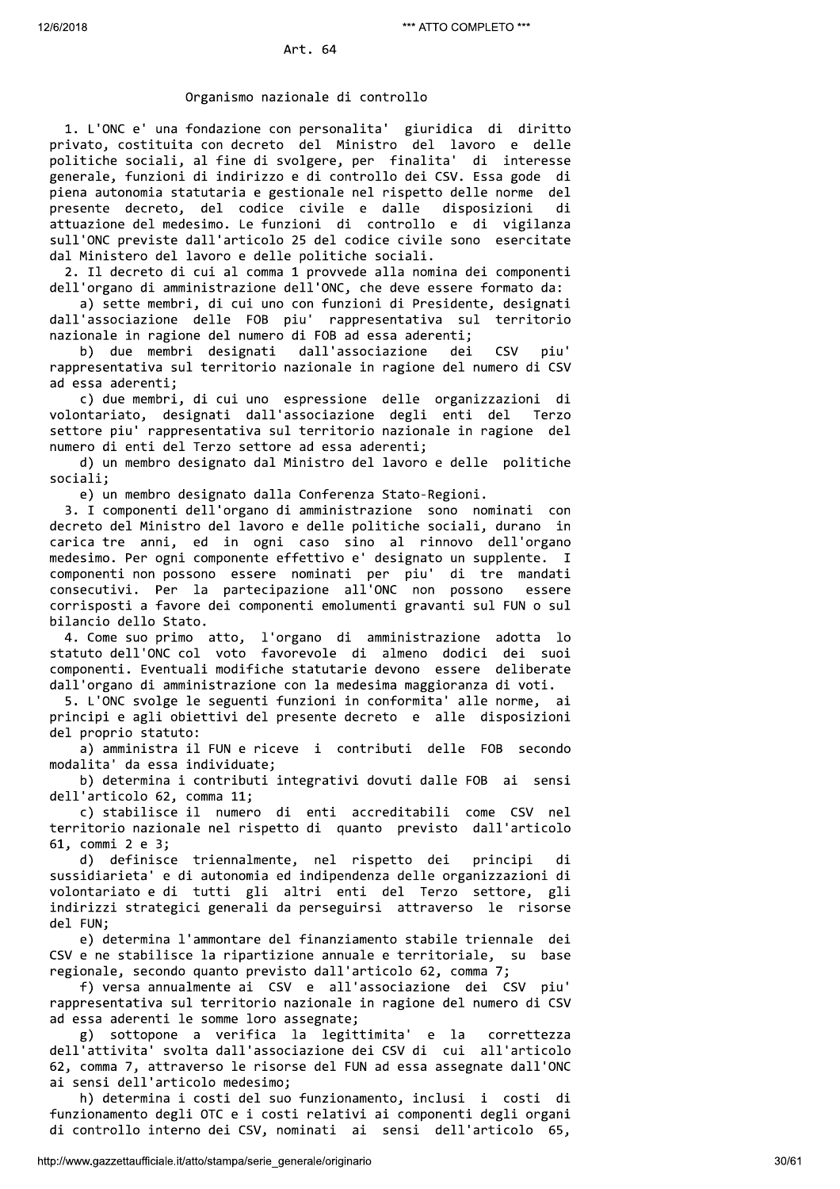## Art. 64

### Organismo nazionale di controllo

1. L'ONC e' una fondazione con personalita' giuridica di diritto privato, costituita con decreto del Ministro del lavoro e delle politiche sociali, al fine di svolgere, per finalita' di interesse generale, funzioni di indirizzo e di controllo dei CSV. Essa gode di piena autonomia statutaria e gestionale nel rispetto delle norme del presente decreto, del codice civile e dalle disposizioni di attuazione del medesimo. Le funzioni di controllo e di vigilanza sull'ONC previste dall'articolo 25 del codice civile sono esercitate dal Ministero del lavoro e delle politiche sociali.

2. Il decreto di cui al comma 1 provvede alla nomina dei componenti dell'organo di amministrazione dell'ONC, che deve essere formato da:

a) sette membri, di cui uno con funzioni di Presidente, designati dall'associazione delle FOB piu' rappresentativa sul territorio nazionale in ragione del numero di FOB ad essa aderenti;

b) due membri designati dall'associazione dei CSV piu' rappresentativa sul territorio nazionale in ragione del numero di CSV ad essa aderenti;

c) due membri, di cui uno espressione delle organizzazioni di volontariato, designati dall'associazione degli enti del Terzo settore piu' rappresentativa sul territorio nazionale in ragione del numero di enti del Terzo settore ad essa aderenti;

d) un membro designato dal Ministro del lavoro e delle politiche sociali;

e) un membro designato dalla Conferenza Stato-Regioni.

3. I componenti dell'organo di amministrazione sono nominati con decreto del Ministro del lavoro e delle politiche sociali, durano in carica tre anni, ed in ogni caso sino al rinnovo dell'organo medesimo. Per ogni componente effettivo e' designato un supplente. I componenti non possono essere nominati per piu' di tre mandati consecutivi. Per la partecipazione all'ONC non possono essere corrisposti a favore dei componenti emolumenti gravanti sul FUN o sul bilancio dello Stato.

4. Come suo primo atto, l'organo di amministrazione adotta lo statuto dell'ONC col voto favorevole di almeno dodici dei suoi componenti. Eventuali modifiche statutarie devono essere deliberate dall'organo di amministrazione con la medesima maggioranza di voti.

5. L'ONC svolge le seguenti funzioni in conformita' alle norme, ai principi e agli obiettivi del presente decreto e alle disposizioni del proprio statuto:

a) amministra il FUN e riceve i contributi delle FOB secondo modalita' da essa individuate;

b) determina i contributi integrativi dovuti dalle FOB ai sensi dell'articolo 62, comma 11;

c) stabilisce il numero di enti accreditabili come CSV nel territorio nazionale nel rispetto di quanto previsto dall'articolo 61, commi 2 e 3;

d) definisce triennalmente, nel rispetto dei principi di sussidiarieta' e di autonomia ed indipendenza delle organizzazioni di volontariato e di tutti gli altri enti del Terzo settore, gli indirizzi strategici generali da perseguirsi attraverso le risorse del FUN;

e) determina l'ammontare del finanziamento stabile triennale dei CSV e ne stabilisce la ripartizione annuale e territoriale, su base regionale, secondo quanto previsto dall'articolo 62, comma 7;

f) versa annualmente ai CSV e all'associazione dei CSV piu' rappresentativa sul territorio nazionale in ragione del numero di CSV ad essa aderenti le somme loro assegnate;

g) sottopone a verifica la legittimita' e la correttezza dell'attivita' svolta dall'associazione dei CSV di cui all'articolo 62, comma 7, attraverso le risorse del FUN ad essa assegnate dall'ONC ai sensi dell'articolo medesimo;

h) determina i costi del suo funzionamento, inclusi i costi di funzionamento degli OTC e i costi relativi ai componenti degli organi di controllo interno dei CSV, nominati ai sensi dell'articolo 65,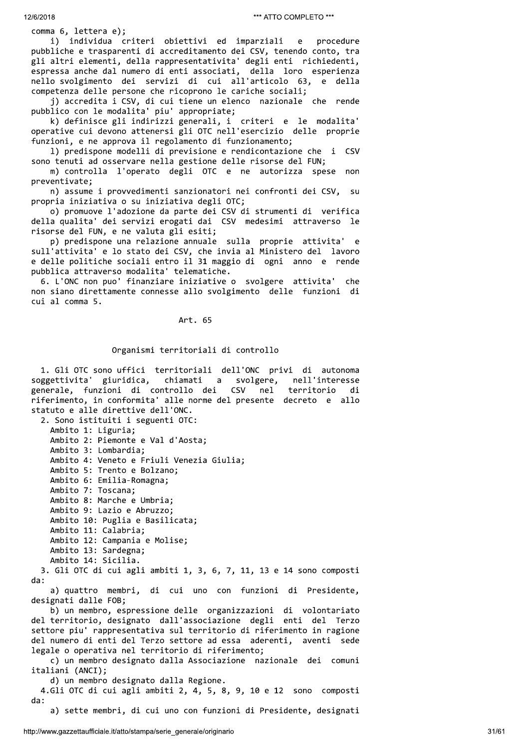comma 6, lettera e);

i) individua criteri obiettivi ed imparziali e procedure pubbliche e trasparenti di accreditamento dei CSV, tenendo conto, tra gli altri elementi, della rappresentativita' degli enti richiedenti, espressa anche dal numero di enti associati, della loro esperienza nello svolgimento dei servizi di cui all'articolo 63, e della competenza delle persone che ricoprono le cariche sociali;

j) accredita i CSV, di cui tiene un elenco nazionale che rende pubblico con le modalita' piu' appropriate;

k) definisce gli indirizzi generali, i criteri e le modalita' operative cui devono attenersi gli OTC nell'esercizio delle proprie funzioni, e ne approva il regolamento di funzionamento;

l) predispone modelli di previsione e rendicontazione che i CSV sono tenuti ad osservare nella gestione delle risorse del FUN;

m) controlla l'operato degli OTC e ne autorizza spese non preventivate;

n) assume i provvedimenti sanzionatori nei confronti dei CSV, su propria iniziativa o su iniziativa degli OTC;

o) promuove l'adozione da parte dei CSV di strumenti di verifica della qualita' dei servizi erogati dai CSV medesimi attraverso le risorse del FUN, e ne valuta gli esiti;

p) predispone una relazione annuale sulla proprie attivita' e sull'attivita' e lo stato dei CSV, che invia al Ministero del lavoro e delle politiche sociali entro il 31 maggio di ogni anno e rende pubblica attraverso modalita' telematiche.

6. L'ONC non puo' finanziare iniziative o svolgere attivita' che non siano direttamente connesse allo svolgimento delle funzioni di cui al comma 5.

## Art. 65

### Organismi territoriali di controllo

1. Gli OTC sono uffici territoriali dell'ONC privi di autonoma soggettivita' giuridica, chiamati a svolgere, nell'interesse generale, funzioni di controllo dei CSV nel territorio di riferimento, in conformita' alle norme del presente decreto e allo statuto e alle direttive dell'ONC.

2. Sono istituiti i seguenti OTC:

Ambito 1: Liguria;
Ambito 2: Piemonte e Val d'Aosta;
Ambito 3: Lombardia;
Ambito 4: Veneto e Friuli Venezia Giulia;
Ambito 5: Trento e Bolzano;
Ambito 6: Emilia-Romagna;
Ambito 7: Toscana;
Ambito 8: Marche e Umbria;
Ambito 9: Lazio e Abruzzo;
Ambito 10: Puglia e Basilicata;
Ambito 11: Calabria;
Ambito 12: Campania e Molise;
Ambito 13: Sardegna;
Ambito 14: Sicilia.

3. Gli OTC di cui agli ambiti 1, 3, 6, 7, 11, 13 e 14 sono composti da:

a) quattro membri, di cui uno con funzioni di Presidente, designati dalle FOB;

b) un membro, espressione delle organizzazioni di volontariato del territorio, designato dall'associazione degli enti del Terzo settore piu' rappresentativa sul territorio di riferimento in ragione del numero di enti del Terzo settore ad essa aderenti, aventi sede legale o operativa nel territorio di riferimento;

c) un membro designato dalla Associazione nazionale dei comuni italiani (ANCI);

d) un membro designato dalla Regione.

4. Gli OTC di cui agli ambiti 2, 4, 5, 8, 9, 10 e 12 sono composti da:

a) sette membri, di cui uno con funzioni di Presidente, designati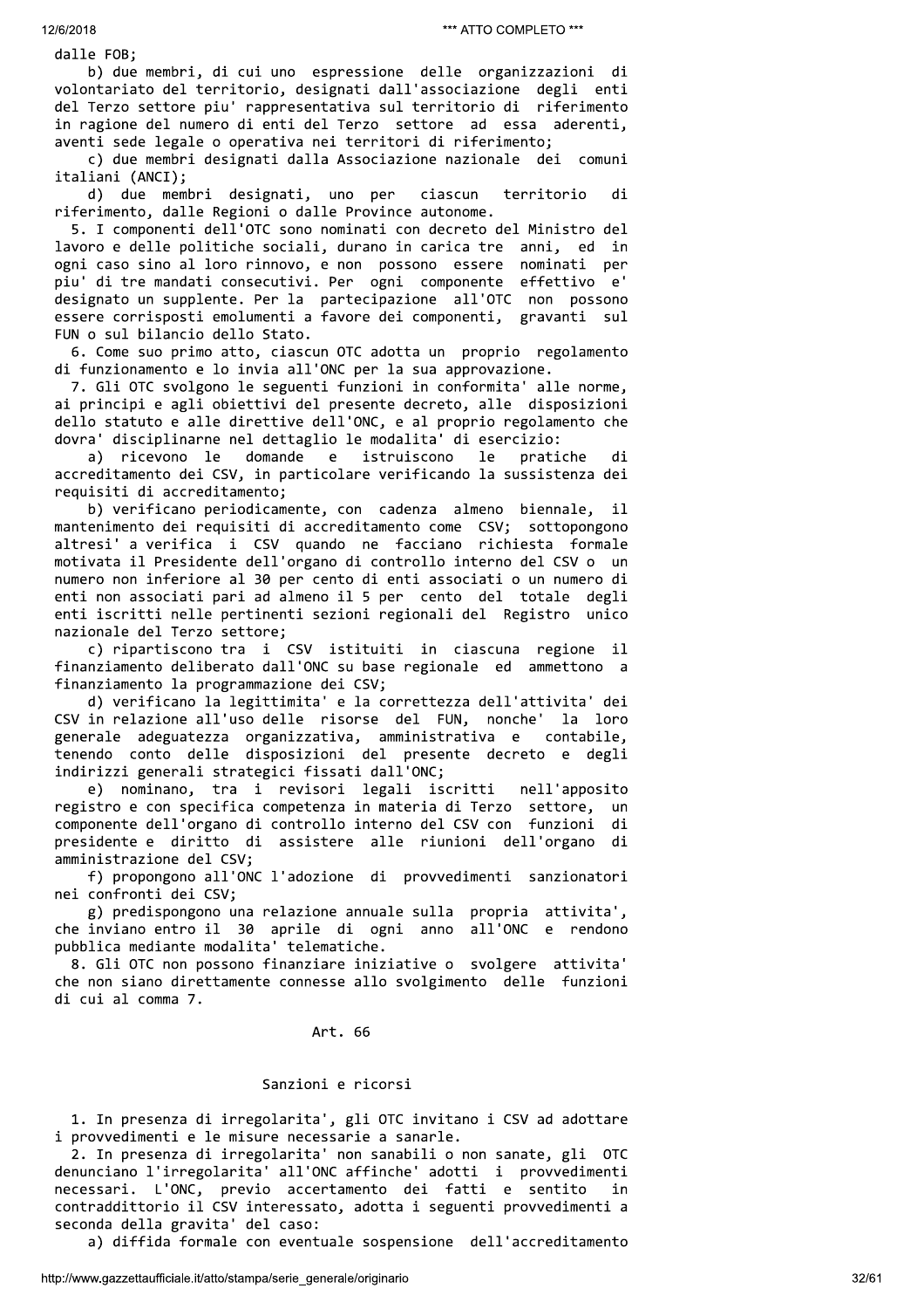dalle FOB;

b) due membri, di cui uno espressione delle organizzazioni di volontariato del territorio, designati dall'associazione degli enti del Terzo settore piu' rappresentativa sul territorio di riferimento in ragione del numero di enti del Terzo settore ad essa aderenti, aventi sede legale o operativa nei territori di riferimento;

c) due membri designati dalla Associazione nazionale dei comuni italiani (ANCI);

d) due membri designati, uno per ciascun territorio di riferimento, dalle Regioni o dalle Province autonome.

5. I componenti dell'OTC sono nominati con decreto del Ministro del lavoro e delle politiche sociali, durano in carica tre anni, ed in ogni caso sino al loro rinnovo, e non possono essere nominati per piu' di tre mandati consecutivi. Per ogni componente effettivo e' designato un supplente. Per la partecipazione all'OTC non possono essere corrisposti emolumenti a favore dei componenti, gravanti sul FUN o sul bilancio dello Stato.

6. Come suo primo atto, ciascun OTC adotta un proprio regolamento di funzionamento e lo invia all'ONC per la sua approvazione.

7. Gli OTC svolgono le seguenti funzioni in conformita' alle norme, ai principi e agli obiettivi del presente decreto, alle disposizioni dello statuto e alle direttive dell'ONC, e al proprio regolamento che dovra' disciplinarne nel dettaglio le modalita' di esercizio:

a) ricevono le domande e istruiscono le pratiche di accreditamento dei CSV, in particolare verificando la sussistenza dei requisiti di accreditamento;

b) verificano periodicamente, con cadenza almeno biennale, il mantenimento dei requisiti di accreditamento come CSV; sottopongono altresi' a verifica i CSV quando ne facciano richiesta formale motivata il Presidente dell'organo di controllo interno del CSV o un numero non inferiore al 30 per cento di enti associati o un numero di enti non associati pari ad almeno il 5 per cento del totale degli enti iscritti nelle pertinenti sezioni regionali del Registro unico nazionale del Terzo settore;

c) ripartiscono tra i CSV istituiti in ciascuna regione il finanziamento deliberato dall'ONC su base regionale ed ammettono a finanziamento la programmazione dei CSV;

d) verificano la legittimita' e la correttezza dell'attivita' dei CSV in relazione all'uso delle risorse del FUN, nonche' la loro generale adeguatezza organizzativa, amministrativa e contabile, tenendo conto delle disposizioni del presente decreto e degli indirizzi generali strategici fissati dall'ONC;

e) nominano, tra i revisori legali iscritti nell'apposito registro e con specifica competenza in materia di Terzo settore, un componente dell'organo di controllo interno del CSV con funzioni di presidente e diritto di assistere alle riunioni dell'organo di amministrazione del CSV;

f) propongono all'ONC l'adozione di provvedimenti sanzionatori nei confronti dei CSV;

g) predispongono una relazione annuale sulla propria attivita', che inviano entro il 30 aprile di ogni anno all'ONC e rendono pubblica mediante modalita' telematiche.

8. Gli OTC non possono finanziare iniziative o svolgere attivita' che non siano direttamente connesse allo svolgimento delle funzioni di cui al comma 7.

## Art. 66

### Sanzioni e ricorsi

1. In presenza di irregolarita', gli OTC invitano i CSV ad adottare i provvedimenti e le misure necessarie a sanarle.

2. In presenza di irregolarita' non sanabili o non sanate, gli OTC denunciano l'irregolarita' all'ONC affinche' adotti i provvedimenti necessari. L'ONC, previo accertamento dei fatti e sentito in contraddittorio il CSV interessato, adotta i seguenti provvedimenti a seconda della gravita' del caso:

a) diffida formale con eventuale sospensione dell'accreditamento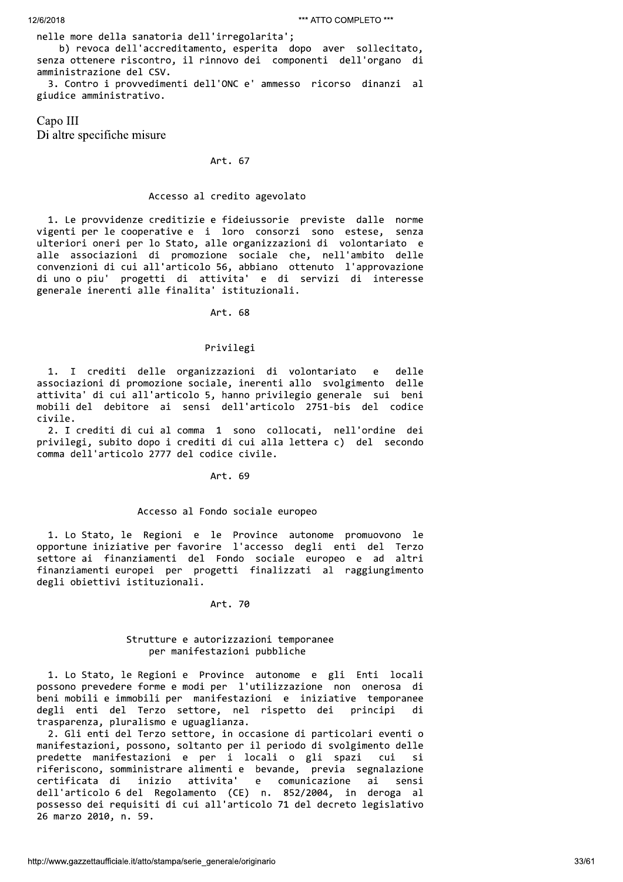nelle more della sanatoria dell'irregolarita';

b) revoca dell'accreditamento, esperita dopo aver sollecitato, senza ottenere riscontro, il rinnovo dei componenti dell'organo di amministrazione del CSV.

3. Contro i provvedimenti dell'ONC e' ammesso ricorso dinanzi al giudice amministrativo.

## Capo III
## Di altre specifiche misure

### Art. 67

### Accesso al credito agevolato

1. Le provvidenze creditizie e fideiussorie previste dalle norme vigenti per le cooperative e i loro consorzi sono estese, senza ulteriori oneri per lo Stato, alle organizzazioni di volontariato e alle associazioni di promozione sociale che, nell'ambito delle convenzioni di cui all'articolo 56, abbiano ottenuto l'approvazione di uno o piu' progetti di attivita' e di servizi di interesse generale inerenti alle finalita' istituzionali.

### Art. 68

### Privilegi

1. I crediti delle organizzazioni di volontariato e delle associazioni di promozione sociale, inerenti allo svolgimento delle attivita' di cui all'articolo 5, hanno privilegio generale sui beni mobili del debitore ai sensi dell'articolo 2751-bis del codice civile.

2. I crediti di cui al comma 1 sono collocati, nell'ordine dei privilegi, subito dopo i crediti di cui alla lettera c) del secondo comma dell'articolo 2777 del codice civile.

### Art. 69

### Accesso al Fondo sociale europeo

1. Lo Stato, le Regioni e le Province autonome promuovono le opportune iniziative per favorire l'accesso degli enti del Terzo settore ai finanziamenti del Fondo sociale europeo e ad altri finanziamenti europei per progetti finalizzati al raggiungimento degli obiettivi istituzionali.

### Art. 70

### Strutture e autorizzazioni temporanee per manifestazioni pubbliche

1. Lo Stato, le Regioni e Province autonome e gli Enti locali possono prevedere forme e modi per l'utilizzazione non onerosa di beni mobili e immobili per manifestazioni e iniziative temporanee degli enti del Terzo settore, nel rispetto dei principi di trasparenza, pluralismo e uguaglianza.

2. Gli enti del Terzo settore, in occasione di particolari eventi o manifestazioni, possono, soltanto per il periodo di svolgimento delle predette manifestazioni e per i locali o gli spazi cui si riferiscono, somministrare alimenti e bevande, previa segnalazione certificata di inizio attivita' e comunicazione ai sensi dell'articolo 6 del Regolamento (CE) n. 852/2004, in deroga al possesso dei requisiti di cui all'articolo 71 del decreto legislativo 26 marzo 2010, n. 59.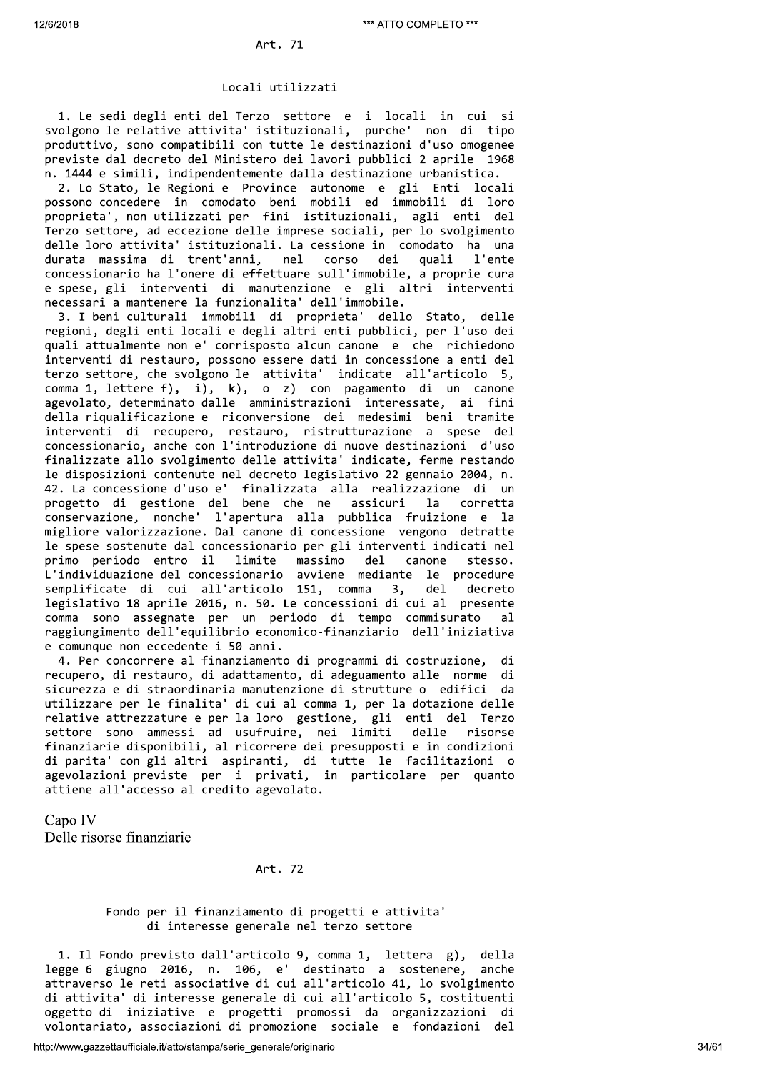Art. 71

Locali utilizzati

1. Le sedi degli enti del Terzo settore e i locali in cui si svolgono le relative attivita' istituzionali, purche' non di tipo produttivo, sono compatibili con tutte le destinazioni d'uso omogenee previste dal decreto del Ministero dei lavori pubblici 2 aprile 1968 n. 1444 e simili, indipendentemente dalla destinazione urbanistica.

2. Lo Stato, le Regioni e Province autonome e gli Enti locali possono concedere in comodato beni mobili ed immobili di loro proprieta', non utilizzati per fini istituzionali, agli enti del Terzo settore, ad eccezione delle imprese sociali, per lo svolgimento delle loro attivita' istituzionali. La cessione in comodato ha una durata massima di trent'anni, nel corso dei quali l'ente concessionario ha l'onere di effettuare sull'immobile, a proprie cura e spese, gli interventi di manutenzione e gli altri interventi necessari a mantenere la funzionalita' dell'immobile.

3. I beni culturali immobili di proprieta' dello Stato, delle regioni, degli enti locali e degli altri enti pubblici, per l'uso dei quali attualmente non e' corrisposto alcun canone e che richiedono interventi di restauro, possono essere dati in concessione a enti del terzo settore, che svolgono le attivita' indicate all'articolo 5, comma 1, lettere f), i), k), o z) con pagamento di un canone agevolato, determinato dalle amministrazioni interessate, ai fini della riqualificazione e riconversione dei medesimi beni tramite interventi di recupero, restauro, ristrutturazione a spese del concessionario, anche con l'introduzione di nuove destinazioni d'uso finalizzate allo svolgimento delle attivita' indicate, ferme restando le disposizioni contenute nel decreto legislativo 22 gennaio 2004, n. 42. La concessione d'uso e' finalizzata alla realizzazione di un progetto di gestione del bene che ne assicuri la corretta conservazione, nonche' l'apertura alla pubblica fruizione e la migliore valorizzazione. Dal canone di concessione vengono detratte le spese sostenute dal concessionario per gli interventi indicati nel primo periodo entro il limite massimo del canone stesso. L'individuazione del concessionario avviene mediante le procedure semplificate di cui all'articolo 151, comma 3, del decreto legislativo 18 aprile 2016, n. 50. Le concessioni di cui al presente comma sono assegnate per un periodo di tempo commisurato al raggiungimento dell'equilibrio economico-finanziario dell'iniziativa e comunque non eccedente i 50 anni.

4. Per concorrere al finanziamento di programmi di costruzione, di recupero, di restauro, di adattamento, di adeguamento alle norme di sicurezza e di straordinaria manutenzione di strutture o edifici da utilizzare per le finalita' di cui al comma 1, per la dotazione delle relative attrezzature e per la loro gestione, gli enti del Terzo settore sono ammessi ad usufruire, nei limiti delle risorse finanziarie disponibili, al ricorrere dei presupposti e in condizioni di parita' con gli altri aspiranti, di tutte le facilitazioni o agevolazioni previste per i privati, in particolare per quanto attiene all'accesso al credito agevolato.

## Capo IV
## Delle risorse finanziarie

Art. 72

Fondo per il finanziamento di progetti e attivita' di interesse generale nel terzo settore

1. Il Fondo previsto dall'articolo 9, comma 1, lettera g), della legge 6 giugno 2016, n. 106, e' destinato a sostenere, anche attraverso le reti associative di cui all'articolo 41, lo svolgimento di attivita' di interesse generale di cui all'articolo 5, costituenti oggetto di iniziative e progetti promossi da organizzazioni di volontariato, associazioni di promozione sociale e fondazioni del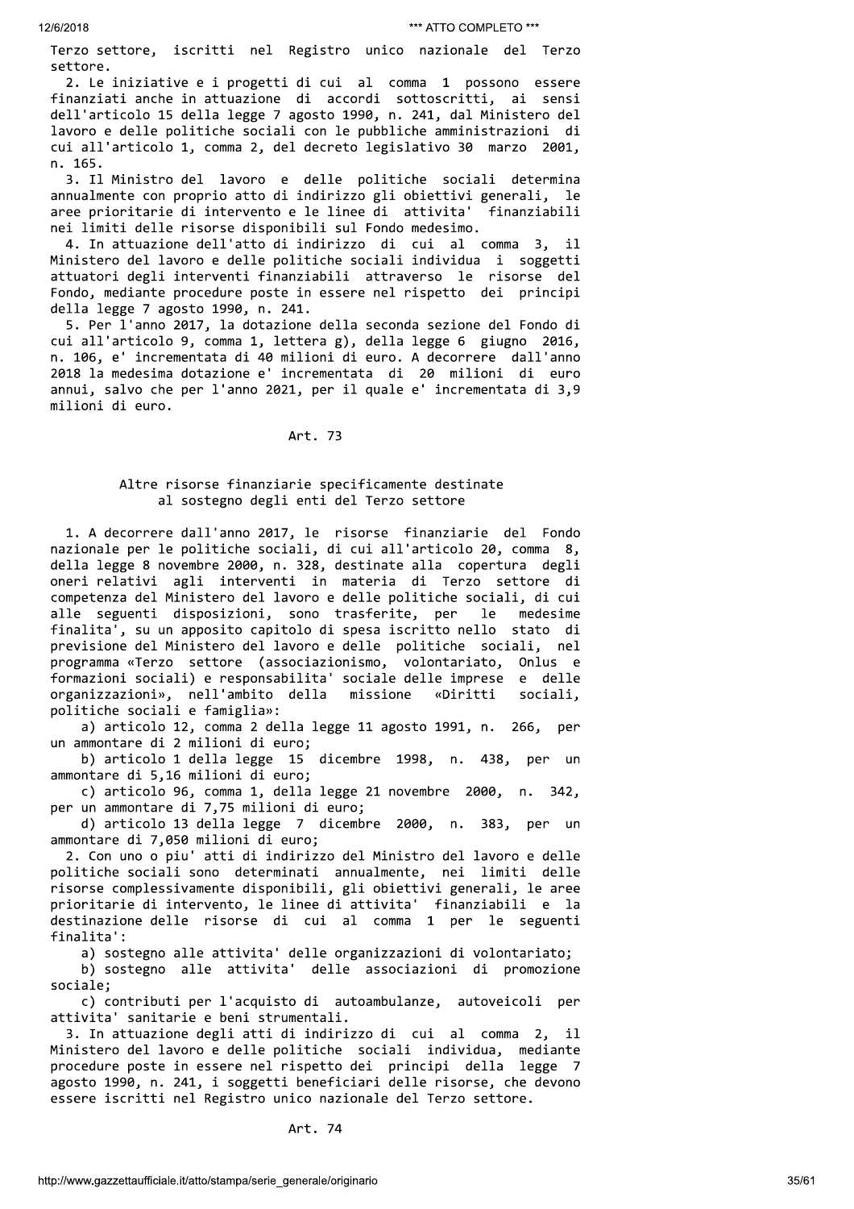Terzo settore, iscritti nel Registro unico nazionale del Terzo settore.

2. Le iniziative e i progetti di cui al comma 1 possono essere finanziati anche in attuazione di accordi sottoscritti, ai sensi dell'articolo 15 della legge 7 agosto 1990, n. 241, dal Ministero del lavoro e delle politiche sociali con le pubbliche amministrazioni di cui all'articolo 1, comma 2, del decreto legislativo 30 marzo 2001, n. 165.

3. Il Ministro del lavoro e delle politiche sociali determina annualmente con proprio atto di indirizzo gli obiettivi generali, le aree prioritarie di intervento e le linee di attivita' finanziabili nei limiti delle risorse disponibili sul Fondo medesimo.

4. In attuazione dell'atto di indirizzo di cui al comma 3, il Ministero del lavoro e delle politiche sociali individua i soggetti attuatori degli interventi finanziabili attraverso le risorse del Fondo, mediante procedure poste in essere nel rispetto dei principi della legge 7 agosto 1990, n. 241.

5. Per l'anno 2017, la dotazione della seconda sezione del Fondo di cui all'articolo 9, comma 1, lettera g), della legge 6 giugno 2016, n. 106, e' incrementata di 40 milioni di euro. A decorrere dall'anno 2018 la medesima dotazione e' incrementata di 20 milioni di euro annui, salvo che per l'anno 2021, per il quale e' incrementata di 3,9 milioni di euro.

## Art. 73

### Altre risorse finanziarie specificamente destinate al sostegno degli enti del Terzo settore

1. A decorrere dall'anno 2017, le risorse finanziarie del Fondo nazionale per le politiche sociali, di cui all'articolo 20, comma 8, della legge 8 novembre 2000, n. 328, destinate alla copertura degli oneri relativi agli interventi in materia di Terzo settore di competenza del Ministero del lavoro e delle politiche sociali, di cui alle seguenti disposizioni, sono trasferite, per le medesime finalita', su un apposito capitolo di spesa iscritto nello stato di previsione del Ministero del lavoro e delle politiche sociali, nel programma «Terzo settore (associazionismo, volontariato, Onlus e formazioni sociali) e responsabilita' sociale delle imprese e delle organizzazioni», nell'ambito della missione «Diritti sociali, politiche sociali e famiglia»:

a) articolo 12, comma 2 della legge 11 agosto 1991, n. 266, per un ammontare di 2 milioni di euro;

b) articolo 1 della legge 15 dicembre 1998, n. 438, per un ammontare di 5,16 milioni di euro;

c) articolo 96, comma 1, della legge 21 novembre 2000, n. 342, per un ammontare di 7,75 milioni di euro;

d) articolo 13 della legge 7 dicembre 2000, n. 383, per un ammontare di 7,050 milioni di euro;

2. Con uno o piu' atti di indirizzo del Ministro del lavoro e delle politiche sociali sono determinati annualmente, nei limiti delle risorse complessivamente disponibili, gli obiettivi generali, le aree prioritarie di intervento, le linee di attivita' finanziabili e la destinazione delle risorse di cui al comma 1 per le seguenti finalita':

a) sostegno alle attivita' delle organizzazioni di volontariato;

b) sostegno alle attivita' delle associazioni di promozione sociale;

c) contributi per l'acquisto di autoambulanze, autoveicoli per attivita' sanitarie e beni strumentali.

3. In attuazione degli atti di indirizzo di cui al comma 2, il Ministero del lavoro e delle politiche sociali individua, mediante procedure poste in essere nel rispetto dei principi della legge 7 agosto 1990, n. 241, i soggetti beneficiari delle risorse, che devono essere iscritti nel Registro unico nazionale del Terzo settore.

## Art. 74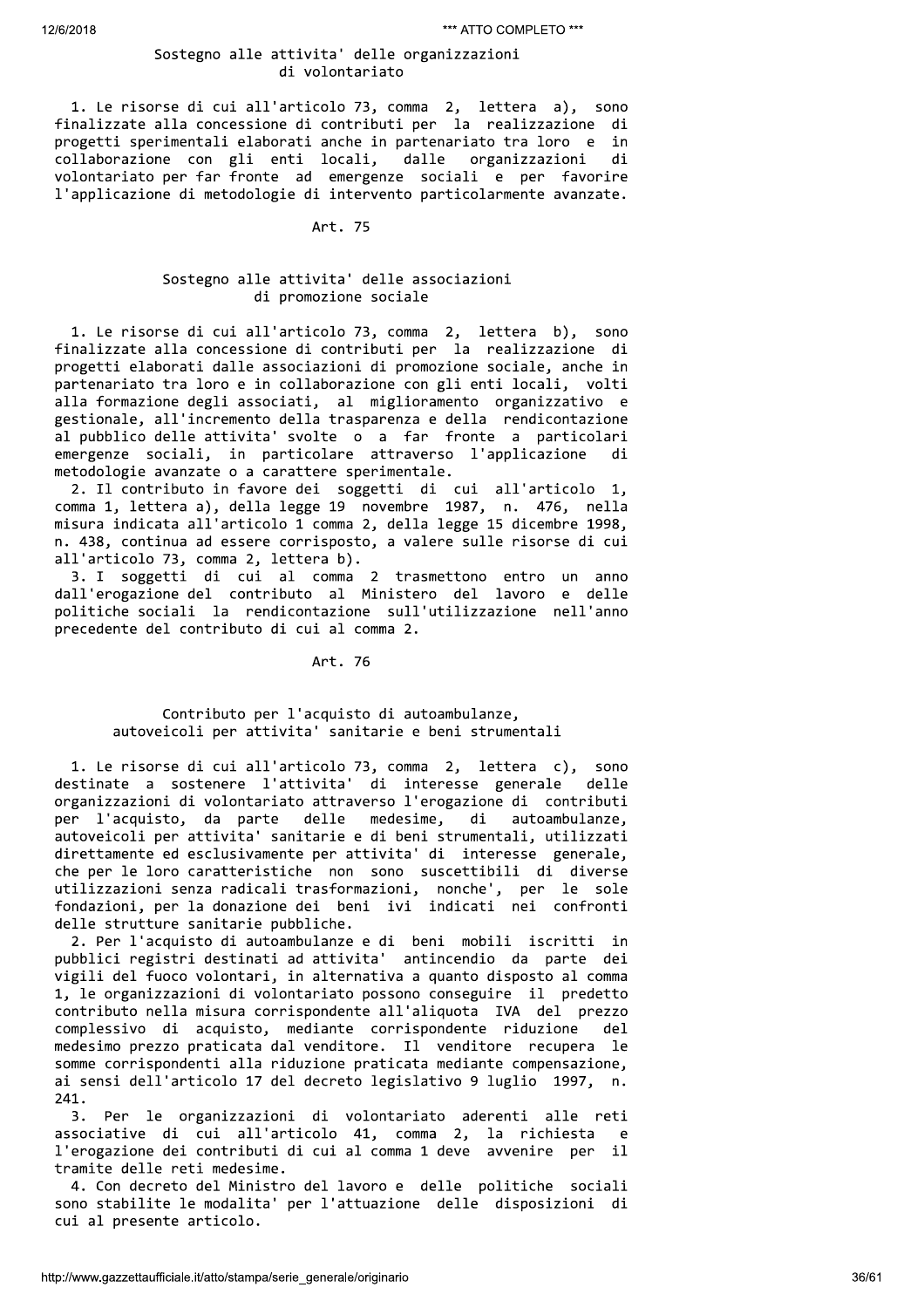### Sostegno alle attivita' delle organizzazioni di volontariato

1. Le risorse di cui all'articolo 73, comma 2, lettera a), sono finalizzate alla concessione di contributi per la realizzazione di progetti sperimentali elaborati anche in partenariato tra loro e in collaborazione con gli enti locali, dalle organizzazioni di volontariato per far fronte ad emergenze sociali e per favorire l'applicazione di metodologie di intervento particolarmente avanzate.

## Art. 75

### Sostegno alle attivita' delle associazioni di promozione sociale

1. Le risorse di cui all'articolo 73, comma 2, lettera b), sono finalizzate alla concessione di contributi per la realizzazione di progetti elaborati dalle associazioni di promozione sociale, anche in partenariato tra loro e in collaborazione con gli enti locali, volti alla formazione degli associati, al miglioramento organizzativo e gestionale, all'incremento della trasparenza e della rendicontazione al pubblico delle attivita' svolte o a far fronte a particolari emergenze sociali, in particolare attraverso l'applicazione di metodologie avanzate o a carattere sperimentale.

2. Il contributo in favore dei soggetti di cui all'articolo 1, comma 1, lettera a), della legge 19 novembre 1987, n. 476, nella misura indicata all'articolo 1 comma 2, della legge 15 dicembre 1998, n. 438, continua ad essere corrisposto, a valere sulle risorse di cui all'articolo 73, comma 2, lettera b).

3. I soggetti di cui al comma 2 trasmettono entro un anno dall'erogazione del contributo al Ministero del lavoro e delle politiche sociali la rendicontazione sull'utilizzazione nell'anno precedente del contributo di cui al comma 2.

## Art. 76

### Contributo per l'acquisto di autoambulanze, autoveicoli per attivita' sanitarie e beni strumentali

1. Le risorse di cui all'articolo 73, comma 2, lettera c), sono destinate a sostenere l'attivita' di interesse generale delle organizzazioni di volontariato attraverso l'erogazione di contributi per l'acquisto, da parte delle medesime, di autoambulanze, autoveicoli per attivita' sanitarie e di beni strumentali, utilizzati direttamente ed esclusivamente per attivita' di interesse generale, che per le loro caratteristiche non sono suscettibili di diverse utilizzazioni senza radicali trasformazioni, nonche', per le sole fondazioni, per la donazione dei beni ivi indicati nei confronti delle strutture sanitarie pubbliche.

2. Per l'acquisto di autoambulanze e di beni mobili iscritti in pubblici registri destinati ad attivita' antincendio da parte dei vigili del fuoco volontari, in alternativa a quanto disposto al comma 1, le organizzazioni di volontariato possono conseguire il predetto contributo nella misura corrispondente all'aliquota IVA del prezzo complessivo di acquisto, mediante corrispondente riduzione del medesimo prezzo praticata dal venditore. Il venditore recupera le somme corrispondenti alla riduzione praticata mediante compensazione, ai sensi dell'articolo 17 del decreto legislativo 9 luglio 1997, n. 241.

3. Per le organizzazioni di volontariato aderenti alle reti associative di cui all'articolo 41, comma 2, la richiesta e l'erogazione dei contributi di cui al comma 1 deve avvenire per il tramite delle reti medesime.

4. Con decreto del Ministro del lavoro e delle politiche sociali sono stabilite le modalita' per l'attuazione delle disposizioni di cui al presente articolo.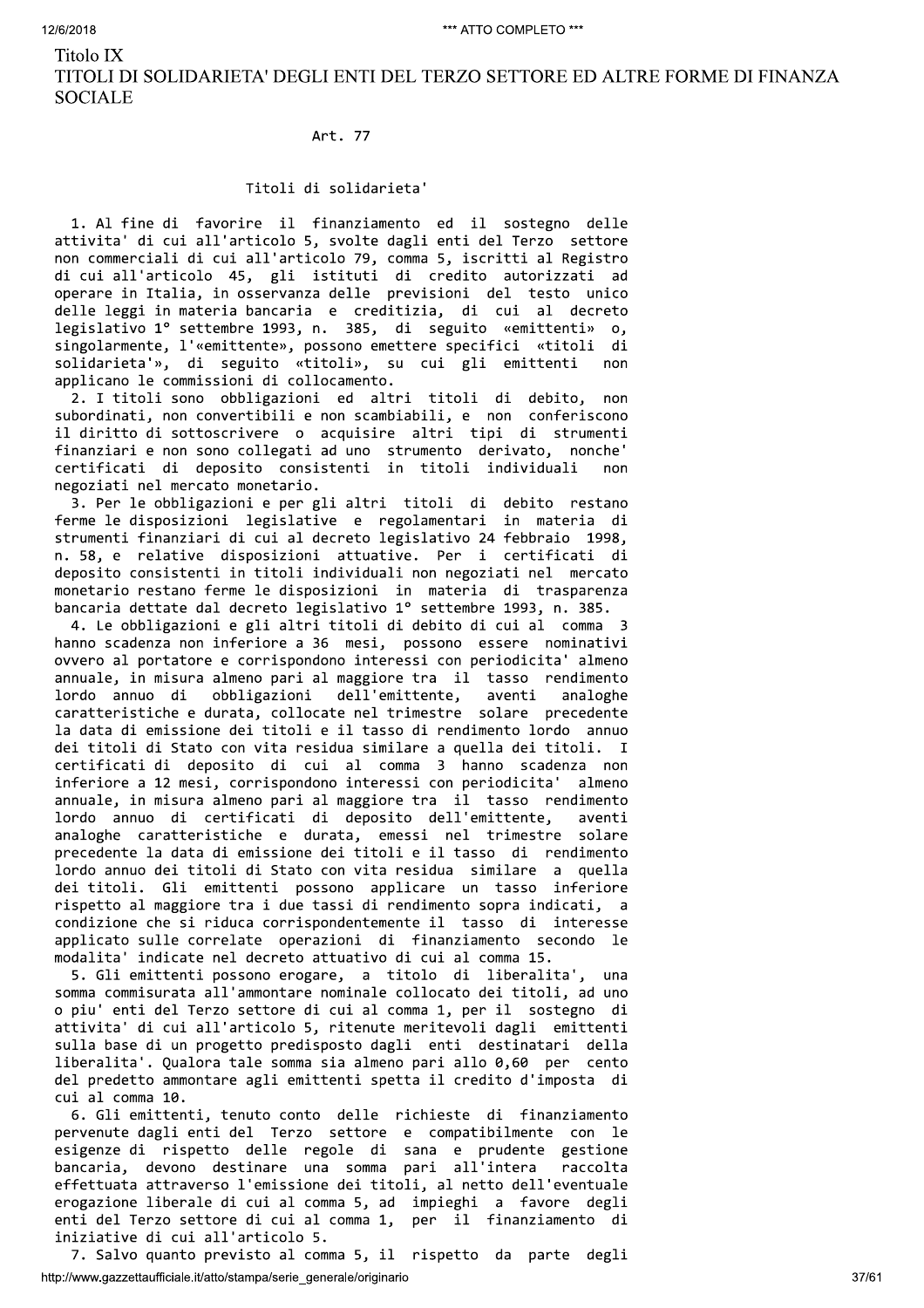# Titolo IX

# TITOLI DI SOLIDARIETA' DEGLI ENTI DEL TERZO SETTORE ED ALTRE FORME DI FINANZA SOCIALE

## Art. 77

### Titoli di solidarieta'

1. Al fine di favorire il finanziamento ed il sostegno delle attivita' di cui all'articolo 5, svolte dagli enti del Terzo settore non commerciali di cui all'articolo 79, comma 5, iscritti al Registro di cui all'articolo 45, gli istituti di credito autorizzati ad operare in Italia, in osservanza delle previsioni del testo unico delle leggi in materia bancaria e creditizia, di cui al decreto legislativo 1° settembre 1993, n. 385, di seguito «emittenti» o, singolarmente, l'«emittente», possono emettere specifici «titoli di solidarieta'», di seguito «titoli», su cui gli emittenti non applicano le commissioni di collocamento.

2. I titoli sono obbligazioni ed altri titoli di debito, non subordinati, non convertibili e non scambiabili, e non conferiscono il diritto di sottoscrivere o acquisire altri tipi di strumenti finanziari e non sono collegati ad uno strumento derivato, nonche' certificati di deposito consistenti in titoli individuali non negoziati nel mercato monetario.

3. Per le obbligazioni e per gli altri titoli di debito restano ferme le disposizioni legislative e regolamentari in materia di strumenti finanziari di cui al decreto legislativo 24 febbraio 1998, n. 58, e relative disposizioni attuative. Per i certificati di deposito consistenti in titoli individuali non negoziati nel mercato monetario restano ferme le disposizioni in materia di trasparenza bancaria dettate dal decreto legislativo 1° settembre 1993, n. 385.

4. Le obbligazioni e gli altri titoli di debito di cui al comma 3 hanno scadenza non inferiore a 36 mesi, possono essere nominativi ovvero al portatore e corrispondono interessi con periodicita' almeno annuale, in misura almeno pari al maggiore tra il tasso rendimento lordo annuo di obbligazioni dell'emittente, aventi analoghe caratteristiche e durata, collocate nel trimestre solare precedente la data di emissione dei titoli e il tasso di rendimento lordo annuo dei titoli di Stato con vita residua similare a quella dei titoli. I certificati di deposito di cui al comma 3 hanno scadenza non inferiore a 12 mesi, corrispondono interessi con periodicita' almeno annuale, in misura almeno pari al maggiore tra il tasso rendimento lordo annuo di certificati di deposito dell'emittente, aventi analoghe caratteristiche e durata, emessi nel trimestre solare precedente la data di emissione dei titoli e il tasso di rendimento lordo annuo dei titoli di Stato con vita residua similare a quella dei titoli. Gli emittenti possono applicare un tasso inferiore rispetto al maggiore tra i due tassi di rendimento sopra indicati, a condizione che si riduca corrispondentemente il tasso di interesse applicato sulle correlate operazioni di finanziamento secondo le modalita' indicate nel decreto attuativo di cui al comma 15.

5. Gli emittenti possono erogare, a titolo di liberalita', una somma commisurata all'ammontare nominale collocato dei titoli, ad uno o piu' enti del Terzo settore di cui al comma 1, per il sostegno di attivita' di cui all'articolo 5, ritenute meritevoli dagli emittenti sulla base di un progetto predisposto dagli enti destinatari della liberalita'. Qualora tale somma sia almeno pari allo 0,60 per cento del predetto ammontare agli emittenti spetta il credito d'imposta di cui al comma 10.

6. Gli emittenti, tenuto conto delle richieste di finanziamento pervenute dagli enti del Terzo settore e compatibilmente con le esigenze di rispetto delle regole di sana e prudente gestione bancaria, devono destinare una somma pari all'intera raccolta effettuata attraverso l'emissione dei titoli, al netto dell'eventuale erogazione liberale di cui al comma 5, ad impieghi a favore degli enti del Terzo settore di cui al comma 1, per il finanziamento di iniziative di cui all'articolo 5.

7. Salvo quanto previsto al comma 5, il rispetto da parte degli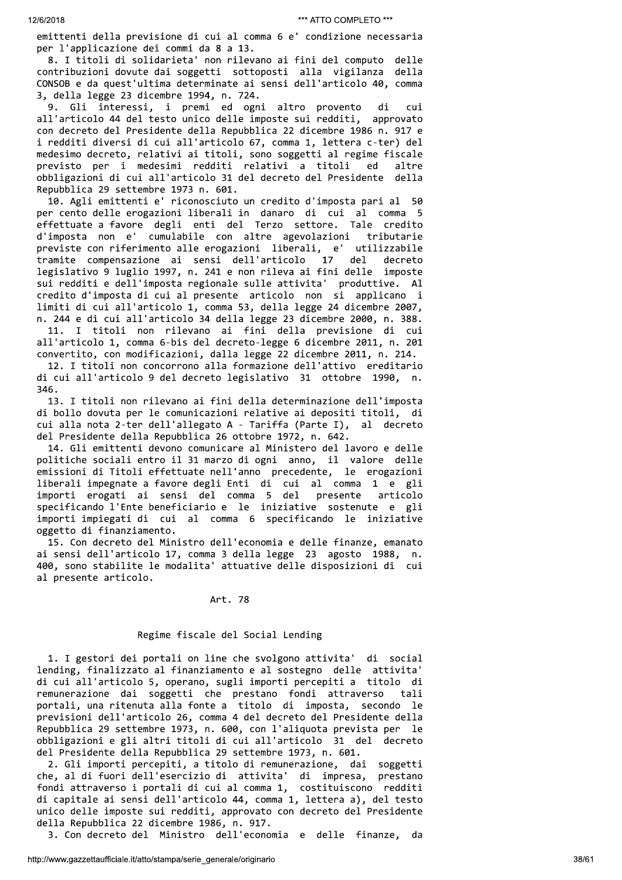emittenti della previsione di cui al comma 6 e' condizione necessaria per l'applicazione dei commi da 8 a 13.

8. I titoli di solidarieta' non rilevano ai fini del computo delle contribuzioni dovute dai soggetti sottoposti alla vigilanza della CONSOB e da quest'ultima determinate ai sensi dell'articolo 40, comma 3, della legge 23 dicembre 1994, n. 724.

9. Gli interessi, i premi ed ogni altro provento di cui all'articolo 44 del testo unico delle imposte sui redditi, approvato con decreto del Presidente della Repubblica 22 dicembre 1986 n. 917 e i redditi diversi di cui all'articolo 67, comma 1, lettera c-ter) del medesimo decreto, relativi ai titoli, sono soggetti al regime fiscale previsto per i medesimi redditi relativi a titoli ed altre obbligazioni di cui all'articolo 31 del decreto del Presidente della Repubblica 29 settembre 1973 n. 601.

10. Agli emittenti e' riconosciuto un credito d'imposta pari al 50 per cento delle erogazioni liberali in danaro di cui al comma 5 effettuate a favore degli enti del Terzo settore. Tale credito d'imposta non e' cumulabile con altre agevolazioni tributarie previste con riferimento alle erogazioni liberali, e' utilizzabile tramite compensazione ai sensi dell'articolo 17 del decreto legislativo 9 luglio 1997, n. 241 e non rileva ai fini delle imposte sui redditi e dell'imposta regionale sulle attivita' produttive. Al credito d'imposta di cui al presente articolo non si applicano i limiti di cui all'articolo 1, comma 53, della legge 24 dicembre 2007, n. 244 e di cui all'articolo 34 della legge 23 dicembre 2000, n. 388.

11. I titoli non rilevano ai fini della previsione di cui all'articolo 1, comma 6-bis del decreto-legge 6 dicembre 2011, n. 201 convertito, con modificazioni, dalla legge 22 dicembre 2011, n. 214.

12. I titoli non concorrono alla formazione dell'attivo ereditario di cui all'articolo 9 del decreto legislativo 31 ottobre 1990, n. 346.

13. I titoli non rilevano ai fini della determinazione dell'imposta di bollo dovuta per le comunicazioni relative ai depositi titoli, di cui alla nota 2-ter dell'allegato A - Tariffa (Parte I), al decreto del Presidente della Repubblica 26 ottobre 1972, n. 642.

14. Gli emittenti devono comunicare al Ministero del lavoro e delle politiche sociali entro il 31 marzo di ogni anno, il valore delle emissioni di Titoli effettuate nell'anno precedente, le erogazioni liberali impegnate a favore degli Enti di cui al comma 1 e gli importi erogati ai sensi del comma 5 del presente articolo specificando l'Ente beneficiario e le iniziative sostenute e gli importi impiegati di cui al comma 6 specificando le iniziative oggetto di finanziamento.

15. Con decreto del Ministro dell'economia e delle finanze, emanato ai sensi dell'articolo 17, comma 3 della legge 23 agosto 1988, n. 400, sono stabilite le modalita' attuative delle disposizioni di cui al presente articolo.

## Art. 78

### Regime fiscale del Social Lending

1. I gestori dei portali on line che svolgono attivita' di social lending, finalizzato al finanziamento e al sostegno delle attivita' di cui all'articolo 5, operano, sugli importi percepiti a titolo di remunerazione dai soggetti che prestano fondi attraverso tali portali, una ritenuta alla fonte a titolo di imposta, secondo le previsioni dell'articolo 26, comma 4 del decreto del Presidente della Repubblica 29 settembre 1973, n. 600, con l'aliquota prevista per le obbligazioni e gli altri titoli di cui all'articolo 31 del decreto del Presidente della Repubblica 29 settembre 1973, n. 601.

2. Gli importi percepiti, a titolo di remunerazione, dai soggetti che, al di fuori dell'esercizio di attivita' di impresa, prestano fondi attraverso i portali di cui al comma 1, costituiscono redditi di capitale ai sensi dell'articolo 44, comma 1, lettera a), del testo unico delle imposte sui redditi, approvato con decreto del Presidente della Repubblica 22 dicembre 1986, n. 917.

3. Con decreto del Ministro dell'economia e delle finanze, da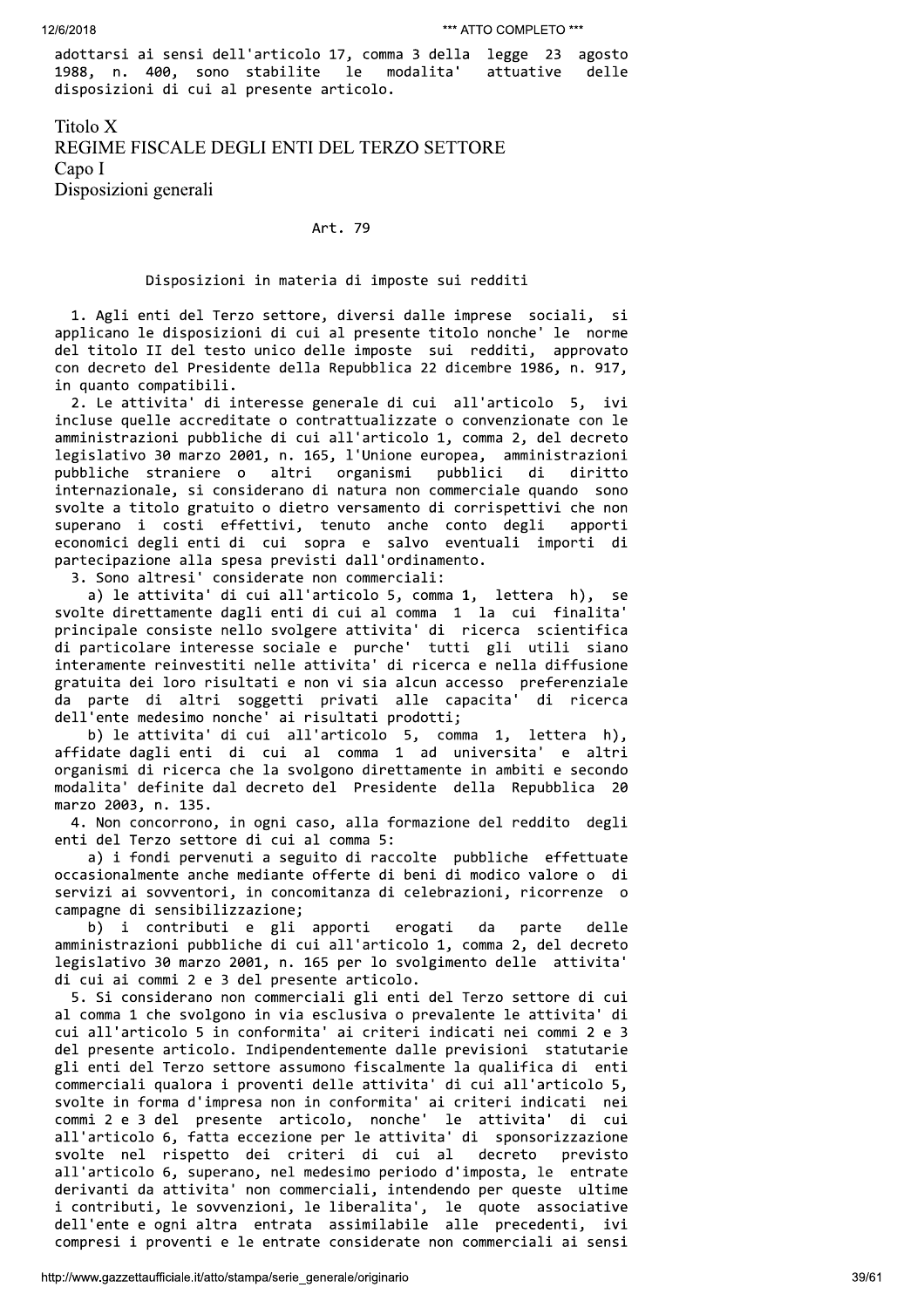adottarsi ai sensi dell'articolo 17, comma 3 della legge 23 agosto 1988, n. 400, sono stabilite le modalita' attuative delle disposizioni di cui al presente articolo.

# Titolo X
# REGIME FISCALE DEGLI ENTI DEL TERZO SETTORE
## Capo I
## Disposizioni generali

### Art. 79

### Disposizioni in materia di imposte sui redditi

1. Agli enti del Terzo settore, diversi dalle imprese sociali, si applicano le disposizioni di cui al presente titolo nonche' le norme del titolo II del testo unico delle imposte sui redditi, approvato con decreto del Presidente della Repubblica 22 dicembre 1986, n. 917, in quanto compatibili.

2. Le attivita' di interesse generale di cui all'articolo 5, ivi incluse quelle accreditate o contrattualizzate o convenzionate con le amministrazioni pubbliche di cui all'articolo 1, comma 2, del decreto legislativo 30 marzo 2001, n. 165, l'Unione europea, amministrazioni pubbliche straniere o altri organismi pubblici di diritto internazionale, si considerano di natura non commerciale quando sono svolte a titolo gratuito o dietro versamento di corrispettivi che non superano i costi effettivi, tenuto anche conto degli apporti economici degli enti di cui sopra e salvo eventuali importi di partecipazione alla spesa previsti dall'ordinamento.

3. Sono altresi' considerate non commerciali:

a) le attivita' di cui all'articolo 5, comma 1, lettera h), se svolte direttamente dagli enti di cui al comma 1 la cui finalita' principale consiste nello svolgere attivita' di ricerca scientifica di particolare interesse sociale e purche' tutti gli utili siano interamente reinvestiti nelle attivita' di ricerca e nella diffusione gratuita dei loro risultati e non vi sia alcun accesso preferenziale da parte di altri soggetti privati alle capacita' di ricerca dell'ente medesimo nonche' ai risultati prodotti;

b) le attivita' di cui all'articolo 5, comma 1, lettera h), affidate dagli enti di cui al comma 1 ad universita' e altri organismi di ricerca che la svolgono direttamente in ambiti e secondo modalita' definite dal decreto del Presidente della Repubblica 20 marzo 2003, n. 135.

4. Non concorrono, in ogni caso, alla formazione del reddito degli enti del Terzo settore di cui al comma 5:

a) i fondi pervenuti a seguito di raccolte pubbliche effettuate occasionalmente anche mediante offerte di beni di modico valore o di servizi ai sovventori, in concomitanza di celebrazioni, ricorrenze o campagne di sensibilizzazione;

b) i contributi e gli apporti erogati da parte delle amministrazioni pubbliche di cui all'articolo 1, comma 2, del decreto legislativo 30 marzo 2001, n. 165 per lo svolgimento delle attivita' di cui ai commi 2 e 3 del presente articolo.

5. Si considerano non commerciali gli enti del Terzo settore di cui al comma 1 che svolgono in via esclusiva o prevalente le attivita' di cui all'articolo 5 in conformita' ai criteri indicati nei commi 2 e 3 del presente articolo. Indipendentemente dalle previsioni statutarie gli enti del Terzo settore assumono fiscalmente la qualifica di enti commerciali qualora i proventi delle attivita' di cui all'articolo 5, svolte in forma d'impresa non in conformita' ai criteri indicati nei commi 2 e 3 del presente articolo, nonche' le attivita' di cui all'articolo 6, fatta eccezione per le attivita' di sponsorizzazione svolte nel rispetto dei criteri di cui al decreto previsto all'articolo 6, superano, nel medesimo periodo d'imposta, le entrate derivanti da attivita' non commerciali, intendendo per queste ultime i contributi, le sovvenzioni, le liberalita', le quote associative dell'ente e ogni altra entrata assimilabile alle precedenti, ivi compresi i proventi e le entrate considerate non commerciali ai sensi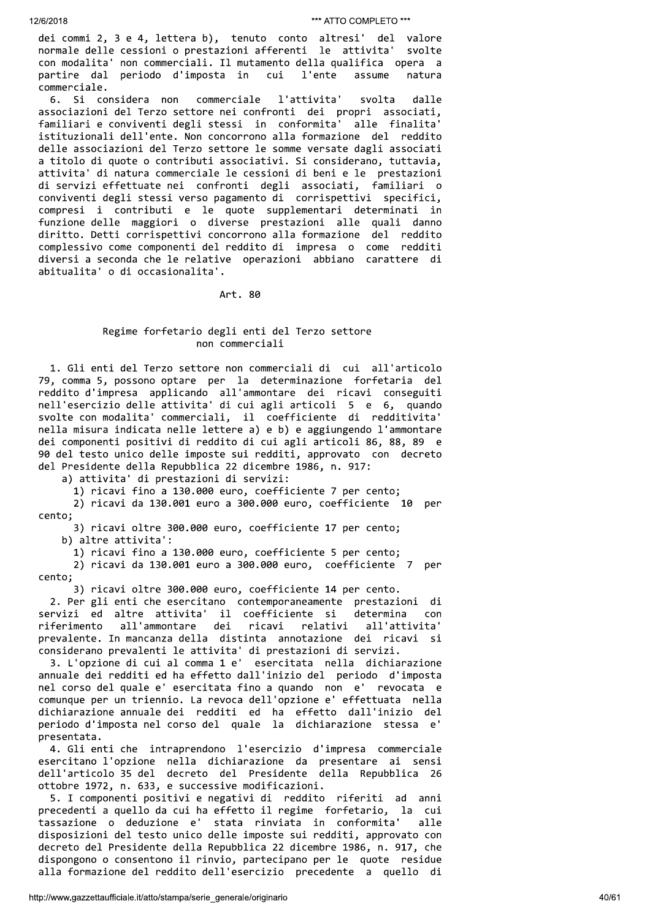dei commi 2, 3 e 4, lettera b), tenuto conto altresi' del valore normale delle cessioni o prestazioni afferenti le attivita' svolte con modalita' non commerciali. Il mutamento della qualifica opera a partire dal periodo d'imposta in cui l'ente assume natura commerciale.

6. Si considera non commerciale l'attivita' svolta dalle associazioni del Terzo settore nei confronti dei propri associati, familiari e conviventi degli stessi in conformita' alle finalita' istituzionali dell'ente. Non concorrono alla formazione del reddito delle associazioni del Terzo settore le somme versate dagli associati a titolo di quote o contributi associativi. Si considerano, tuttavia, attivita' di natura commerciale le cessioni di beni e le prestazioni di servizi effettuate nei confronti degli associati, familiari o conviventi degli stessi verso pagamento di corrispettivi specifici, compresi i contributi e le quote supplementari determinati in funzione delle maggiori o diverse prestazioni alle quali danno diritto. Detti corrispettivi concorrono alla formazione del reddito complessivo come componenti del reddito di impresa o come redditi diversi a seconda che le relative operazioni abbiano carattere di abitualita' o di occasionalita'.

Art. 80

Regime forfetario degli enti del Terzo settore non commerciali

1. Gli enti del Terzo settore non commerciali di cui all'articolo 79, comma 5, possono optare per la determinazione forfetaria del reddito d'impresa applicando all'ammontare dei ricavi conseguiti nell'esercizio delle attivita' di cui agli articoli 5 e 6, quando svolte con modalita' commerciali, il coefficiente di redditivita' nella misura indicata nelle lettere a) e b) e aggiungendo l'ammontare dei componenti positivi di reddito di cui agli articoli 86, 88, 89 e 90 del testo unico delle imposte sui redditi, approvato con decreto del Presidente della Repubblica 22 dicembre 1986, n. 917:

a) attivita' di prestazioni di servizi:
   1) ricavi fino a 130.000 euro, coefficiente 7 per cento;
   2) ricavi da 130.001 euro a 300.000 euro, coefficiente 10 per cento;
   3) ricavi oltre 300.000 euro, coefficiente 17 per cento;

b) altre attivita':
   1) ricavi fino a 130.000 euro, coefficiente 5 per cento;
   2) ricavi da 130.001 euro a 300.000 euro, coefficiente 7 per cento;
   3) ricavi oltre 300.000 euro, coefficiente 14 per cento.

2. Per gli enti che esercitano contemporaneamente prestazioni di servizi ed altre attivita' il coefficiente si determina con riferimento all'ammontare dei ricavi relativi all'attivita' prevalente. In mancanza della distinta annotazione dei ricavi si considerano prevalenti le attivita' di prestazioni di servizi.

3. L'opzione di cui al comma 1 e' esercitata nella dichiarazione annuale dei redditi ed ha effetto dall'inizio del periodo d'imposta nel corso del quale e' esercitata fino a quando non e' revocata e comunque per un triennio. La revoca dell'opzione e' effettuata nella dichiarazione annuale dei redditi ed ha effetto dall'inizio del periodo d'imposta nel corso del quale la dichiarazione stessa e' presentata.

4. Gli enti che intraprendono l'esercizio d'impresa commerciale esercitano l'opzione nella dichiarazione da presentare ai sensi dell'articolo 35 del decreto del Presidente della Repubblica 26 ottobre 1972, n. 633, e successive modificazioni.

5. I componenti positivi e negativi di reddito riferiti ad anni precedenti a quello da cui ha effetto il regime forfetario, la cui tassazione o deduzione e' stata rinviata in conformita' alle disposizioni del testo unico delle imposte sui redditi, approvato con decreto del Presidente della Repubblica 22 dicembre 1986, n. 917, che dispongono o consentono il rinvio, partecipano per le quote residue alla formazione del reddito dell'esercizio precedente a quello di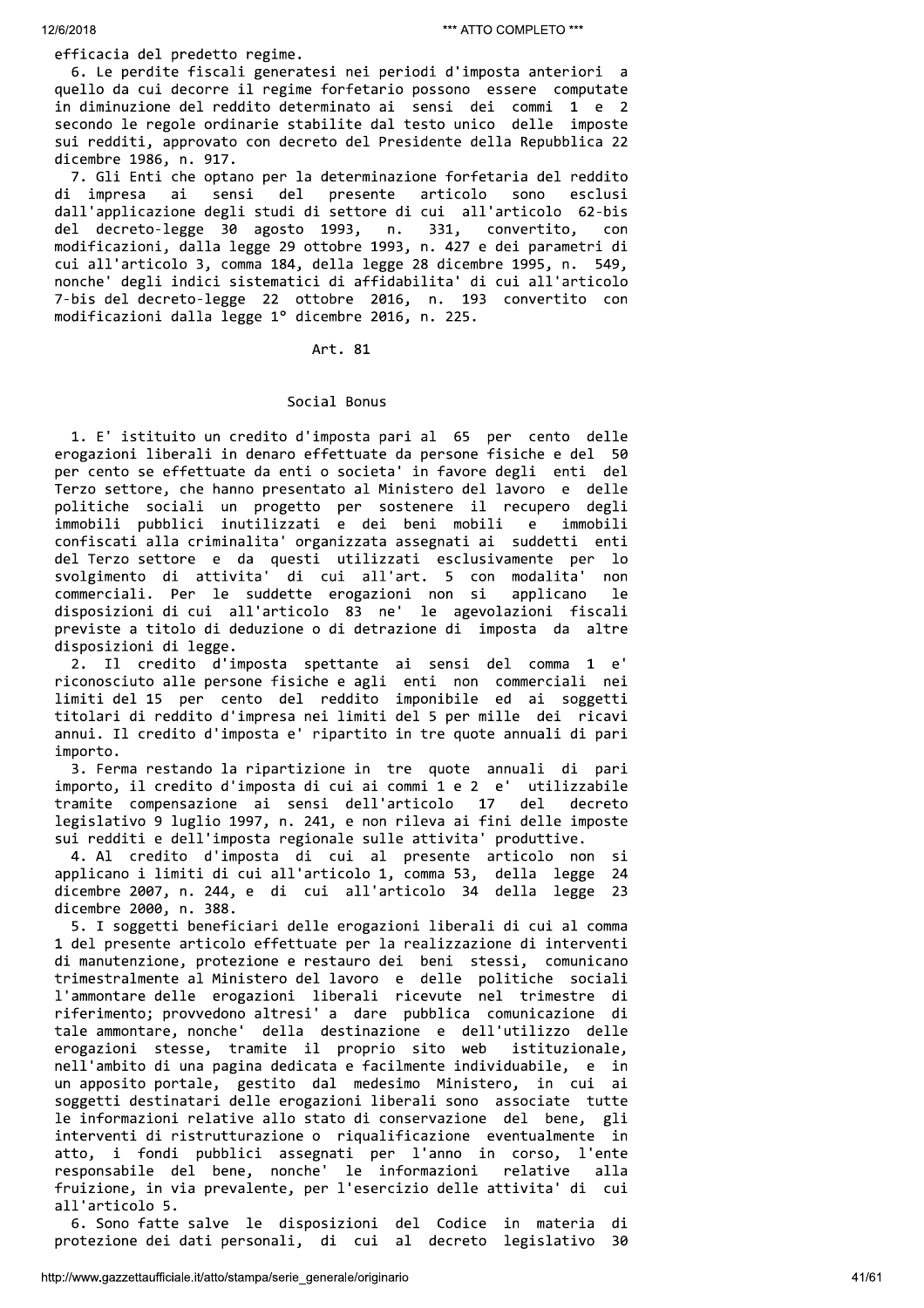efficacia del predetto regime.

6. Le perdite fiscali generatesi nei periodi d'imposta anteriori a quello da cui decorre il regime forfetario possono essere computate in diminuzione del reddito determinato ai sensi dei commi 1 e 2 secondo le regole ordinarie stabilite dal testo unico delle imposte sui redditi, approvato con decreto del Presidente della Repubblica 22 dicembre 1986, n. 917.

7. Gli Enti che optano per la determinazione forfetaria del reddito di impresa ai sensi del presente articolo sono esclusi dall'applicazione degli studi di settore di cui all'articolo 62-bis del decreto-legge 30 agosto 1993, n. 331, convertito, con modificazioni, dalla legge 29 ottobre 1993, n. 427 e dei parametri di cui all'articolo 3, comma 184, della legge 28 dicembre 1995, n. 549, nonche' degli indici sistematici di affidabilita' di cui all'articolo 7-bis del decreto-legge 22 ottobre 2016, n. 193 convertito con modificazioni dalla legge 1° dicembre 2016, n. 225.

## Art. 81

### Social Bonus

1. E' istituito un credito d'imposta pari al 65 per cento delle erogazioni liberali in denaro effettuate da persone fisiche e del 50 per cento se effettuate da enti o societa' in favore degli enti del Terzo settore, che hanno presentato al Ministero del lavoro e delle politiche sociali un progetto per sostenere il recupero degli immobili pubblici inutilizzati e dei beni mobili e immobili confiscati alla criminalita' organizzata assegnati ai suddetti enti del Terzo settore e da questi utilizzati esclusivamente per lo svolgimento di attivita' di cui all'art. 5 con modalita' non commerciali. Per le suddette erogazioni non si applicano le disposizioni di cui all'articolo 83 ne' le agevolazioni fiscali previste a titolo di deduzione o di detrazione di imposta da altre disposizioni di legge.

2. Il credito d'imposta spettante ai sensi del comma 1 e' riconosciuto alle persone fisiche e agli enti non commerciali nei limiti del 15 per cento del reddito imponibile ed ai soggetti titolari di reddito d'impresa nei limiti del 5 per mille dei ricavi annui. Il credito d'imposta e' ripartito in tre quote annuali di pari importo.

3. Ferma restando la ripartizione in tre quote annuali di pari importo, il credito d'imposta di cui ai commi 1 e 2 e' utilizzabile tramite compensazione ai sensi dell'articolo 17 del decreto legislativo 9 luglio 1997, n. 241, e non rileva ai fini delle imposte sui redditi e dell'imposta regionale sulle attivita' produttive.

4. Al credito d'imposta di cui al presente articolo non si applicano i limiti di cui all'articolo 1, comma 53, della legge 24 dicembre 2007, n. 244, e di cui all'articolo 34 della legge 23 dicembre 2000, n. 388.

5. I soggetti beneficiari delle erogazioni liberali di cui al comma 1 del presente articolo effettuate per la realizzazione di interventi di manutenzione, protezione e restauro dei beni stessi, comunicano trimestralmente al Ministero del lavoro e delle politiche sociali l'ammontare delle erogazioni liberali ricevute nel trimestre di riferimento; provvedono altresi' a dare pubblica comunicazione di tale ammontare, nonche' della destinazione e dell'utilizzo delle erogazioni stesse, tramite il proprio sito web istituzionale, nell'ambito di una pagina dedicata e facilmente individuabile, e in un apposito portale, gestito dal medesimo Ministero, in cui ai soggetti destinatari delle erogazioni liberali sono associate tutte le informazioni relative allo stato di conservazione del bene, gli interventi di ristrutturazione o riqualificazione eventualmente in atto, i fondi pubblici assegnati per l'anno in corso, l'ente responsabile del bene, nonche' le informazioni relative alla fruizione, in via prevalente, per l'esercizio delle attivita' di cui all'articolo 5.

6. Sono fatte salve le disposizioni del Codice in materia di protezione dei dati personali, di cui al decreto legislativo 30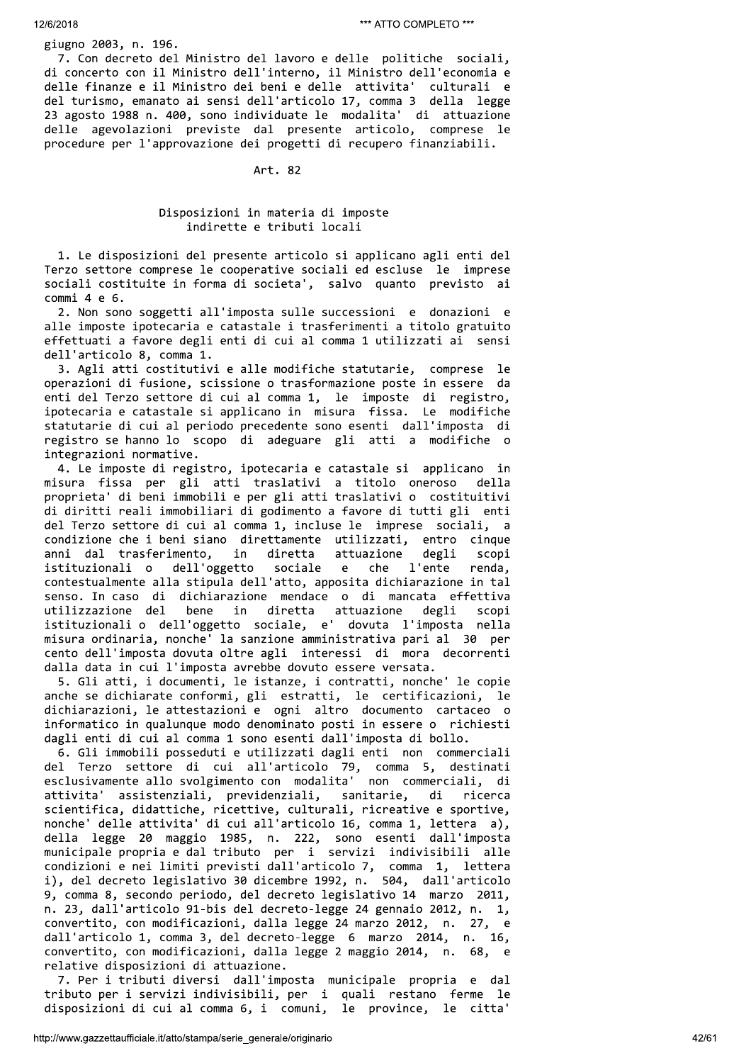giugno 2003, n. 196.

7. Con decreto del Ministro del lavoro e delle politiche sociali, di concerto con il Ministro dell'interno, il Ministro dell'economia e delle finanze e il Ministro dei beni e delle attivita' culturali e del turismo, emanato ai sensi dell'articolo 17, comma 3 della legge 23 agosto 1988 n. 400, sono individuate le modalita' di attuazione delle agevolazioni previste dal presente articolo, comprese le procedure per l'approvazione dei progetti di recupero finanziabili.

Art. 82

Disposizioni in materia di imposte indirette e tributi locali

1. Le disposizioni del presente articolo si applicano agli enti del Terzo settore comprese le cooperative sociali ed escluse le imprese sociali costituite in forma di societa', salvo quanto previsto ai commi 4 e 6.

2. Non sono soggetti all'imposta sulle successioni e donazioni e alle imposte ipotecaria e catastale i trasferimenti a titolo gratuito effettuati a favore degli enti di cui al comma 1 utilizzati ai sensi dell'articolo 8, comma 1.

3. Agli atti costitutivi e alle modifiche statutarie, comprese le operazioni di fusione, scissione o trasformazione poste in essere da enti del Terzo settore di cui al comma 1, le imposte di registro, ipotecaria e catastale si applicano in misura fissa. Le modifiche statutarie di cui al periodo precedente sono esenti dall'imposta di registro se hanno lo scopo di adeguare gli atti a modifiche o integrazioni normative.

4. Le imposte di registro, ipotecaria e catastale si applicano in misura fissa per gli atti traslativi a titolo oneroso della proprieta' di beni immobili e per gli atti traslativi o costituitivi di diritti reali immobiliari di godimento a favore di tutti gli enti del Terzo settore di cui al comma 1, incluse le imprese sociali, a condizione che i beni siano direttamente utilizzati, entro cinque anni dal trasferimento, in diretta attuazione degli scopi istituzionali o dell'oggetto sociale e che l'ente renda, contestualmente alla stipula dell'atto, apposita dichiarazione in tal senso. In caso di dichiarazione mendace o di mancata effettiva utilizzazione del bene in diretta attuazione degli scopi istituzionali o dell'oggetto sociale, e' dovuta l'imposta nella misura ordinaria, nonche' la sanzione amministrativa pari al 30 per cento dell'imposta dovuta oltre agli interessi di mora decorrenti dalla data in cui l'imposta avrebbe dovuto essere versata.

5. Gli atti, i documenti, le istanze, i contratti, nonche' le copie anche se dichiarate conformi, gli estratti, le certificazioni, le dichiarazioni, le attestazioni e ogni altro documento cartaceo o informatico in qualunque modo denominato posti in essere o richiesti dagli enti di cui al comma 1 sono esenti dall'imposta di bollo.

6. Gli immobili posseduti e utilizzati dagli enti non commerciali del Terzo settore di cui all'articolo 79, comma 5, destinati esclusivamente allo svolgimento con modalita' non commerciali, di attivita' assistenziali, previdenziali, sanitarie, di ricerca scientifica, didattiche, ricettive, culturali, ricreative e sportive, nonche' delle attivita' di cui all'articolo 16, comma 1, lettera a), della legge 20 maggio 1985, n. 222, sono esenti dall'imposta municipale propria e dal tributo per i servizi indivisibili alle condizioni e nei limiti previsti dall'articolo 7, comma 1, lettera i), del decreto legislativo 30 dicembre 1992, n. 504, dall'articolo 9, comma 8, secondo periodo, del decreto legislativo 14 marzo 2011, n. 23, dall'articolo 91-bis del decreto-legge 24 gennaio 2012, n. 1, convertito, con modificazioni, dalla legge 24 marzo 2012, n. 27, e dall'articolo 1, comma 3, del decreto-legge 6 marzo 2014, n. 16, convertito, con modificazioni, dalla legge 2 maggio 2014, n. 68, e relative disposizioni di attuazione.

7. Per i tributi diversi dall'imposta municipale propria e dal tributo per i servizi indivisibili, per i quali restano ferme le disposizioni di cui al comma 6, i comuni, le province, le citta'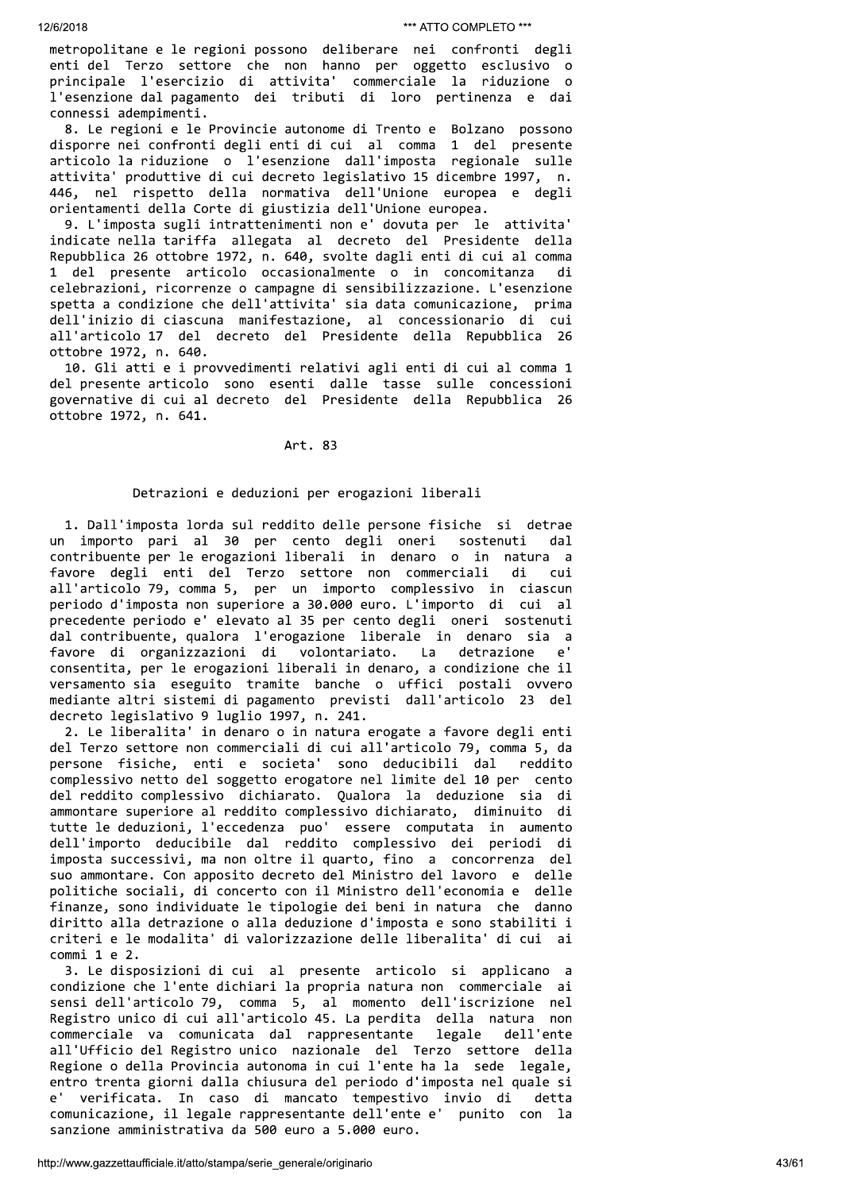metropolitane e le regioni possono deliberare nei confronti degli enti del Terzo settore che non hanno per oggetto esclusivo o principale l'esercizio di attivita' commerciale la riduzione o l'esenzione dal pagamento dei tributi di loro pertinenza e dai connessi adempimenti.

8. Le regioni e le Provincie autonome di Trento e Bolzano possono disporre nei confronti degli enti di cui al comma 1 del presente articolo la riduzione o l'esenzione dall'imposta regionale sulle attivita' produttive di cui decreto legislativo 15 dicembre 1997, n. 446, nel rispetto della normativa dell'Unione europea e degli orientamenti della Corte di giustizia dell'Unione europea.

9. L'imposta sugli intrattenimenti non e' dovuta per le attivita' indicate nella tariffa allegata al decreto del Presidente della Repubblica 26 ottobre 1972, n. 640, svolte dagli enti di cui al comma 1 del presente articolo occasionalmente o in concomitanza di celebrazioni, ricorrenze o campagne di sensibilizzazione. L'esenzione spetta a condizione che dell'attivita' sia data comunicazione, prima dell'inizio di ciascuna manifestazione, al concessionario di cui all'articolo 17 del decreto del Presidente della Repubblica 26 ottobre 1972, n. 640.

10. Gli atti e i provvedimenti relativi agli enti di cui al comma 1 del presente articolo sono esenti dalle tasse sulle concessioni governative di cui al decreto del Presidente della Repubblica 26 ottobre 1972, n. 641.

Art. 83

Detrazioni e deduzioni per erogazioni liberali

1. Dall'imposta lorda sul reddito delle persone fisiche si detrae un importo pari al 30 per cento degli oneri sostenuti dal contribuente per le erogazioni liberali in denaro o in natura a favore degli enti del Terzo settore non commerciali di cui all'articolo 79, comma 5, per un importo complessivo in ciascun periodo d'imposta non superiore a 30.000 euro. L'importo di cui al precedente periodo e' elevato al 35 per cento degli oneri sostenuti dal contribuente, qualora l'erogazione liberale in denaro sia a favore di organizzazioni di volontariato. La detrazione e' consentita, per le erogazioni liberali in denaro, a condizione che il versamento sia eseguito tramite banche o uffici postali ovvero mediante altri sistemi di pagamento previsti dall'articolo 23 del decreto legislativo 9 luglio 1997, n. 241.

2. Le liberalita' in denaro o in natura erogate a favore degli enti del Terzo settore non commerciali di cui all'articolo 79, comma 5, da persone fisiche, enti e societa' sono deducibili dal reddito complessivo netto del soggetto erogatore nel limite del 10 per cento del reddito complessivo dichiarato. Qualora la deduzione sia di ammontare superiore al reddito complessivo dichiarato, diminuito di tutte le deduzioni, l'eccedenza puo' essere computata in aumento dell'importo deducibile dal reddito complessivo dei periodi di imposta successivi, ma non oltre il quarto, fino a concorrenza del suo ammontare. Con apposito decreto del Ministro del lavoro e delle politiche sociali, di concerto con il Ministro dell'economia e delle finanze, sono individuate le tipologie dei beni in natura che danno diritto alla detrazione o alla deduzione d'imposta e sono stabiliti i criteri e le modalita' di valorizzazione delle liberalita' di cui ai commi 1 e 2.

3. Le disposizioni di cui al presente articolo si applicano a condizione che l'ente dichiari la propria natura non commerciale ai sensi dell'articolo 79, comma 5, al momento dell'iscrizione nel Registro unico di cui all'articolo 45. La perdita della natura non commerciale va comunicata dal rappresentante legale dell'ente all'Ufficio del Registro unico nazionale del Terzo settore della Regione o della Provincia autonoma in cui l'ente ha la sede legale, entro trenta giorni dalla chiusura del periodo d'imposta nel quale si e' verificata. In caso di mancato tempestivo invio di detta comunicazione, il legale rappresentante dell'ente e' punito con la sanzione amministrativa da 500 euro a 5.000 euro.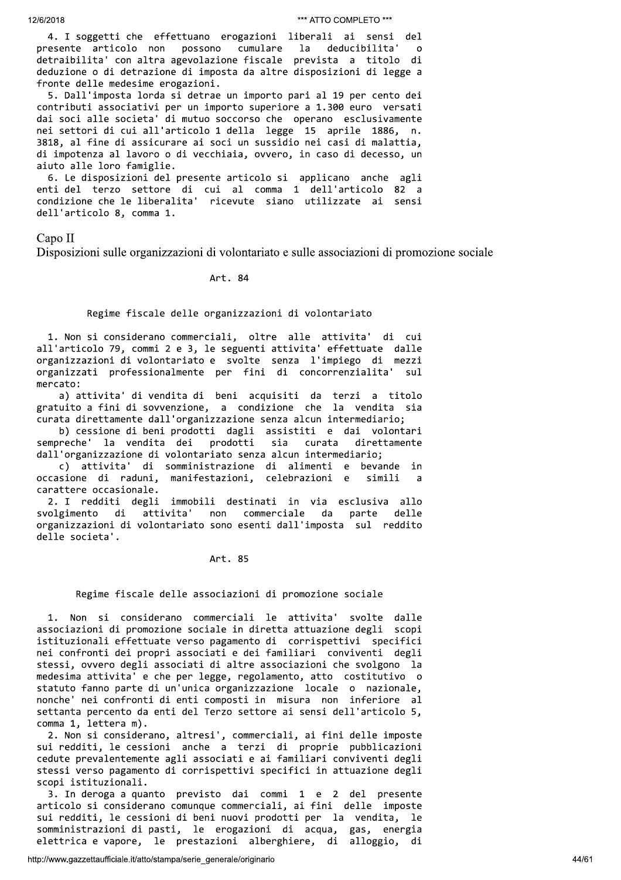4. I soggetti che effettuano erogazioni liberali ai sensi del presente articolo non possono cumulare la deducibilita' o detraibilita' con altra agevolazione fiscale prevista a titolo di deduzione o di detrazione di imposta da altre disposizioni di legge a fronte delle medesime erogazioni.

5. Dall'imposta lorda si detrae un importo pari al 19 per cento dei contributi associativi per un importo superiore a 1.300 euro versati dai soci alle societa' di mutuo soccorso che operano esclusivamente nei settori di cui all'articolo 1 della legge 15 aprile 1886, n. 3818, al fine di assicurare ai soci un sussidio nei casi di malattia, di impotenza al lavoro o di vecchiaia, ovvero, in caso di decesso, un aiuto alle loro famiglie.

6. Le disposizioni del presente articolo si applicano anche agli enti del terzo settore di cui al comma 1 dell'articolo 82 a condizione che le liberalita' ricevute siano utilizzate ai sensi dell'articolo 8, comma 1.

## Capo II

## Disposizioni sulle organizzazioni di volontariato e sulle associazioni di promozione sociale

### Art. 84

### Regime fiscale delle organizzazioni di volontariato

1. Non si considerano commerciali, oltre alle attivita' di cui all'articolo 79, commi 2 e 3, le seguenti attivita' effettuate dalle organizzazioni di volontariato e svolte senza l'impiego di mezzi organizzati professionalmente per fini di concorrenzialita' sul mercato:

a) attivita' di vendita di beni acquisiti da terzi a titolo gratuito a fini di sovvenzione, a condizione che la vendita sia curata direttamente dall'organizzazione senza alcun intermediario;

b) cessione di beni prodotti dagli assistiti e dai volontari sempreche' la vendita dei prodotti sia curata direttamente dall'organizzazione di volontariato senza alcun intermediario;

c) attivita' di somministrazione di alimenti e bevande in occasione di raduni, manifestazioni, celebrazioni e simili a carattere occasionale.

2. I redditi degli immobili destinati in via esclusiva allo svolgimento di attivita' non commerciale da parte delle organizzazioni di volontariato sono esenti dall'imposta sul reddito delle societa'.

### Art. 85

### Regime fiscale delle associazioni di promozione sociale

1. Non si considerano commerciali le attivita' svolte dalle associazioni di promozione sociale in diretta attuazione degli scopi istituzionali effettuate verso pagamento di corrispettivi specifici nei confronti dei propri associati e dei familiari conviventi degli stessi, ovvero degli associati di altre associazioni che svolgono la medesima attivita' e che per legge, regolamento, atto costitutivo o statuto fanno parte di un'unica organizzazione locale o nazionale, nonche' nei confronti di enti composti in misura non inferiore al settanta percento da enti del Terzo settore ai sensi dell'articolo 5, comma 1, lettera m).

2. Non si considerano, altresi', commerciali, ai fini delle imposte sui redditi, le cessioni anche a terzi di proprie pubblicazioni cedute prevalentemente agli associati e ai familiari conviventi degli stessi verso pagamento di corrispettivi specifici in attuazione degli scopi istituzionali.

3. In deroga a quanto previsto dai commi 1 e 2 del presente articolo si considerano comunque commerciali, ai fini delle imposte sui redditi, le cessioni di beni nuovi prodotti per la vendita, le somministrazioni di pasti, le erogazioni di acqua, gas, energia elettrica e vapore, le prestazioni alberghiere, di alloggio, di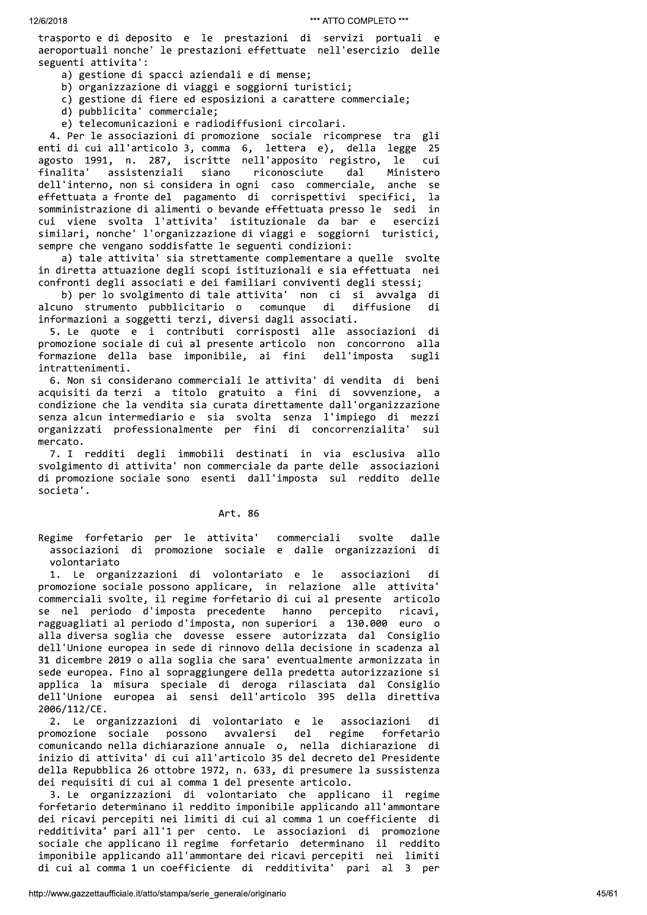trasporto e di deposito e le prestazioni di servizi portuali e aeroportuali nonche' le prestazioni effettuate nell'esercizio delle seguenti attivita':

a) gestione di spacci aziendali e di mense;

b) organizzazione di viaggi e soggiorni turistici;

c) gestione di fiere ed esposizioni a carattere commerciale;

d) pubblicita' commerciale;

e) telecomunicazioni e radiodiffusioni circolari.

4. Per le associazioni di promozione sociale ricomprese tra gli enti di cui all'articolo 3, comma 6, lettera e), della legge 25 agosto 1991, n. 287, iscritte nell'apposito registro, le cui finalita' assistenziali siano riconosciute dal Ministero dell'interno, non si considera in ogni caso commerciale, anche se effettuata a fronte del pagamento di corrispettivi specifici, la somministrazione di alimenti o bevande effettuata presso le sedi in cui viene svolta l'attivita' istituzionale da bar e esercizi similari, nonche' l'organizzazione di viaggi e soggiorni turistici, sempre che vengano soddisfatte le seguenti condizioni:

a) tale attivita' sia strettamente complementare a quelle svolte in diretta attuazione degli scopi istituzionali e sia effettuata nei confronti degli associati e dei familiari conviventi degli stessi;

b) per lo svolgimento di tale attivita' non ci si avvalga di alcuno strumento pubblicitario o comunque di diffusione di informazioni a soggetti terzi, diversi dagli associati.

5. Le quote e i contributi corrisposti alle associazioni di promozione sociale di cui al presente articolo non concorrono alla formazione della base imponibile, ai fini dell'imposta sugli intrattenimenti.

6. Non si considerano commerciali le attivita' di vendita di beni acquisiti da terzi a titolo gratuito a fini di sovvenzione, a condizione che la vendita sia curata direttamente dall'organizzazione senza alcun intermediario e sia svolta senza l'impiego di mezzi organizzati professionalmente per fini di concorrenzialita' sul mercato.

7. I redditi degli immobili destinati in via esclusiva allo svolgimento di attivita' non commerciale da parte delle associazioni di promozione sociale sono esenti dall'imposta sul reddito delle societa'.

## Art. 86

**Regime forfetario per le attivita' commerciali svolte dalle associazioni di promozione sociale e dalle organizzazioni di volontariato**

1. Le organizzazioni di volontariato e le associazioni di promozione sociale possono applicare, in relazione alle attivita' commerciali svolte, il regime forfetario di cui al presente articolo se nel periodo d'imposta precedente hanno percepito ricavi, ragguagliati al periodo d'imposta, non superiori a 130.000 euro o alla diversa soglia che dovesse essere autorizzata dal Consiglio dell'Unione europea in sede di rinnovo della decisione in scadenza al 31 dicembre 2019 o alla soglia che sara' eventualmente armonizzata in sede europea. Fino al sopraggiungere della predetta autorizzazione si applica la misura speciale di deroga rilasciata dal Consiglio dell'Unione europea ai sensi dell'articolo 395 della direttiva 2006/112/CE.

2. Le organizzazioni di volontariato e le associazioni di promozione sociale possono avvalersi del regime forfetario comunicando nella dichiarazione annuale o, nella dichiarazione di inizio di attivita' di cui all'articolo 35 del decreto del Presidente della Repubblica 26 ottobre 1972, n. 633, di presumere la sussistenza dei requisiti di cui al comma 1 del presente articolo.

3. Le organizzazioni di volontariato che applicano il regime forfetario determinano il reddito imponibile applicando all'ammontare dei ricavi percepiti nei limiti di cui al comma 1 un coefficiente di redditivita' pari all'1 per cento. Le associazioni di promozione sociale che applicano il regime forfetario determinano il reddito imponibile applicando all'ammontare dei ricavi percepiti nei limiti di cui al comma 1 un coefficiente di redditivita' pari al 3 per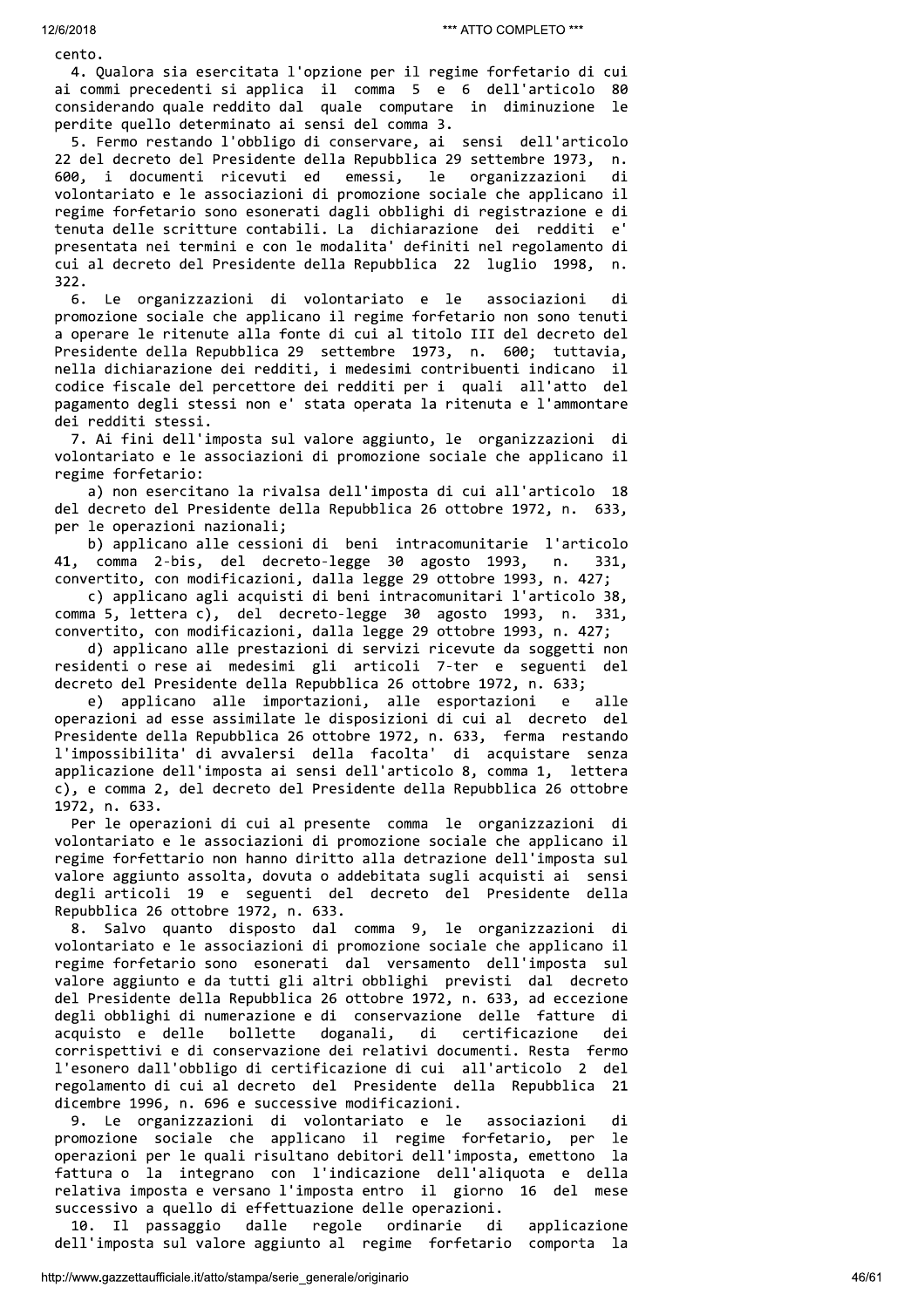cento.

4. Qualora sia esercitata l'opzione per il regime forfetario di cui ai commi precedenti si applica il comma 5 e 6 dell'articolo 80 considerando quale reddito dal quale computare in diminuzione le perdite quello determinato ai sensi del comma 3.

5. Fermo restando l'obbligo di conservare, ai sensi dell'articolo 22 del decreto del Presidente della Repubblica 29 settembre 1973, n. 600, i documenti ricevuti ed emessi, le organizzazioni di volontariato e le associazioni di promozione sociale che applicano il regime forfetario sono esonerati dagli obblighi di registrazione e di tenuta delle scritture contabili. La dichiarazione dei redditi e' presentata nei termini e con le modalita' definiti nel regolamento di cui al decreto del Presidente della Repubblica 22 luglio 1998, n. 322.

6. Le organizzazioni di volontariato e le associazioni di promozione sociale che applicano il regime forfetario non sono tenuti a operare le ritenute alla fonte di cui al titolo III del decreto del Presidente della Repubblica 29 settembre 1973, n. 600; tuttavia, nella dichiarazione dei redditi, i medesimi contribuenti indicano il codice fiscale del percettore dei redditi per i quali all'atto del pagamento degli stessi non e' stata operata la ritenuta e l'ammontare dei redditi stessi.

7. Ai fini dell'imposta sul valore aggiunto, le organizzazioni di volontariato e le associazioni di promozione sociale che applicano il regime forfetario:

a) non esercitano la rivalsa dell'imposta di cui all'articolo 18 del decreto del Presidente della Repubblica 26 ottobre 1972, n. 633, per le operazioni nazionali;

b) applicano alle cessioni di beni intracomunitarie l'articolo 41, comma 2-bis, del decreto-legge 30 agosto 1993, n. 331, convertito, con modificazioni, dalla legge 29 ottobre 1993, n. 427;

c) applicano agli acquisti di beni intracomunitari l'articolo 38, comma 5, lettera c), del decreto-legge 30 agosto 1993, n. 331, convertito, con modificazioni, dalla legge 29 ottobre 1993, n. 427;

d) applicano alle prestazioni di servizi ricevute da soggetti non residenti o rese ai medesimi gli articoli 7-ter e seguenti del decreto del Presidente della Repubblica 26 ottobre 1972, n. 633;

e) applicano alle importazioni, alle esportazioni e alle operazioni ad esse assimilate le disposizioni di cui al decreto del Presidente della Repubblica 26 ottobre 1972, n. 633, ferma restando l'impossibilita' di avvalersi della facolta' di acquistare senza applicazione dell'imposta ai sensi dell'articolo 8, comma 1, lettera c), e comma 2, del decreto del Presidente della Repubblica 26 ottobre 1972, n. 633.

Per le operazioni di cui al presente comma le organizzazioni di volontariato e le associazioni di promozione sociale che applicano il regime forfettario non hanno diritto alla detrazione dell'imposta sul valore aggiunto assolta, dovuta o addebitata sugli acquisti ai sensi degli articoli 19 e seguenti del decreto del Presidente della Repubblica 26 ottobre 1972, n. 633.

8. Salvo quanto disposto dal comma 9, le organizzazioni di volontariato e le associazioni di promozione sociale che applicano il regime forfetario sono esonerati dal versamento dell'imposta sul valore aggiunto e da tutti gli altri obblighi previsti dal decreto del Presidente della Repubblica 26 ottobre 1972, n. 633, ad eccezione degli obblighi di numerazione e di conservazione delle fatture di acquisto e delle bollette doganali, di certificazione dei corrispettivi e di conservazione dei relativi documenti. Resta fermo l'esonero dall'obbligo di certificazione di cui all'articolo 2 del regolamento di cui al decreto del Presidente della Repubblica 21 dicembre 1996, n. 696 e successive modificazioni.

9. Le organizzazioni di volontariato e le associazioni di promozione sociale che applicano il regime forfetario, per le operazioni per le quali risultano debitori dell'imposta, emettono la fattura o la integrano con l'indicazione dell'aliquota e della relativa imposta e versano l'imposta entro il giorno 16 del mese successivo a quello di effettuazione delle operazioni.

10. Il passaggio dalle regole ordinarie di applicazione dell'imposta sul valore aggiunto al regime forfetario comporta la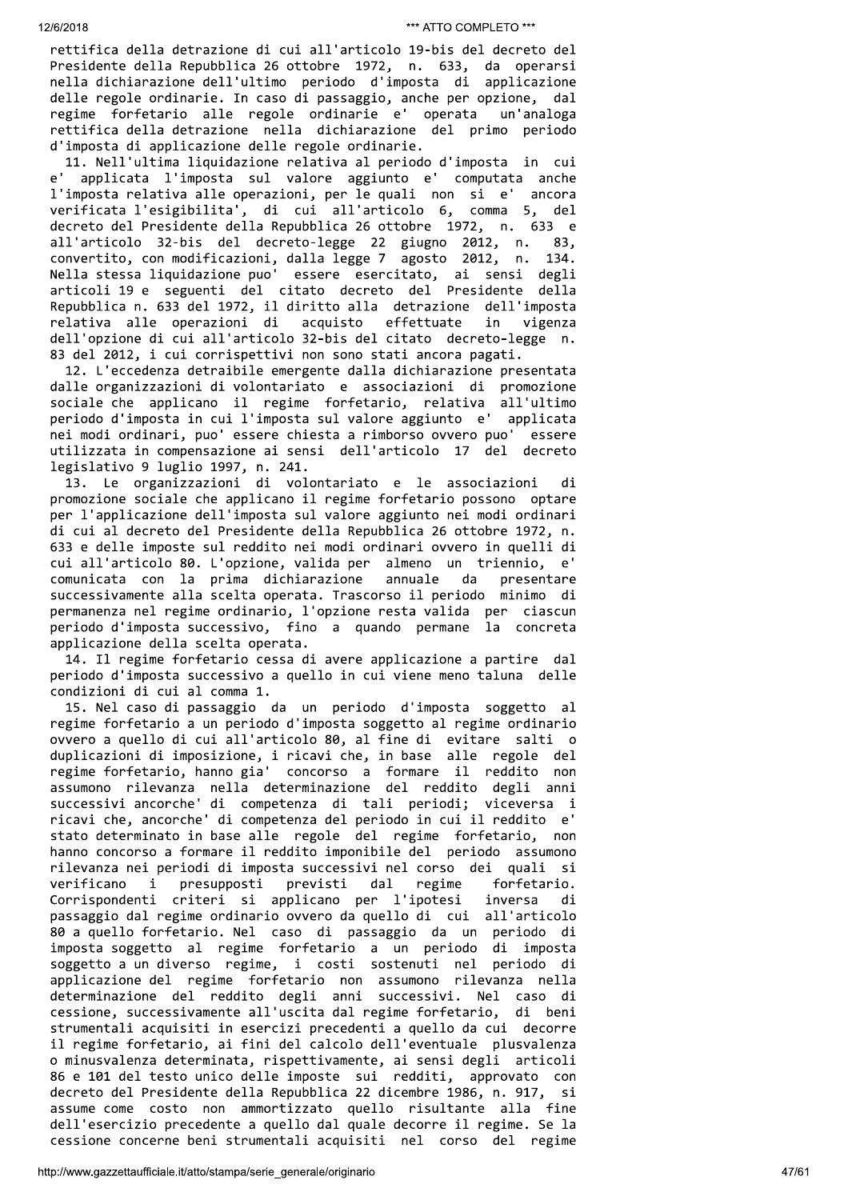rettifica della detrazione di cui all'articolo 19-bis del decreto del Presidente della Repubblica 26 ottobre 1972, n. 633, da operarsi nella dichiarazione dell'ultimo periodo d'imposta di applicazione delle regole ordinarie. In caso di passaggio, anche per opzione, dal regime forfetario alle regole ordinarie e' operata un'analoga rettifica della detrazione nella dichiarazione del primo periodo d'imposta di applicazione delle regole ordinarie.

11. Nell'ultima liquidazione relativa al periodo d'imposta in cui e' applicata l'imposta sul valore aggiunto e' computata anche l'imposta relativa alle operazioni, per le quali non si e' ancora verificata l'esigibilita', di cui all'articolo 6, comma 5, del decreto del Presidente della Repubblica 26 ottobre 1972, n. 633 e all'articolo 32-bis del decreto-legge 22 giugno 2012, n. 83, convertito, con modificazioni, dalla legge 7 agosto 2012, n. 134. Nella stessa liquidazione puo' essere esercitato, ai sensi degli articoli 19 e seguenti del citato decreto del Presidente della Repubblica n. 633 del 1972, il diritto alla detrazione dell'imposta relativa alle operazioni di acquisto effettuate in vigenza dell'opzione di cui all'articolo 32-bis del citato decreto-legge n. 83 del 2012, i cui corrispettivi non sono stati ancora pagati.

12. L'eccedenza detraibile emergente dalla dichiarazione presentata dalle organizzazioni di volontariato e associazioni di promozione sociale che applicano il regime forfetario, relativa all'ultimo periodo d'imposta in cui l'imposta sul valore aggiunto e' applicata nei modi ordinari, puo' essere chiesta a rimborso ovvero puo' essere utilizzata in compensazione ai sensi dell'articolo 17 del decreto legislativo 9 luglio 1997, n. 241.

13. Le organizzazioni di volontariato e le associazioni di promozione sociale che applicano il regime forfetario possono optare per l'applicazione dell'imposta sul valore aggiunto nei modi ordinari di cui al decreto del Presidente della Repubblica 26 ottobre 1972, n. 633 e delle imposte sul reddito nei modi ordinari ovvero in quelli di cui all'articolo 80. L'opzione, valida per almeno un triennio, e' comunicata con la prima dichiarazione annuale da presentare successivamente alla scelta operata. Trascorso il periodo minimo di permanenza nel regime ordinario, l'opzione resta valida per ciascun periodo d'imposta successivo, fino a quando permane la concreta applicazione della scelta operata.

14. Il regime forfetario cessa di avere applicazione a partire dal periodo d'imposta successivo a quello in cui viene meno taluna delle condizioni di cui al comma 1.

15. Nel caso di passaggio da un periodo d'imposta soggetto al regime forfetario a un periodo d'imposta soggetto al regime ordinario ovvero a quello di cui all'articolo 80, al fine di evitare salti o duplicazioni di imposizione, i ricavi che, in base alle regole del regime forfetario, hanno gia' concorso a formare il reddito non assumono rilevanza nella determinazione del reddito degli anni successivi ancorche' di competenza di tali periodi; viceversa i ricavi che, ancorche' di competenza del periodo in cui il reddito e' stato determinato in base alle regole del regime forfetario, non hanno concorso a formare il reddito imponibile del periodo assumono rilevanza nei periodi di imposta successivi nel corso dei quali si verificano i presupposti previsti dal regime forfetario. Corrispondenti criteri si applicano per l'ipotesi inversa di passaggio dal regime ordinario ovvero da quello di cui all'articolo 80 a quello forfetario. Nel caso di passaggio da un periodo di imposta soggetto al regime forfetario a un periodo di imposta soggetto a un diverso regime, i costi sostenuti nel periodo di applicazione del regime forfetario non assumono rilevanza nella determinazione del reddito degli anni successivi. Nel caso di cessione, successivamente all'uscita dal regime forfetario, di beni strumentali acquisiti in esercizi precedenti a quello da cui decorre il regime forfetario, ai fini del calcolo dell'eventuale plusvalenza o minusvalenza determinata, rispettivamente, ai sensi degli articoli 86 e 101 del testo unico delle imposte sui redditi, approvato con decreto del Presidente della Repubblica 22 dicembre 1986, n. 917, si assume come costo non ammortizzato quello risultante alla fine dell'esercizio precedente a quello dal quale decorre il regime. Se la cessione concerne beni strumentali acquisiti nel corso del regime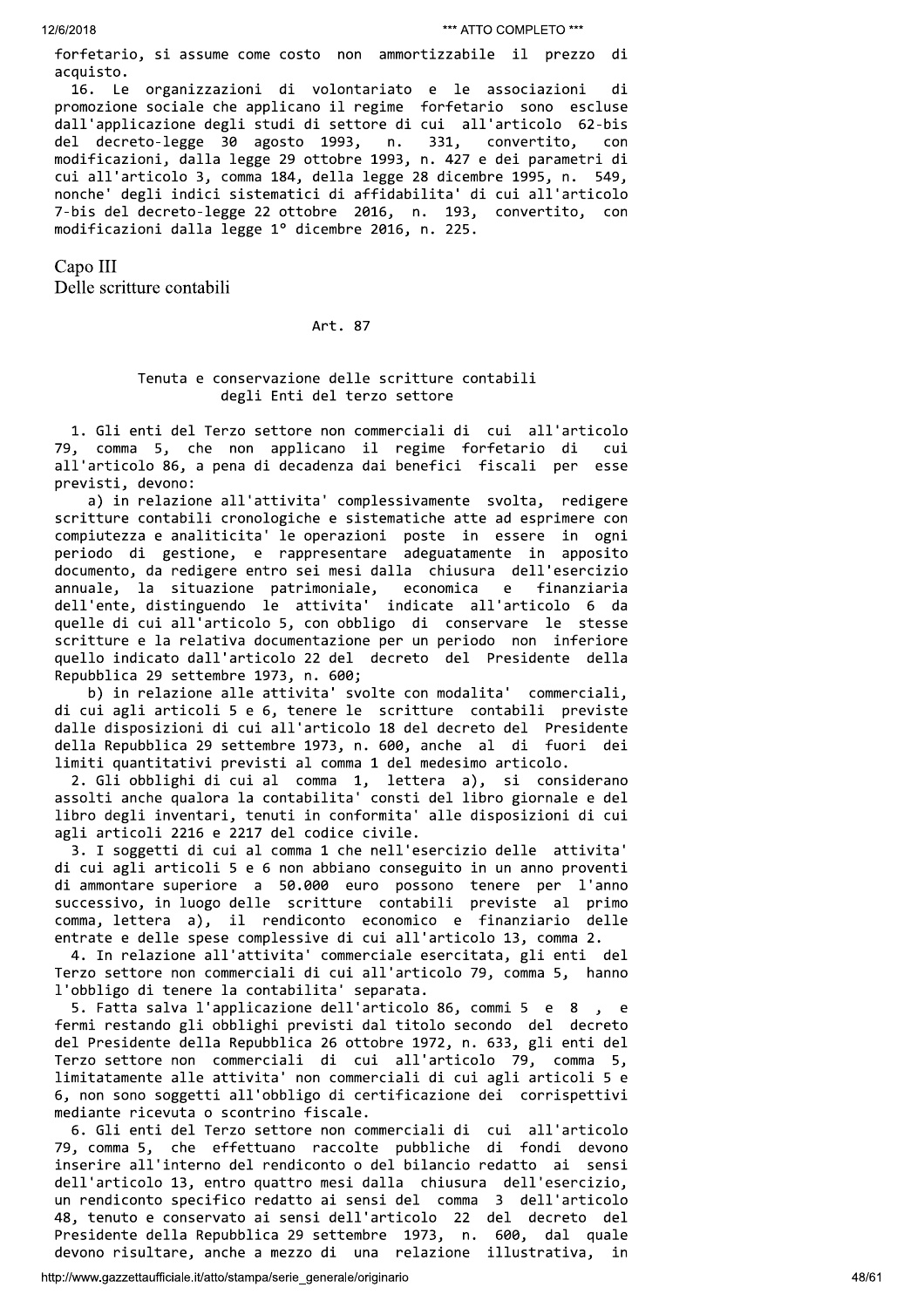forfetario, si assume come costo non ammortizzabile il prezzo di acquisto.

16. Le organizzazioni di volontariato e le associazioni di promozione sociale che applicano il regime forfetario sono escluse dall'applicazione degli studi di settore di cui all'articolo 62-bis del decreto-legge 30 agosto 1993, n. 331, convertito, con modificazioni, dalla legge 29 ottobre 1993, n. 427 e dei parametri di cui all'articolo 3, comma 184, della legge 28 dicembre 1995, n. 549, nonche' degli indici sistematici di affidabilita' di cui all'articolo 7-bis del decreto-legge 22 ottobre 2016, n. 193, convertito, con modificazioni dalla legge 1° dicembre 2016, n. 225.

## Capo III
## Delle scritture contabili

### Art. 87

### Tenuta e conservazione delle scritture contabili degli Enti del terzo settore

1. Gli enti del Terzo settore non commerciali di cui all'articolo 79, comma 5, che non applicano il regime forfetario di cui all'articolo 86, a pena di decadenza dai benefici fiscali per esse previsti, devono:

a) in relazione all'attivita' complessivamente svolta, redigere scritture contabili cronologiche e sistematiche atte ad esprimere con compiutezza e analiticita' le operazioni poste in essere in ogni periodo di gestione, e rappresentare adeguatamente in apposito documento, da redigere entro sei mesi dalla chiusura dell'esercizio annuale, la situazione patrimoniale, economica e finanziaria dell'ente, distinguendo le attivita' indicate all'articolo 6 da quelle di cui all'articolo 5, con obbligo di conservare le stesse scritture e la relativa documentazione per un periodo non inferiore quello indicato dall'articolo 22 del decreto del Presidente della Repubblica 29 settembre 1973, n. 600;

b) in relazione alle attivita' svolte con modalita' commerciali, di cui agli articoli 5 e 6, tenere le scritture contabili previste dalle disposizioni di cui all'articolo 18 del decreto del Presidente della Repubblica 29 settembre 1973, n. 600, anche al di fuori dei limiti quantitativi previsti al comma 1 del medesimo articolo.

2. Gli obblighi di cui al comma 1, lettera a), si considerano assolti anche qualora la contabilita' consti del libro giornale e del libro degli inventari, tenuti in conformita' alle disposizioni di cui agli articoli 2216 e 2217 del codice civile.

3. I soggetti di cui al comma 1 che nell'esercizio delle attivita' di cui agli articoli 5 e 6 non abbiano conseguito in un anno proventi di ammontare superiore a 50.000 euro possono tenere per l'anno successivo, in luogo delle scritture contabili previste al primo comma, lettera a), il rendiconto economico e finanziario delle entrate e delle spese complessive di cui all'articolo 13, comma 2.

4. In relazione all'attivita' commerciale esercitata, gli enti del Terzo settore non commerciali di cui all'articolo 79, comma 5, hanno l'obbligo di tenere la contabilita' separata.

5. Fatta salva l'applicazione dell'articolo 86, commi 5 e 8 , e fermi restando gli obblighi previsti dal titolo secondo del decreto del Presidente della Repubblica 26 ottobre 1972, n. 633, gli enti del Terzo settore non commerciali di cui all'articolo 79, comma 5, limitatamente alle attivita' non commerciali di cui agli articoli 5 e 6, non sono soggetti all'obbligo di certificazione dei corrispettivi mediante ricevuta o scontrino fiscale.

6. Gli enti del Terzo settore non commerciali di cui all'articolo 79, comma 5, che effettuano raccolte pubbliche di fondi devono inserire all'interno del rendiconto o del bilancio redatto ai sensi dell'articolo 13, entro quattro mesi dalla chiusura dell'esercizio, un rendiconto specifico redatto ai sensi del comma 3 dell'articolo 48, tenuto e conservato ai sensi dell'articolo 22 del decreto del Presidente della Repubblica 29 settembre 1973, n. 600, dal quale devono risultare, anche a mezzo di una relazione illustrativa, in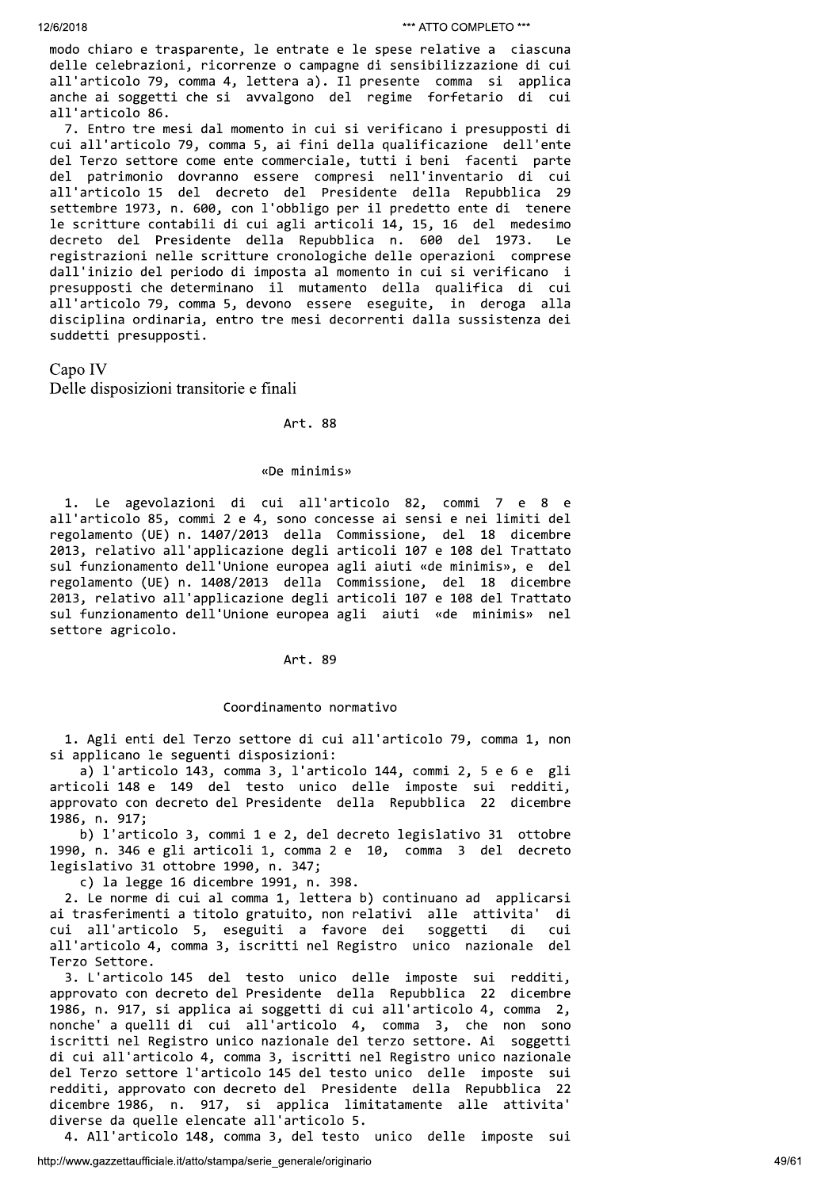modo chiaro e trasparente, le entrate e le spese relative a ciascuna delle celebrazioni, ricorrenze o campagne di sensibilizzazione di cui all'articolo 79, comma 4, lettera a). Il presente comma si applica anche ai soggetti che si avvalgono del regime forfetario di cui all'articolo 86.

7. Entro tre mesi dal momento in cui si verificano i presupposti di cui all'articolo 79, comma 5, ai fini della qualificazione dell'ente del Terzo settore come ente commerciale, tutti i beni facenti parte del patrimonio dovranno essere compresi nell'inventario di cui all'articolo 15 del decreto del Presidente della Repubblica 29 settembre 1973, n. 600, con l'obbligo per il predetto ente di tenere le scritture contabili di cui agli articoli 14, 15, 16 del medesimo decreto del Presidente della Repubblica n. 600 del 1973. Le registrazioni nelle scritture cronologiche delle operazioni comprese dall'inizio del periodo di imposta al momento in cui si verificano i presupposti che determinano il mutamento della qualifica di cui all'articolo 79, comma 5, devono essere eseguite, in deroga alla disciplina ordinaria, entro tre mesi decorrenti dalla sussistenza dei suddetti presupposti.

## Capo IV
## Delle disposizioni transitorie e finali

### Art. 88

**«De minimis»**

1. Le agevolazioni di cui all'articolo 82, commi 7 e 8 e all'articolo 85, commi 2 e 4, sono concesse ai sensi e nei limiti del regolamento (UE) n. 1407/2013 della Commissione, del 18 dicembre 2013, relativo all'applicazione degli articoli 107 e 108 del Trattato sul funzionamento dell'Unione europea agli aiuti «de minimis», e del regolamento (UE) n. 1408/2013 della Commissione, del 18 dicembre 2013, relativo all'applicazione degli articoli 107 e 108 del Trattato sul funzionamento dell'Unione europea agli aiuti «de minimis» nel settore agricolo.

### Art. 89

**Coordinamento normativo**

1. Agli enti del Terzo settore di cui all'articolo 79, comma 1, non si applicano le seguenti disposizioni:

a) l'articolo 143, comma 3, l'articolo 144, commi 2, 5 e 6 e gli articoli 148 e 149 del testo unico delle imposte sui redditi, approvato con decreto del Presidente della Repubblica 22 dicembre 1986, n. 917;

b) l'articolo 3, commi 1 e 2, del decreto legislativo 31 ottobre 1990, n. 346 e gli articoli 1, comma 2 e 10, comma 3 del decreto legislativo 31 ottobre 1990, n. 347;

c) la legge 16 dicembre 1991, n. 398.

2. Le norme di cui al comma 1, lettera b) continuano ad applicarsi ai trasferimenti a titolo gratuito, non relativi alle attivita' di cui all'articolo 5, eseguiti a favore dei soggetti di cui all'articolo 4, comma 3, iscritti nel Registro unico nazionale del Terzo Settore.

3. L'articolo 145 del testo unico delle imposte sui redditi, approvato con decreto del Presidente della Repubblica 22 dicembre 1986, n. 917, si applica ai soggetti di cui all'articolo 4, comma 2, nonche' a quelli di cui all'articolo 4, comma 3, che non sono iscritti nel Registro unico nazionale del terzo settore. Ai soggetti di cui all'articolo 4, comma 3, iscritti nel Registro unico nazionale del Terzo settore l'articolo 145 del testo unico delle imposte sui redditi, approvato con decreto del Presidente della Repubblica 22 dicembre 1986, n. 917, si applica limitatamente alle attivita' diverse da quelle elencate all'articolo 5.

4. All'articolo 148, comma 3, del testo unico delle imposte sui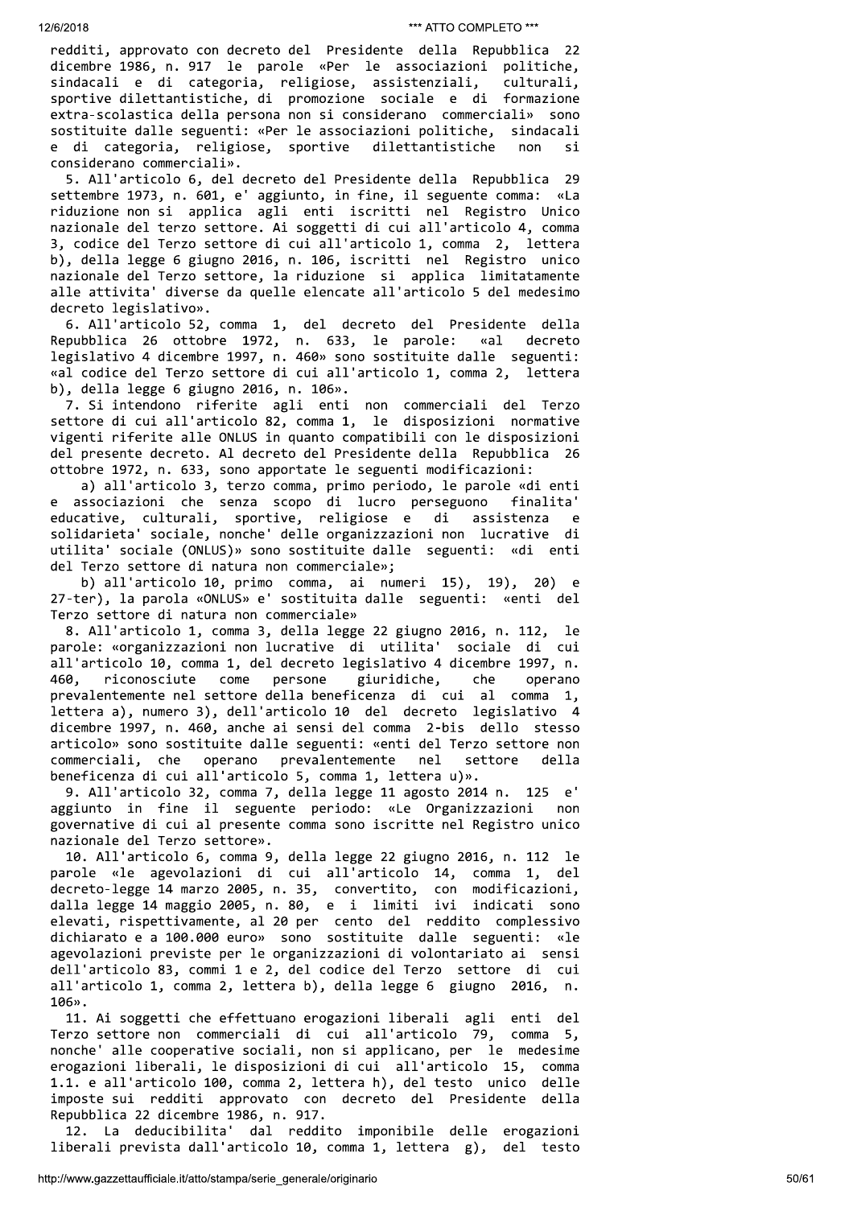redditi, approvato con decreto del Presidente della Repubblica 22 dicembre 1986, n. 917 le parole «Per le associazioni politiche, sindacali e di categoria, religiose, assistenziali, culturali, sportive dilettantistiche, di promozione sociale e di formazione extra-scolastica della persona non si considerano commerciali» sono sostituite dalle seguenti: «Per le associazioni politiche, sindacali e di categoria, religiose, sportive dilettantistiche non si considerano commerciali».

5. All'articolo 6, del decreto del Presidente della Repubblica 29 settembre 1973, n. 601, e' aggiunto, in fine, il seguente comma: «La riduzione non si applica agli enti iscritti nel Registro Unico nazionale del terzo settore. Ai soggetti di cui all'articolo 4, comma 3, codice del Terzo settore di cui all'articolo 1, comma 2, lettera b), della legge 6 giugno 2016, n. 106, iscritti nel Registro unico nazionale del Terzo settore, la riduzione si applica limitatamente alle attivita' diverse da quelle elencate all'articolo 5 del medesimo decreto legislativo».

6. All'articolo 52, comma 1, del decreto del Presidente della Repubblica 26 ottobre 1972, n. 633, le parole: «al decreto legislativo 4 dicembre 1997, n. 460» sono sostituite dalle seguenti: «al codice del Terzo settore di cui all'articolo 1, comma 2, lettera b), della legge 6 giugno 2016, n. 106».

7. Si intendono riferite agli enti non commerciali del Terzo settore di cui all'articolo 82, comma 1, le disposizioni normative vigenti riferite alle ONLUS in quanto compatibili con le disposizioni del presente decreto. Al decreto del Presidente della Repubblica 26 ottobre 1972, n. 633, sono apportate le seguenti modificazioni:

a) all'articolo 3, terzo comma, primo periodo, le parole «di enti e associazioni che senza scopo di lucro perseguono finalita' educative, culturali, sportive, religiose e di assistenza e solidarieta' sociale, nonche' delle organizzazioni non lucrative di utilita' sociale (ONLUS)» sono sostituite dalle seguenti: «di enti del Terzo settore di natura non commerciale»;

b) all'articolo 10, primo comma, ai numeri 15), 19), 20) e 27-ter), la parola «ONLUS» e' sostituita dalle seguenti: «enti del Terzo settore di natura non commerciale»

8. All'articolo 1, comma 3, della legge 22 giugno 2016, n. 112, le parole: «organizzazioni non lucrative di utilita' sociale di cui all'articolo 10, comma 1, del decreto legislativo 4 dicembre 1997, n. 460, riconosciute come persone giuridiche, che operano prevalentemente nel settore della beneficenza di cui al comma 1, lettera a), numero 3), dell'articolo 10 del decreto legislativo 4 dicembre 1997, n. 460, anche ai sensi del comma 2-bis dello stesso articolo» sono sostituite dalle seguenti: «enti del Terzo settore non commerciali, che operano prevalentemente nel settore della beneficenza di cui all'articolo 5, comma 1, lettera u)».

9. All'articolo 32, comma 7, della legge 11 agosto 2014 n. 125 e' aggiunto in fine il seguente periodo: «Le Organizzazioni non governative di cui al presente comma sono iscritte nel Registro unico nazionale del Terzo settore».

10. All'articolo 6, comma 9, della legge 22 giugno 2016, n. 112 le parole «le agevolazioni di cui all'articolo 14, comma 1, del decreto-legge 14 marzo 2005, n. 35, convertito, con modificazioni, dalla legge 14 maggio 2005, n. 80, e i limiti ivi indicati sono elevati, rispettivamente, al 20 per cento del reddito complessivo dichiarato e a 100.000 euro» sono sostituite dalle seguenti: «le agevolazioni previste per le organizzazioni di volontariato ai sensi dell'articolo 83, commi 1 e 2, del codice del Terzo settore di cui all'articolo 1, comma 2, lettera b), della legge 6 giugno 2016, n. 106».

11. Ai soggetti che effettuano erogazioni liberali agli enti del Terzo settore non commerciali di cui all'articolo 79, comma 5, nonche' alle cooperative sociali, non si applicano, per le medesime erogazioni liberali, le disposizioni di cui all'articolo 15, comma 1.1. e all'articolo 100, comma 2, lettera h), del testo unico delle imposte sui redditi approvato con decreto del Presidente della Repubblica 22 dicembre 1986, n. 917.

12. La deducibilita' dal reddito imponibile delle erogazioni liberali prevista dall'articolo 10, comma 1, lettera g), del testo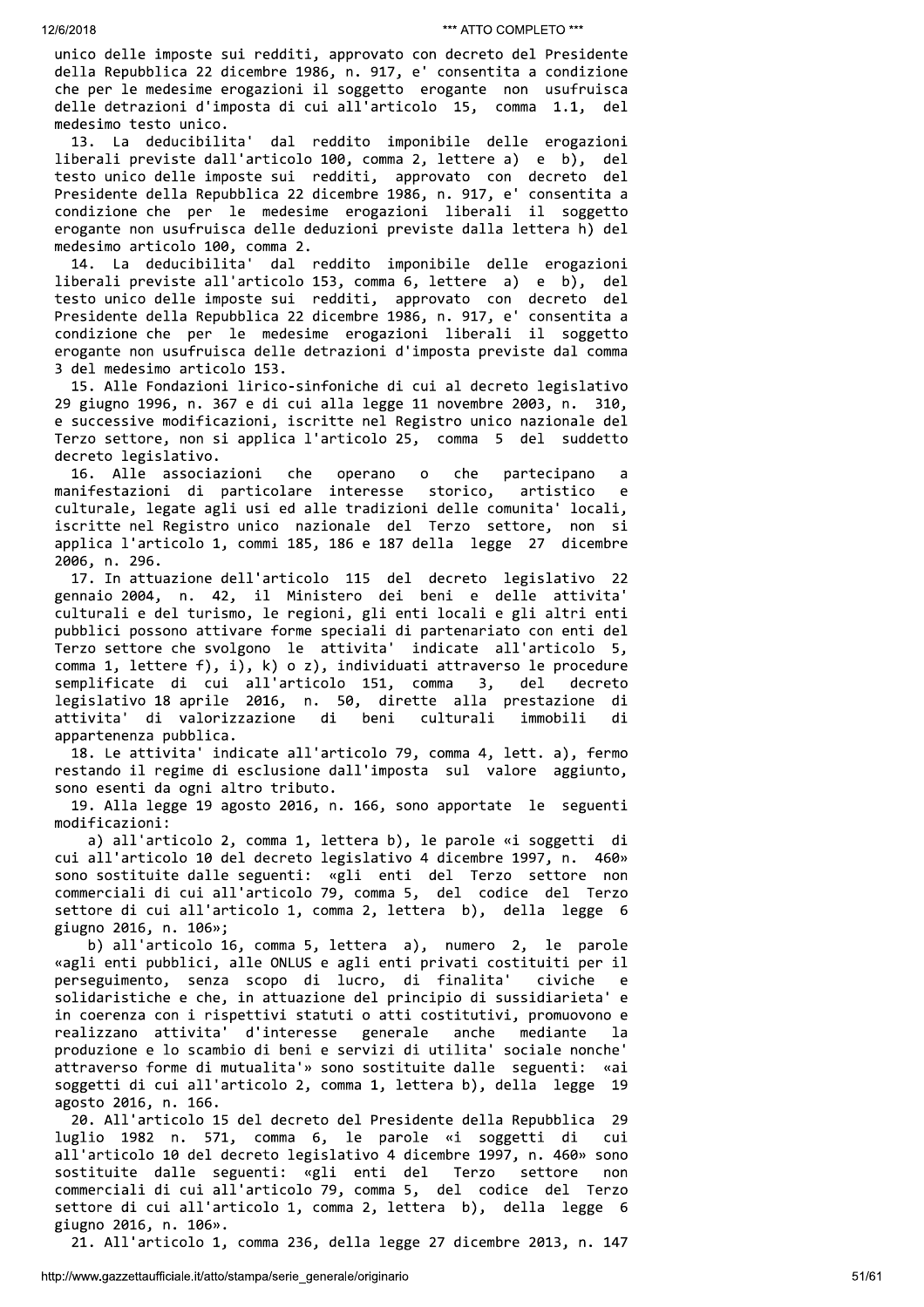unico delle imposte sui redditi, approvato con decreto del Presidente della Repubblica 22 dicembre 1986, n. 917, e' consentita a condizione che per le medesime erogazioni il soggetto erogante non usufruisca delle detrazioni d'imposta di cui all'articolo 15, comma 1.1, del medesimo testo unico.

13. La deducibilita' dal reddito imponibile delle erogazioni liberali previste dall'articolo 100, comma 2, lettere a) e b), del testo unico delle imposte sui redditi, approvato con decreto del Presidente della Repubblica 22 dicembre 1986, n. 917, e' consentita a condizione che per le medesime erogazioni liberali il soggetto erogante non usufruisca delle deduzioni previste dalla lettera h) del medesimo articolo 100, comma 2.

14. La deducibilita' dal reddito imponibile delle erogazioni liberali previste all'articolo 153, comma 6, lettere a) e b), del testo unico delle imposte sui redditi, approvato con decreto del Presidente della Repubblica 22 dicembre 1986, n. 917, e' consentita a condizione che per le medesime erogazioni liberali il soggetto erogante non usufruisca delle detrazioni d'imposta previste dal comma 3 del medesimo articolo 153.

15. Alle Fondazioni lirico-sinfoniche di cui al decreto legislativo 29 giugno 1996, n. 367 e di cui alla legge 11 novembre 2003, n. 310, e successive modificazioni, iscritte nel Registro unico nazionale del Terzo settore, non si applica l'articolo 25, comma 5 del suddetto decreto legislativo.

16. Alle associazioni che operano o che partecipano a manifestazioni di particolare interesse storico, artistico e culturale, legate agli usi ed alle tradizioni delle comunita' locali, iscritte nel Registro unico nazionale del Terzo settore, non si applica l'articolo 1, commi 185, 186 e 187 della legge 27 dicembre 2006, n. 296.

17. In attuazione dell'articolo 115 del decreto legislativo 22 gennaio 2004, n. 42, il Ministero dei beni e delle attivita' culturali e del turismo, le regioni, gli enti locali e gli altri enti pubblici possono attivare forme speciali di partenariato con enti del Terzo settore che svolgono le attivita' indicate all'articolo 5, comma 1, lettere f), i), k) o z), individuati attraverso le procedure semplificate di cui all'articolo 151, comma 3, del decreto legislativo 18 aprile 2016, n. 50, dirette alla prestazione di attivita' di valorizzazione di beni culturali immobili di appartenenza pubblica.

18. Le attivita' indicate all'articolo 79, comma 4, lett. a), fermo restando il regime di esclusione dall'imposta sul valore aggiunto, sono esenti da ogni altro tributo.

19. Alla legge 19 agosto 2016, n. 166, sono apportate le seguenti modificazioni:

a) all'articolo 2, comma 1, lettera b), le parole «i soggetti di cui all'articolo 10 del decreto legislativo 4 dicembre 1997, n. 460» sono sostituite dalle seguenti: «gli enti del Terzo settore non commerciali di cui all'articolo 79, comma 5, del codice del Terzo settore di cui all'articolo 1, comma 2, lettera b), della legge 6 giugno 2016, n. 106»;

b) all'articolo 16, comma 5, lettera a), numero 2, le parole «agli enti pubblici, alle ONLUS e agli enti privati costituiti per il perseguimento, senza scopo di lucro, di finalita' civiche e solidaristiche e che, in attuazione del principio di sussidiarieta' e in coerenza con i rispettivi statuti o atti costitutivi, promuovono e realizzano attivita' d'interesse generale anche mediante la produzione e lo scambio di beni e servizi di utilita' sociale nonche' attraverso forme di mutualita'» sono sostituite dalle seguenti: «ai soggetti di cui all'articolo 2, comma 1, lettera b), della legge 19 agosto 2016, n. 166.

20. All'articolo 15 del decreto del Presidente della Repubblica 29 luglio 1982 n. 571, comma 6, le parole «i soggetti di cui all'articolo 10 del decreto legislativo 4 dicembre 1997, n. 460» sono sostituite dalle seguenti: «gli enti del Terzo settore non commerciali di cui all'articolo 79, comma 5, del codice del Terzo settore di cui all'articolo 1, comma 2, lettera b), della legge 6 giugno 2016, n. 106».

21. All'articolo 1, comma 236, della legge 27 dicembre 2013, n. 147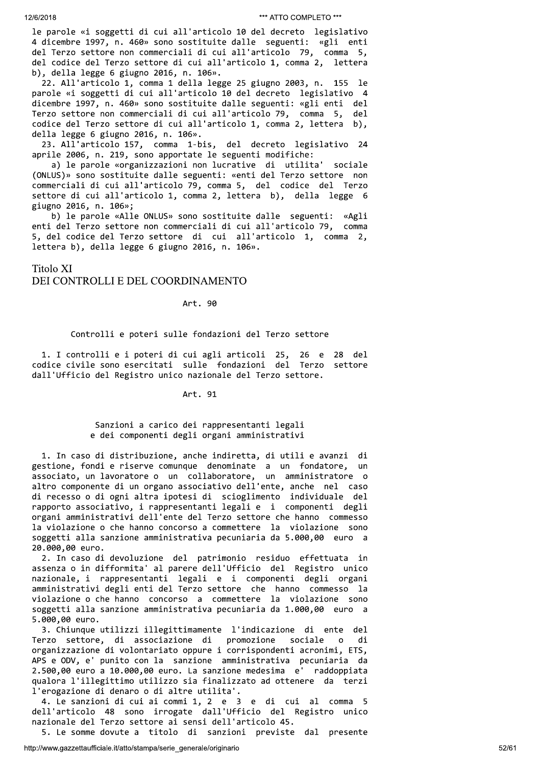le parole «i soggetti di cui all'articolo 10 del decreto legislativo 4 dicembre 1997, n. 460» sono sostituite dalle seguenti: «gli enti del Terzo settore non commerciali di cui all'articolo 79, comma 5, del codice del Terzo settore di cui all'articolo 1, comma 2, lettera b), della legge 6 giugno 2016, n. 106».

22. All'articolo 1, comma 1 della legge 25 giugno 2003, n. 155 le parole «i soggetti di cui all'articolo 10 del decreto legislativo 4 dicembre 1997, n. 460» sono sostituite dalle seguenti: «gli enti del Terzo settore non commerciali di cui all'articolo 79, comma 5, del codice del Terzo settore di cui all'articolo 1, comma 2, lettera b), della legge 6 giugno 2016, n. 106».

23. All'articolo 157, comma 1-bis, del decreto legislativo 24 aprile 2006, n. 219, sono apportate le seguenti modifiche:

a) le parole «organizzazioni non lucrative di utilita' sociale (ONLUS)» sono sostituite dalle seguenti: «enti del Terzo settore non commerciali di cui all'articolo 79, comma 5, del codice del Terzo settore di cui all'articolo 1, comma 2, lettera b), della legge 6 giugno 2016, n. 106»;

b) le parole «Alle ONLUS» sono sostituite dalle seguenti: «Agli enti del Terzo settore non commerciali di cui all'articolo 79, comma 5, del codice del Terzo settore di cui all'articolo 1, comma 2, lettera b), della legge 6 giugno 2016, n. 106».

## Titolo XI
## DEI CONTROLLI E DEL COORDINAMENTO

### Art. 90

#### Controlli e poteri sulle fondazioni del Terzo settore

1. I controlli e i poteri di cui agli articoli 25, 26 e 28 del codice civile sono esercitati sulle fondazioni del Terzo settore dall'Ufficio del Registro unico nazionale del Terzo settore.

### Art. 91

#### Sanzioni a carico dei rappresentanti legali e dei componenti degli organi amministrativi

1. In caso di distribuzione, anche indiretta, di utili e avanzi di gestione, fondi e riserve comunque denominate a un fondatore, un associato, un lavoratore o un collaboratore, un amministratore o altro componente di un organo associativo dell'ente, anche nel caso di recesso o di ogni altra ipotesi di scioglimento individuale del rapporto associativo, i rappresentanti legali e i componenti degli organi amministrativi dell'ente del Terzo settore che hanno commesso la violazione o che hanno concorso a commettere la violazione sono soggetti alla sanzione amministrativa pecuniaria da 5.000,00 euro a 20.000,00 euro.

2. In caso di devoluzione del patrimonio residuo effettuata in assenza o in difformita' al parere dell'Ufficio del Registro unico nazionale, i rappresentanti legali e i componenti degli organi amministrativi degli enti del Terzo settore che hanno commesso la violazione o che hanno concorso a commettere la violazione sono soggetti alla sanzione amministrativa pecuniaria da 1.000,00 euro a 5.000,00 euro.

3. Chiunque utilizzi illegittimamente l'indicazione di ente del Terzo settore, di associazione di promozione sociale o di organizzazione di volontariato oppure i corrispondenti acronimi, ETS, APS e ODV, e' punito con la sanzione amministrativa pecuniaria da 2.500,00 euro a 10.000,00 euro. La sanzione medesima e' raddoppiata qualora l'illegittimo utilizzo sia finalizzato ad ottenere da terzi l'erogazione di denaro o di altre utilita'.

4. Le sanzioni di cui ai commi 1, 2 e 3 e di cui al comma 5 dell'articolo 48 sono irrogate dall'Ufficio del Registro unico nazionale del Terzo settore ai sensi dell'articolo 45.

5. Le somme dovute a titolo di sanzioni previste dal presente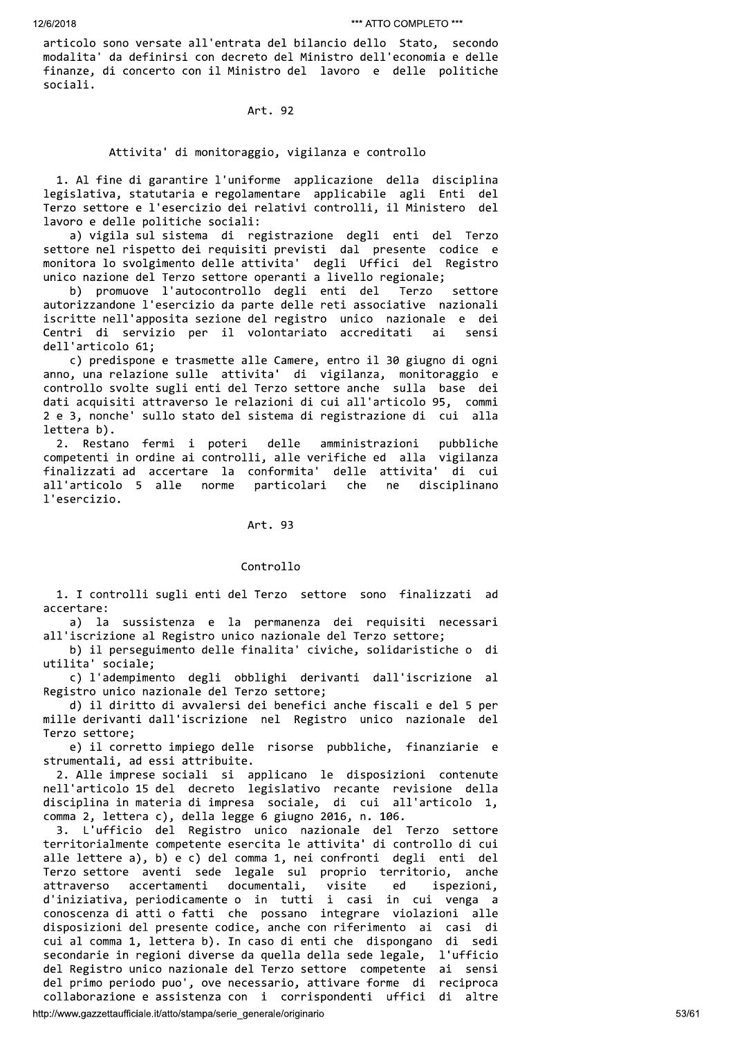articolo sono versate all'entrata del bilancio dello Stato, secondo modalita' da definirsi con decreto del Ministro dell'economia e delle finanze, di concerto con il Ministro del lavoro e delle politiche sociali.

### Art. 92

### Attivita' di monitoraggio, vigilanza e controllo

1. Al fine di garantire l'uniforme applicazione della disciplina legislativa, statutaria e regolamentare applicabile agli Enti del Terzo settore e l'esercizio dei relativi controlli, il Ministero del lavoro e delle politiche sociali:

a) vigila sul sistema di registrazione degli enti del Terzo settore nel rispetto dei requisiti previsti dal presente codice e monitora lo svolgimento delle attivita' degli Uffici del Registro unico nazione del Terzo settore operanti a livello regionale;

b) promuove l'autocontrollo degli enti del Terzo settore autorizzandone l'esercizio da parte delle reti associative nazionali iscritte nell'apposita sezione del registro unico nazionale e dei Centri di servizio per il volontariato accreditati ai sensi dell'articolo 61;

c) predispone e trasmette alle Camere, entro il 30 giugno di ogni anno, una relazione sulle attivita' di vigilanza, monitoraggio e controllo svolte sugli enti del Terzo settore anche sulla base dei dati acquisiti attraverso le relazioni di cui all'articolo 95, commi 2 e 3, nonche' sullo stato del sistema di registrazione di cui alla lettera b).

2. Restano fermi i poteri delle amministrazioni pubbliche competenti in ordine ai controlli, alle verifiche ed alla vigilanza finalizzati ad accertare la conformita' delle attivita' di cui all'articolo 5 alle norme particolari che ne disciplinano l'esercizio.

### Art. 93

### Controllo

1. I controlli sugli enti del Terzo settore sono finalizzati ad accertare:

a) la sussistenza e la permanenza dei requisiti necessari all'iscrizione al Registro unico nazionale del Terzo settore;

b) il perseguimento delle finalita' civiche, solidaristiche o di utilita' sociale;

c) l'adempimento degli obblighi derivanti dall'iscrizione al Registro unico nazionale del Terzo settore;

d) il diritto di avvalersi dei benefici anche fiscali e del 5 per mille derivanti dall'iscrizione nel Registro unico nazionale del Terzo settore;

e) il corretto impiego delle risorse pubbliche, finanziarie e strumentali, ad essi attribuite.

2. Alle imprese sociali si applicano le disposizioni contenute nell'articolo 15 del decreto legislativo recante revisione della disciplina in materia di impresa sociale, di cui all'articolo 1, comma 2, lettera c), della legge 6 giugno 2016, n. 106.

3. L'ufficio del Registro unico nazionale del Terzo settore territorialmente competente esercita le attivita' di controllo di cui alle lettere a), b) e c) del comma 1, nei confronti degli enti del Terzo settore aventi sede legale sul proprio territorio, anche attraverso accertamenti documentali, visite ed ispezioni, d'iniziativa, periodicamente o in tutti i casi in cui venga a conoscenza di atti o fatti che possano integrare violazioni alle disposizioni del presente codice, anche con riferimento ai casi di cui al comma 1, lettera b). In caso di enti che dispongano di sedi secondarie in regioni diverse da quella della sede legale, l'ufficio del Registro unico nazionale del Terzo settore competente ai sensi del primo periodo puo', ove necessario, attivare forme di reciproca collaborazione e assistenza con i corrispondenti uffici di altre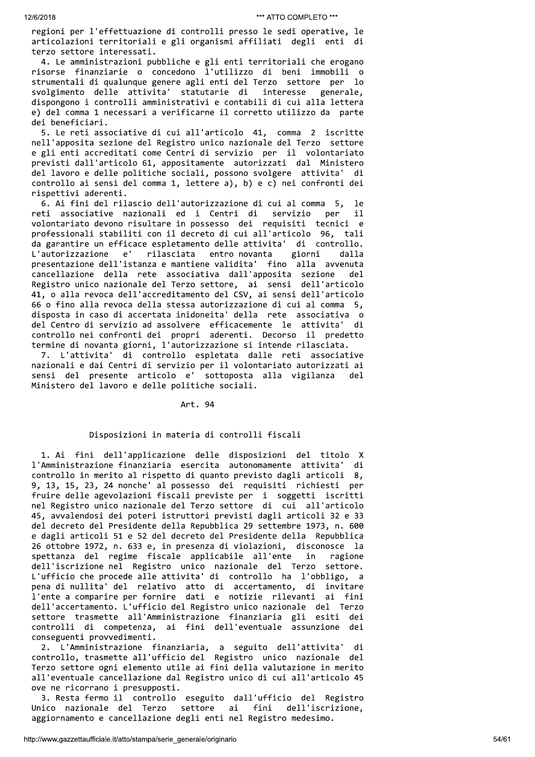regioni per l'effettuazione di controlli presso le sedi operative, le articolazioni territoriali e gli organismi affiliati degli enti di terzo settore interessati.

4. Le amministrazioni pubbliche e gli enti territoriali che erogano risorse finanziarie o concedono l'utilizzo di beni immobili o strumentali di qualunque genere agli enti del Terzo settore per lo svolgimento delle attivita' statutarie di interesse generale, dispongono i controlli amministrativi e contabili di cui alla lettera e) del comma 1 necessari a verificarne il corretto utilizzo da parte dei beneficiari.

5. Le reti associative di cui all'articolo 41, comma 2 iscritte nell'apposita sezione del Registro unico nazionale del Terzo settore e gli enti accreditati come Centri di servizio per il volontariato previsti dall'articolo 61, appositamente autorizzati dal Ministero del lavoro e delle politiche sociali, possono svolgere attivita' di controllo ai sensi del comma 1, lettere a), b) e c) nei confronti dei rispettivi aderenti.

6. Ai fini del rilascio dell'autorizzazione di cui al comma 5, le reti associative nazionali ed i Centri di servizio per il volontariato devono risultare in possesso dei requisiti tecnici e professionali stabiliti con il decreto di cui all'articolo 96, tali da garantire un efficace espletamento delle attivita' di controllo. L'autorizzazione e' rilasciata entro novanta giorni dalla presentazione dell'istanza e mantiene validita' fino alla avvenuta cancellazione della rete associativa dall'apposita sezione del Registro unico nazionale del Terzo settore, ai sensi dell'articolo 41, o alla revoca dell'accreditamento del CSV, ai sensi dell'articolo 66 o fino alla revoca della stessa autorizzazione di cui al comma 5, disposta in caso di accertata inidoneita' della rete associativa o del Centro di servizio ad assolvere efficacemente le attivita' di controllo nei confronti dei propri aderenti. Decorso il predetto termine di novanta giorni, l'autorizzazione si intende rilasciata.

7. L'attivita' di controllo espletata dalle reti associative nazionali e dai Centri di servizio per il volontariato autorizzati ai sensi del presente articolo e' sottoposta alla vigilanza del Ministero del lavoro e delle politiche sociali.

Art. 94

Disposizioni in materia di controlli fiscali

1. Ai fini dell'applicazione delle disposizioni del titolo X l'Amministrazione finanziaria esercita autonomamente attivita' di controllo in merito al rispetto di quanto previsto dagli articoli 8, 9, 13, 15, 23, 24 nonche' al possesso dei requisiti richiesti per fruire delle agevolazioni fiscali previste per i soggetti iscritti nel Registro unico nazionale del Terzo settore di cui all'articolo 45, avvalendosi dei poteri istruttori previsti dagli articoli 32 e 33 del decreto del Presidente della Repubblica 29 settembre 1973, n. 600 e dagli articoli 51 e 52 del decreto del Presidente della Repubblica 26 ottobre 1972, n. 633 e, in presenza di violazioni, disconosce la spettanza del regime fiscale applicabile all'ente in ragione dell'iscrizione nel Registro unico nazionale del Terzo settore. L'ufficio che procede alle attivita' di controllo ha l'obbligo, a pena di nullita' del relativo atto di accertamento, di invitare l'ente a comparire per fornire dati e notizie rilevanti ai fini dell'accertamento. L'ufficio del Registro unico nazionale del Terzo settore trasmette all'Amministrazione finanziaria gli esiti dei controlli di competenza, ai fini dell'eventuale assunzione dei conseguenti provvedimenti.

2. L'Amministrazione finanziaria, a seguito dell'attivita' di controllo, trasmette all'ufficio del Registro unico nazionale del Terzo settore ogni elemento utile ai fini della valutazione in merito all'eventuale cancellazione dal Registro unico di cui all'articolo 45 ove ne ricorrano i presupposti.

3. Resta fermo il controllo eseguito dall'ufficio del Registro Unico nazionale del Terzo settore ai fini dell'iscrizione, aggiornamento e cancellazione degli enti nel Registro medesimo.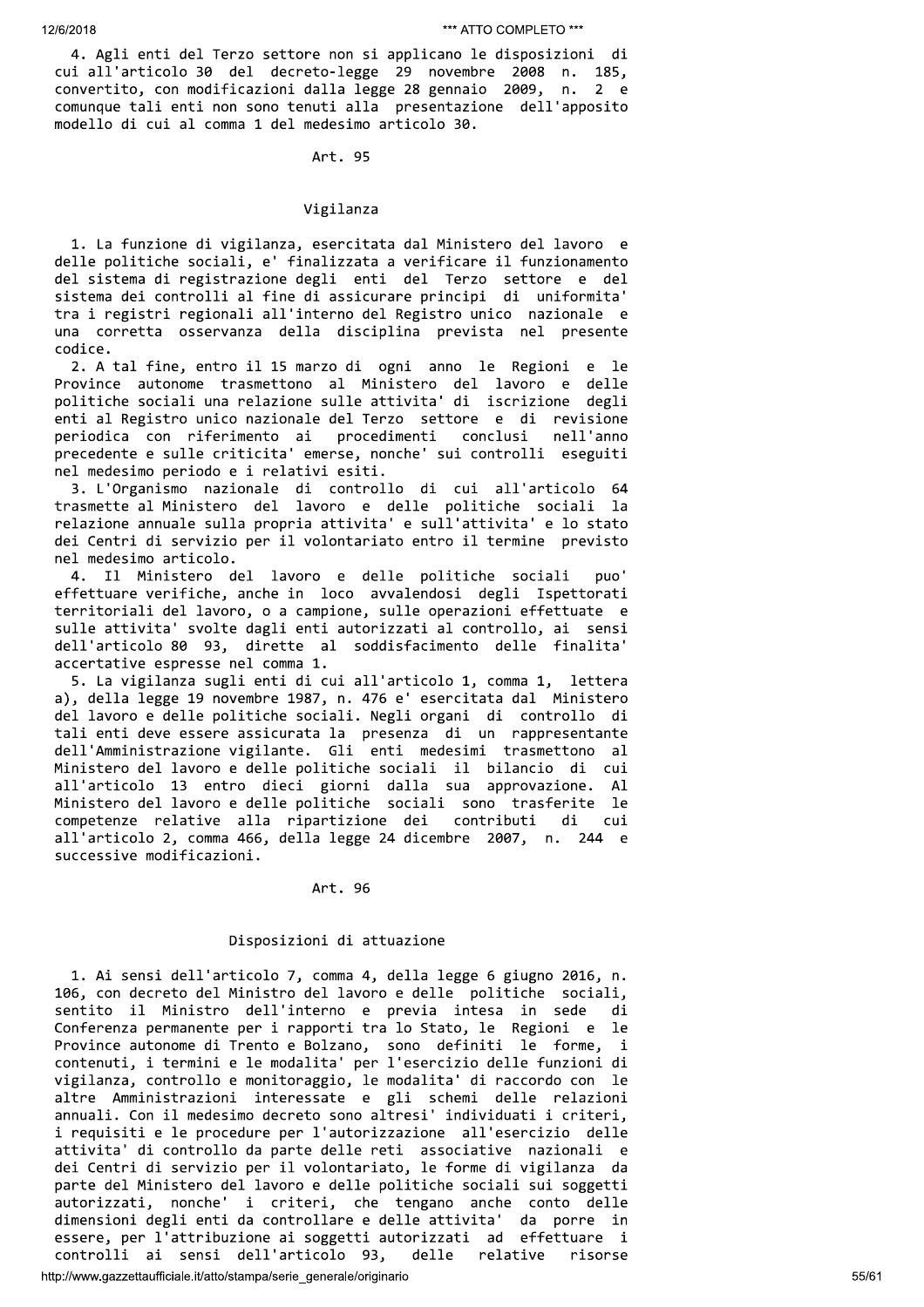4. Agli enti del Terzo settore non si applicano le disposizioni di cui all'articolo 30 del decreto-legge 29 novembre 2008 n. 185, convertito, con modificazioni dalla legge 28 gennaio 2009, n. 2 e comunque tali enti non sono tenuti alla presentazione dell'apposito modello di cui al comma 1 del medesimo articolo 30.

Art. 95

Vigilanza

1. La funzione di vigilanza, esercitata dal Ministero del lavoro e delle politiche sociali, e' finalizzata a verificare il funzionamento del sistema di registrazione degli enti del Terzo settore e del sistema dei controlli al fine di assicurare principi di uniformita' tra i registri regionali all'interno del Registro unico nazionale e una corretta osservanza della disciplina prevista nel presente codice.

2. A tal fine, entro il 15 marzo di ogni anno le Regioni e le Province autonome trasmettono al Ministero del lavoro e delle politiche sociali una relazione sulle attivita' di iscrizione degli enti al Registro unico nazionale del Terzo settore e di revisione periodica con riferimento ai procedimenti conclusi nell'anno precedente e sulle criticita' emerse, nonche' sui controlli eseguiti nel medesimo periodo e i relativi esiti.

3. L'Organismo nazionale di controllo di cui all'articolo 64 trasmette al Ministero del lavoro e delle politiche sociali la relazione annuale sulla propria attivita' e sull'attivita' e lo stato dei Centri di servizio per il volontariato entro il termine previsto nel medesimo articolo.

4. Il Ministero del lavoro e delle politiche sociali puo' effettuare verifiche, anche in loco avvalendosi degli Ispettorati territoriali del lavoro, o a campione, sulle operazioni effettuate e sulle attivita' svolte dagli enti autorizzati al controllo, ai sensi dell'articolo 80 93, dirette al soddisfacimento delle finalita' accertative espresse nel comma 1.

5. La vigilanza sugli enti di cui all'articolo 1, comma 1, lettera a), della legge 19 novembre 1987, n. 476 e' esercitata dal Ministero del lavoro e delle politiche sociali. Negli organi di controllo di tali enti deve essere assicurata la presenza di un rappresentante dell'Amministrazione vigilante. Gli enti medesimi trasmettono al Ministero del lavoro e delle politiche sociali il bilancio di cui all'articolo 13 entro dieci giorni dalla sua approvazione. Al Ministero del lavoro e delle politiche sociali sono trasferite le competenze relative alla ripartizione dei contributi di cui all'articolo 2, comma 466, della legge 24 dicembre 2007, n. 244 e successive modificazioni.

Art. 96

Disposizioni di attuazione

1. Ai sensi dell'articolo 7, comma 4, della legge 6 giugno 2016, n. 106, con decreto del Ministro del lavoro e delle politiche sociali, sentito il Ministro dell'interno e previa intesa in sede di Conferenza permanente per i rapporti tra lo Stato, le Regioni e le Province autonome di Trento e Bolzano, sono definiti le forme, i contenuti, i termini e le modalita' per l'esercizio delle funzioni di vigilanza, controllo e monitoraggio, le modalita' di raccordo con le altre Amministrazioni interessate e gli schemi delle relazioni annuali. Con il medesimo decreto sono altresi' individuati i criteri, i requisiti e le procedure per l'autorizzazione all'esercizio delle attivita' di controllo da parte delle reti associative nazionali e dei Centri di servizio per il volontariato, le forme di vigilanza da parte del Ministero del lavoro e delle politiche sociali sui soggetti autorizzati, nonche' i criteri, che tengano anche conto delle dimensioni degli enti da controllare e delle attivita' da porre in essere, per l'attribuzione ai soggetti autorizzati ad effettuare i controlli ai sensi dell'articolo 93, delle relative risorse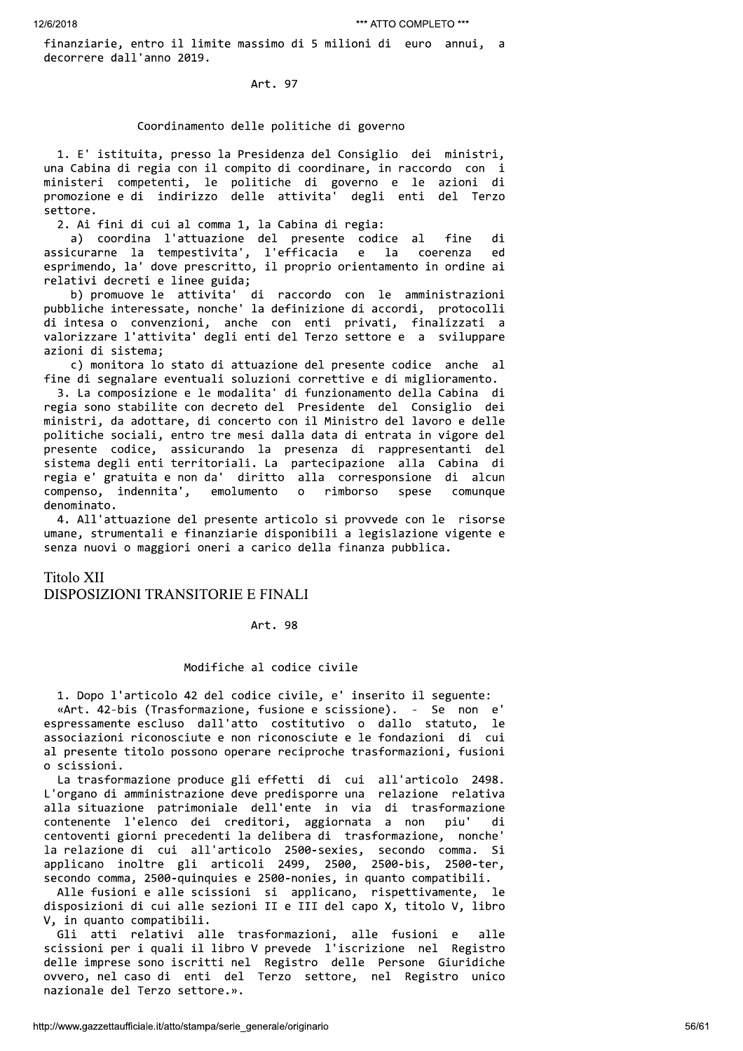finanziarie, entro il limite massimo di 5 milioni di euro annui, a decorrere dall'anno 2019.

Art. 97

Coordinamento delle politiche di governo

1. E' istituita, presso la Presidenza del Consiglio dei ministri, una Cabina di regia con il compito di coordinare, in raccordo con i ministeri competenti, le politiche di governo e le azioni di promozione e di indirizzo delle attivita' degli enti del Terzo settore.

2. Ai fini di cui al comma 1, la Cabina di regia:

a) coordina l'attuazione del presente codice al fine di assicurarne la tempestivita', l'efficacia e la coerenza ed esprimendo, la' dove prescritto, il proprio orientamento in ordine ai relativi decreti e linee guida;

b) promuove le attivita' di raccordo con le amministrazioni pubbliche interessate, nonche' la definizione di accordi, protocolli di intesa o convenzioni, anche con enti privati, finalizzati a valorizzare l'attivita' degli enti del Terzo settore e a sviluppare azioni di sistema;

c) monitora lo stato di attuazione del presente codice anche al fine di segnalare eventuali soluzioni correttive e di miglioramento.

3. La composizione e le modalita' di funzionamento della Cabina di regia sono stabilite con decreto del Presidente del Consiglio dei ministri, da adottare, di concerto con il Ministro del lavoro e delle politiche sociali, entro tre mesi dalla data di entrata in vigore del presente codice, assicurando la presenza di rappresentanti del sistema degli enti territoriali. La partecipazione alla Cabina di regia e' gratuita e non da' diritto alla corresponsione di alcun compenso, indennita', emolumento o rimborso spese comunque denominato.

4. All'attuazione del presente articolo si provvede con le risorse umane, strumentali e finanziarie disponibili a legislazione vigente e senza nuovi o maggiori oneri a carico della finanza pubblica.

## Titolo XII
## DISPOSIZIONI TRANSITORIE E FINALI

Art. 98

Modifiche al codice civile

1. Dopo l'articolo 42 del codice civile, e' inserito il seguente:

«Art. 42-bis (Trasformazione, fusione e scissione). - Se non e' espressamente escluso dall'atto costitutivo o dallo statuto, le associazioni riconosciute e non riconosciute e le fondazioni di cui al presente titolo possono operare reciproche trasformazioni, fusioni o scissioni.

La trasformazione produce gli effetti di cui all'articolo 2498. L'organo di amministrazione deve predisporre una relazione relativa alla situazione patrimoniale dell'ente in via di trasformazione contenente l'elenco dei creditori, aggiornata a non piu' di centoventi giorni precedenti la delibera di trasformazione, nonche' la relazione di cui all'articolo 2500-sexies, secondo comma. Si applicano inoltre gli articoli 2499, 2500, 2500-bis, 2500-ter, secondo comma, 2500-quinquies e 2500-nonies, in quanto compatibili.

Alle fusioni e alle scissioni si applicano, rispettivamente, le disposizioni di cui alle sezioni II e III del capo X, titolo V, libro V, in quanto compatibili.

Gli atti relativi alle trasformazioni, alle fusioni e alle scissioni per i quali il libro V prevede l'iscrizione nel Registro delle imprese sono iscritti nel Registro delle Persone Giuridiche ovvero, nel caso di enti del Terzo settore, nel Registro unico nazionale del Terzo settore.».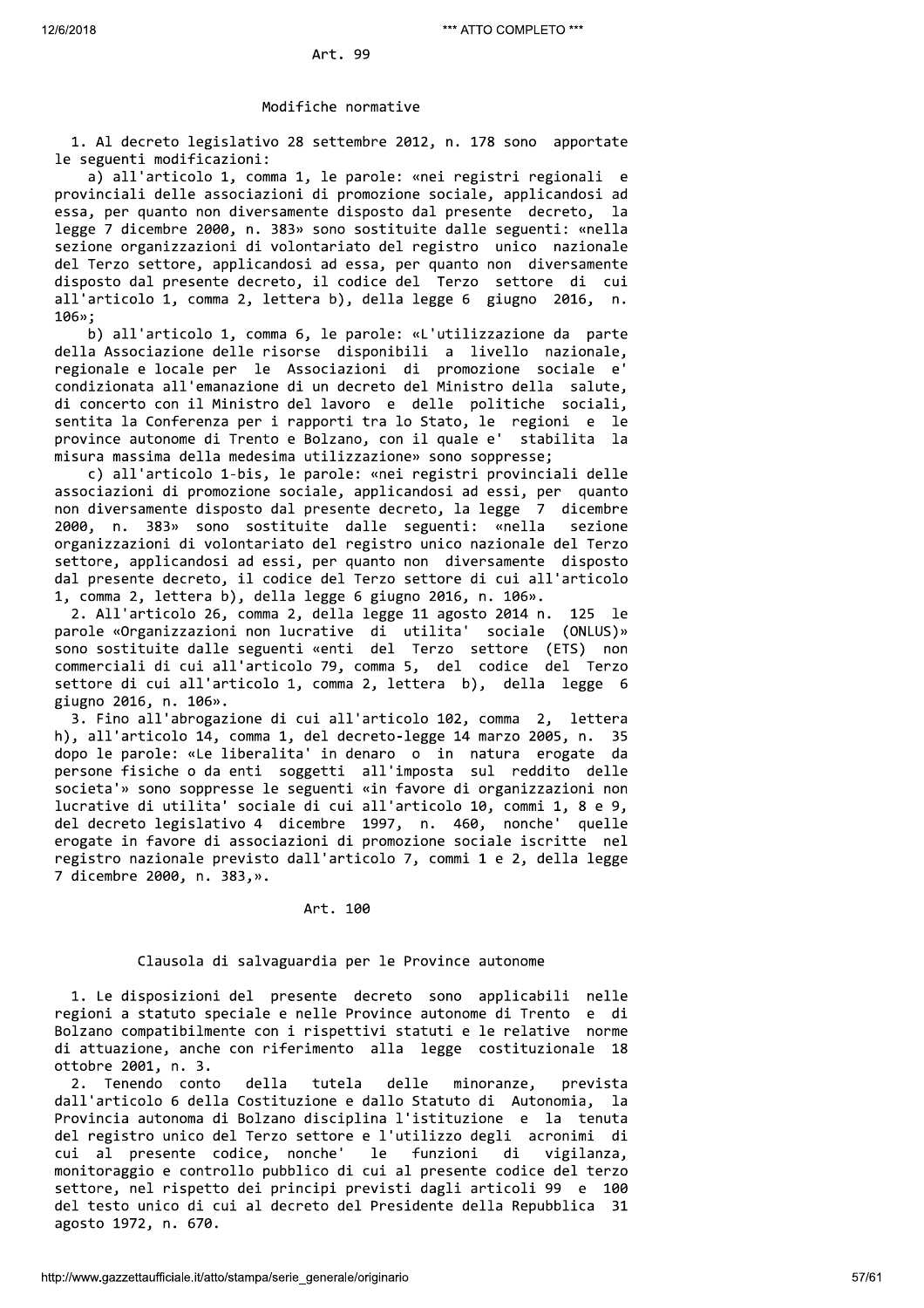## Art. 99

### Modifiche normative

1. Al decreto legislativo 28 settembre 2012, n. 178 sono apportate le seguenti modificazioni:

a) all'articolo 1, comma 1, le parole: «nei registri regionali e provinciali delle associazioni di promozione sociale, applicandosi ad essa, per quanto non diversamente disposto dal presente decreto, la legge 7 dicembre 2000, n. 383» sono sostituite dalle seguenti: «nella sezione organizzazioni di volontariato del registro unico nazionale del Terzo settore, applicandosi ad essa, per quanto non diversamente disposto dal presente decreto, il codice del Terzo settore di cui all'articolo 1, comma 2, lettera b), della legge 6 giugno 2016, n. 106»;

b) all'articolo 1, comma 6, le parole: «L'utilizzazione da parte della Associazione delle risorse disponibili a livello nazionale, regionale e locale per le Associazioni di promozione sociale e' condizionata all'emanazione di un decreto del Ministro della salute, di concerto con il Ministro del lavoro e delle politiche sociali, sentita la Conferenza per i rapporti tra lo Stato, le regioni e le province autonome di Trento e Bolzano, con il quale e' stabilita la misura massima della medesima utilizzazione» sono soppresse;

c) all'articolo 1-bis, le parole: «nei registri provinciali delle associazioni di promozione sociale, applicandosi ad essi, per quanto non diversamente disposto dal presente decreto, la legge 7 dicembre 2000, n. 383» sono sostituite dalle seguenti: «nella sezione organizzazioni di volontariato del registro unico nazionale del Terzo settore, applicandosi ad essi, per quanto non diversamente disposto dal presente decreto, il codice del Terzo settore di cui all'articolo 1, comma 2, lettera b), della legge 6 giugno 2016, n. 106».

2. All'articolo 26, comma 2, della legge 11 agosto 2014 n. 125 le parole «Organizzazioni non lucrative di utilita' sociale (ONLUS)» sono sostituite dalle seguenti «enti del Terzo settore (ETS) non commerciali di cui all'articolo 79, comma 5, del codice del Terzo settore di cui all'articolo 1, comma 2, lettera b), della legge 6 giugno 2016, n. 106».

3. Fino all'abrogazione di cui all'articolo 102, comma 2, lettera h), all'articolo 14, comma 1, del decreto-legge 14 marzo 2005, n. 35 dopo le parole: «Le liberalita' in denaro o in natura erogate da persone fisiche o da enti soggetti all'imposta sul reddito delle societa'» sono soppresse le seguenti «in favore di organizzazioni non lucrative di utilita' sociale di cui all'articolo 10, commi 1, 8 e 9, del decreto legislativo 4 dicembre 1997, n. 460, nonche' quelle erogate in favore di associazioni di promozione sociale iscritte nel registro nazionale previsto dall'articolo 7, commi 1 e 2, della legge 7 dicembre 2000, n. 383,».

## Art. 100

### Clausola di salvaguardia per le Province autonome

1. Le disposizioni del presente decreto sono applicabili nelle regioni a statuto speciale e nelle Province autonome di Trento e di Bolzano compatibilmente con i rispettivi statuti e le relative norme di attuazione, anche con riferimento alla legge costituzionale 18 ottobre 2001, n. 3.

2. Tenendo conto della tutela delle minoranze, prevista dall'articolo 6 della Costituzione e dallo Statuto di Autonomia, la Provincia autonoma di Bolzano disciplina l'istituzione e la tenuta del registro unico del Terzo settore e l'utilizzo degli acronimi di cui al presente codice, nonche' le funzioni di vigilanza, monitoraggio e controllo pubblico di cui al presente codice del terzo settore, nel rispetto dei principi previsti dagli articoli 99 e 100 del testo unico di cui al decreto del Presidente della Repubblica 31 agosto 1972, n. 670.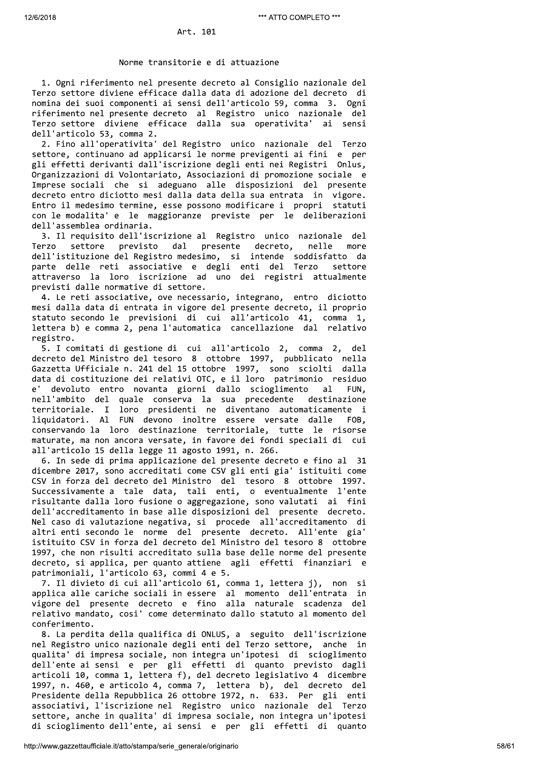## Art. 101

### Norme transitorie e di attuazione

1. Ogni riferimento nel presente decreto al Consiglio nazionale del Terzo settore diviene efficace dalla data di adozione del decreto di nomina dei suoi componenti ai sensi dell'articolo 59, comma 3. Ogni riferimento nel presente decreto al Registro unico nazionale del Terzo settore diviene efficace dalla sua operativita' ai sensi dell'articolo 53, comma 2.

2. Fino all'operativita' del Registro unico nazionale del Terzo settore, continuano ad applicarsi le norme previgenti ai fini e per gli effetti derivanti dall'iscrizione degli enti nei Registri Onlus, Organizzazioni di Volontariato, Associazioni di promozione sociale e Imprese sociali che si adeguano alle disposizioni del presente decreto entro diciotto mesi dalla data della sua entrata in vigore. Entro il medesimo termine, esse possono modificare i propri statuti con le modalita' e le maggioranze previste per le deliberazioni dell'assemblea ordinaria.

3. Il requisito dell'iscrizione al Registro unico nazionale del Terzo settore previsto dal presente decreto, nelle more dell'istituzione del Registro medesimo, si intende soddisfatto da parte delle reti associative e degli enti del Terzo settore attraverso la loro iscrizione ad uno dei registri attualmente previsti dalle normative di settore.

4. Le reti associative, ove necessario, integrano, entro diciotto mesi dalla data di entrata in vigore del presente decreto, il proprio statuto secondo le previsioni di cui all'articolo 41, comma 1, lettera b) e comma 2, pena l'automatica cancellazione dal relativo registro.

5. I comitati di gestione di cui all'articolo 2, comma 2, del decreto del Ministro del tesoro 8 ottobre 1997, pubblicato nella Gazzetta Ufficiale n. 241 del 15 ottobre 1997, sono sciolti dalla data di costituzione dei relativi OTC, e il loro patrimonio residuo e' devoluto entro novanta giorni dallo scioglimento al FUN, nell'ambito del quale conserva la sua precedente destinazione territoriale. I loro presidenti ne diventano automaticamente i liquidatori. Al FUN devono inoltre essere versate dalle FOB, conservando la loro destinazione territoriale, tutte le risorse maturate, ma non ancora versate, in favore dei fondi speciali di cui all'articolo 15 della legge 11 agosto 1991, n. 266.

6. In sede di prima applicazione del presente decreto e fino al 31 dicembre 2017, sono accreditati come CSV gli enti gia' istituiti come CSV in forza del decreto del Ministro del tesoro 8 ottobre 1997. Successivamente a tale data, tali enti, o eventualmente l'ente risultante dalla loro fusione o aggregazione, sono valutati ai fini dell'accreditamento in base alle disposizioni del presente decreto. Nel caso di valutazione negativa, si procede all'accreditamento di altri enti secondo le norme del presente decreto. All'ente gia' istituito CSV in forza del decreto del Ministro del tesoro 8 ottobre 1997, che non risulti accreditato sulla base delle norme del presente decreto, si applica, per quanto attiene agli effetti finanziari e patrimoniali, l'articolo 63, commi 4 e 5.

7. Il divieto di cui all'articolo 61, comma 1, lettera j), non si applica alle cariche sociali in essere al momento dell'entrata in vigore del presente decreto e fino alla naturale scadenza del relativo mandato, cosi' come determinato dallo statuto al momento del conferimento.

8. La perdita della qualifica di ONLUS, a seguito dell'iscrizione nel Registro unico nazionale degli enti del Terzo settore, anche in qualita' di impresa sociale, non integra un'ipotesi di scioglimento dell'ente ai sensi e per gli effetti di quanto previsto dagli articoli 10, comma 1, lettera f), del decreto legislativo 4 dicembre 1997, n. 460, e articolo 4, comma 7, lettera b), del decreto del Presidente della Repubblica 26 ottobre 1972, n. 633. Per gli enti associativi, l'iscrizione nel Registro unico nazionale del Terzo settore, anche in qualita' di impresa sociale, non integra un'ipotesi di scioglimento dell'ente, ai sensi e per gli effetti di quanto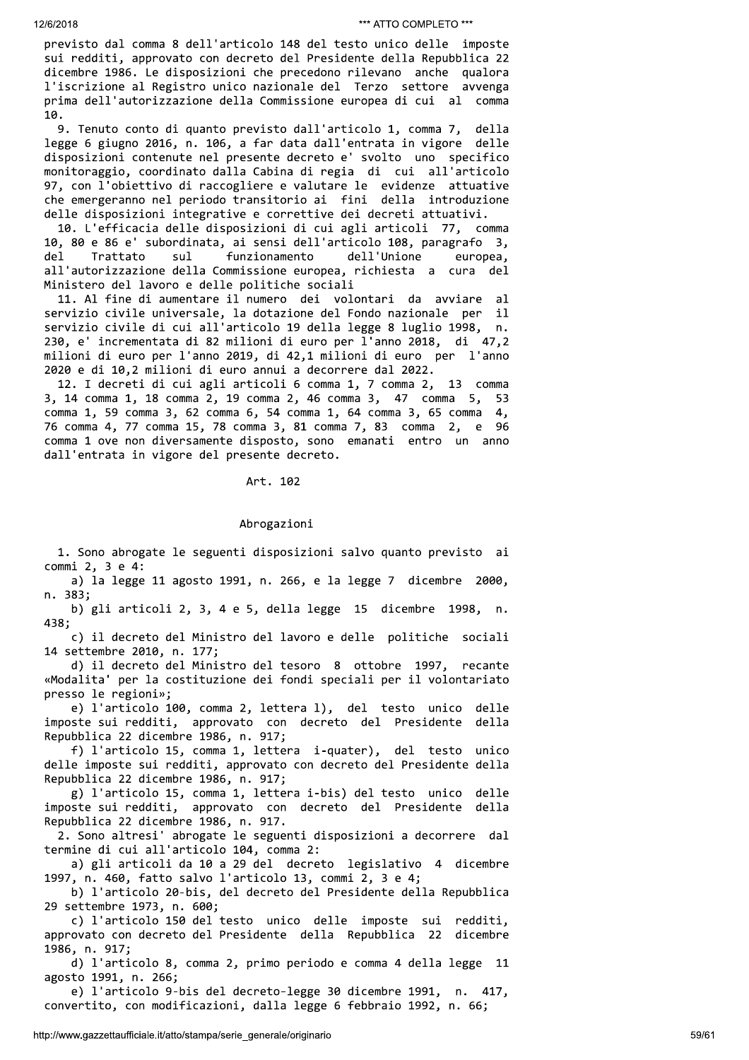previsto dal comma 8 dell'articolo 148 del testo unico delle imposte sui redditi, approvato con decreto del Presidente della Repubblica 22 dicembre 1986. Le disposizioni che precedono rilevano anche qualora l'iscrizione al Registro unico nazionale del Terzo settore avvenga prima dell'autorizzazione della Commissione europea di cui al comma 10.

9. Tenuto conto di quanto previsto dall'articolo 1, comma 7, della legge 6 giugno 2016, n. 106, a far data dall'entrata in vigore delle disposizioni contenute nel presente decreto e' svolto uno specifico monitoraggio, coordinato dalla Cabina di regia di cui all'articolo 97, con l'obiettivo di raccogliere e valutare le evidenze attuative che emergeranno nel periodo transitorio ai fini della introduzione delle disposizioni integrative e correttive dei decreti attuativi.

10. L'efficacia delle disposizioni di cui agli articoli 77, comma 10, 80 e 86 e' subordinata, ai sensi dell'articolo 108, paragrafo 3, del Trattato sul funzionamento dell'Unione europea, all'autorizzazione della Commissione europea, richiesta a cura del Ministero del lavoro e delle politiche sociali

11. Al fine di aumentare il numero dei volontari da avviare al servizio civile universale, la dotazione del Fondo nazionale per il servizio civile di cui all'articolo 19 della legge 8 luglio 1998, n. 230, e' incrementata di 82 milioni di euro per l'anno 2018, di 47,2 milioni di euro per l'anno 2019, di 42,1 milioni di euro per l'anno 2020 e di 10,2 milioni di euro annui a decorrere dal 2022.

12. I decreti di cui agli articoli 6 comma 1, 7 comma 2, 13 comma 3, 14 comma 1, 18 comma 2, 19 comma 2, 46 comma 3, 47 comma 5, 53 comma 1, 59 comma 3, 62 comma 6, 54 comma 1, 64 comma 3, 65 comma 4, 76 comma 4, 77 comma 15, 78 comma 3, 81 comma 7, 83 comma 2, e 96 comma 1 ove non diversamente disposto, sono emanati entro un anno dall'entrata in vigore del presente decreto.

## Art. 102

### Abrogazioni

1. Sono abrogate le seguenti disposizioni salvo quanto previsto ai commi 2, 3 e 4:

a) la legge 11 agosto 1991, n. 266, e la legge 7 dicembre 2000, n. 383;

b) gli articoli 2, 3, 4 e 5, della legge 15 dicembre 1998, n. 438;

c) il decreto del Ministro del lavoro e delle politiche sociali 14 settembre 2010, n. 177;

d) il decreto del Ministro del tesoro 8 ottobre 1997, recante «Modalita' per la costituzione dei fondi speciali per il volontariato presso le regioni»;

e) l'articolo 100, comma 2, lettera l), del testo unico delle imposte sui redditi, approvato con decreto del Presidente della Repubblica 22 dicembre 1986, n. 917;

f) l'articolo 15, comma 1, lettera i-quater), del testo unico delle imposte sui redditi, approvato con decreto del Presidente della Repubblica 22 dicembre 1986, n. 917;

g) l'articolo 15, comma 1, lettera i-bis) del testo unico delle imposte sui redditi, approvato con decreto del Presidente della Repubblica 22 dicembre 1986, n. 917.

2. Sono altresi' abrogate le seguenti disposizioni a decorrere dal termine di cui all'articolo 104, comma 2:

a) gli articoli da 10 a 29 del decreto legislativo 4 dicembre 1997, n. 460, fatto salvo l'articolo 13, commi 2, 3 e 4;

b) l'articolo 20-bis, del decreto del Presidente della Repubblica 29 settembre 1973, n. 600;

c) l'articolo 150 del testo unico delle imposte sui redditi, approvato con decreto del Presidente della Repubblica 22 dicembre 1986, n. 917;

d) l'articolo 8, comma 2, primo periodo e comma 4 della legge 11 agosto 1991, n. 266;

e) l'articolo 9-bis del decreto-legge 30 dicembre 1991, n. 417, convertito, con modificazioni, dalla legge 6 febbraio 1992, n. 66;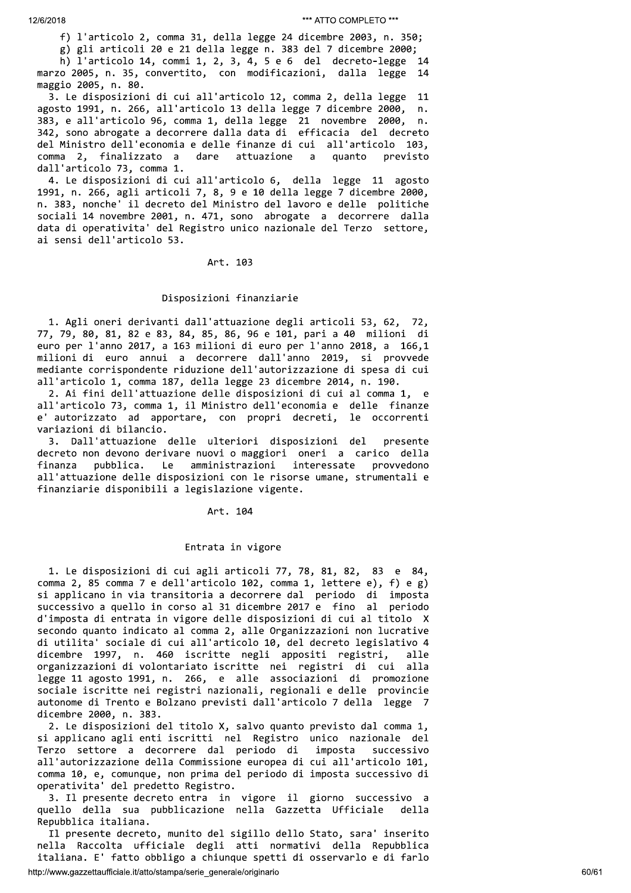f) l'articolo 2, comma 31, della legge 24 dicembre 2003, n. 350;

g) gli articoli 20 e 21 della legge n. 383 del 7 dicembre 2000;

h) l'articolo 14, commi 1, 2, 3, 4, 5 e 6 del decreto-legge 14 marzo 2005, n. 35, convertito, con modificazioni, dalla legge 14 maggio 2005, n. 80.

3. Le disposizioni di cui all'articolo 12, comma 2, della legge 11 agosto 1991, n. 266, all'articolo 13 della legge 7 dicembre 2000, n. 383, e all'articolo 96, comma 1, della legge 21 novembre 2000, n. 342, sono abrogate a decorrere dalla data di efficacia del decreto del Ministro dell'economia e delle finanze di cui all'articolo 103, comma 2, finalizzato a dare attuazione a quanto previsto dall'articolo 73, comma 1.

4. Le disposizioni di cui all'articolo 6, della legge 11 agosto 1991, n. 266, agli articoli 7, 8, 9 e 10 della legge 7 dicembre 2000, n. 383, nonche' il decreto del Ministro del lavoro e delle politiche sociali 14 novembre 2001, n. 471, sono abrogate a decorrere dalla data di operativita' del Registro unico nazionale del Terzo settore, ai sensi dell'articolo 53.

## Art. 103

### Disposizioni finanziarie

1. Agli oneri derivanti dall'attuazione degli articoli 53, 62, 72, 77, 79, 80, 81, 82 e 83, 84, 85, 86, 96 e 101, pari a 40 milioni di euro per l'anno 2017, a 163 milioni di euro per l'anno 2018, a 166,1 milioni di euro annui a decorrere dall'anno 2019, si provvede mediante corrispondente riduzione dell'autorizzazione di spesa di cui all'articolo 1, comma 187, della legge 23 dicembre 2014, n. 190.

2. Ai fini dell'attuazione delle disposizioni di cui al comma 1, e all'articolo 73, comma 1, il Ministro dell'economia e delle finanze e' autorizzato ad apportare, con propri decreti, le occorrenti variazioni di bilancio.

3. Dall'attuazione delle ulteriori disposizioni del presente decreto non devono derivare nuovi o maggiori oneri a carico della finanza pubblica. Le amministrazioni interessate provvedono all'attuazione delle disposizioni con le risorse umane, strumentali e finanziarie disponibili a legislazione vigente.

## Art. 104

### Entrata in vigore

1. Le disposizioni di cui agli articoli 77, 78, 81, 82, 83 e 84, comma 2, 85 comma 7 e dell'articolo 102, comma 1, lettere e), f) e g) si applicano in via transitoria a decorrere dal periodo di imposta successivo a quello in corso al 31 dicembre 2017 e fino al periodo d'imposta di entrata in vigore delle disposizioni di cui al titolo X secondo quanto indicato al comma 2, alle Organizzazioni non lucrative di utilita' sociale di cui all'articolo 10, del decreto legislativo 4 dicembre 1997, n. 460 iscritte negli appositi registri, alle organizzazioni di volontariato iscritte nei registri di cui alla legge 11 agosto 1991, n. 266, e alle associazioni di promozione sociale iscritte nei registri nazionali, regionali e delle provincie autonome di Trento e Bolzano previsti dall'articolo 7 della legge 7 dicembre 2000, n. 383.

2. Le disposizioni del titolo X, salvo quanto previsto dal comma 1, si applicano agli enti iscritti nel Registro unico nazionale del Terzo settore a decorrere dal periodo di imposta successivo all'autorizzazione della Commissione europea di cui all'articolo 101, comma 10, e, comunque, non prima del periodo di imposta successivo di operativita' del predetto Registro.

3. Il presente decreto entra in vigore il giorno successivo a quello della sua pubblicazione nella Gazzetta Ufficiale della Repubblica italiana.

Il presente decreto, munito del sigillo dello Stato, sara' inserito nella Raccolta ufficiale degli atti normativi della Repubblica italiana. E' fatto obbligo a chiunque spetti di osservarlo e di farlo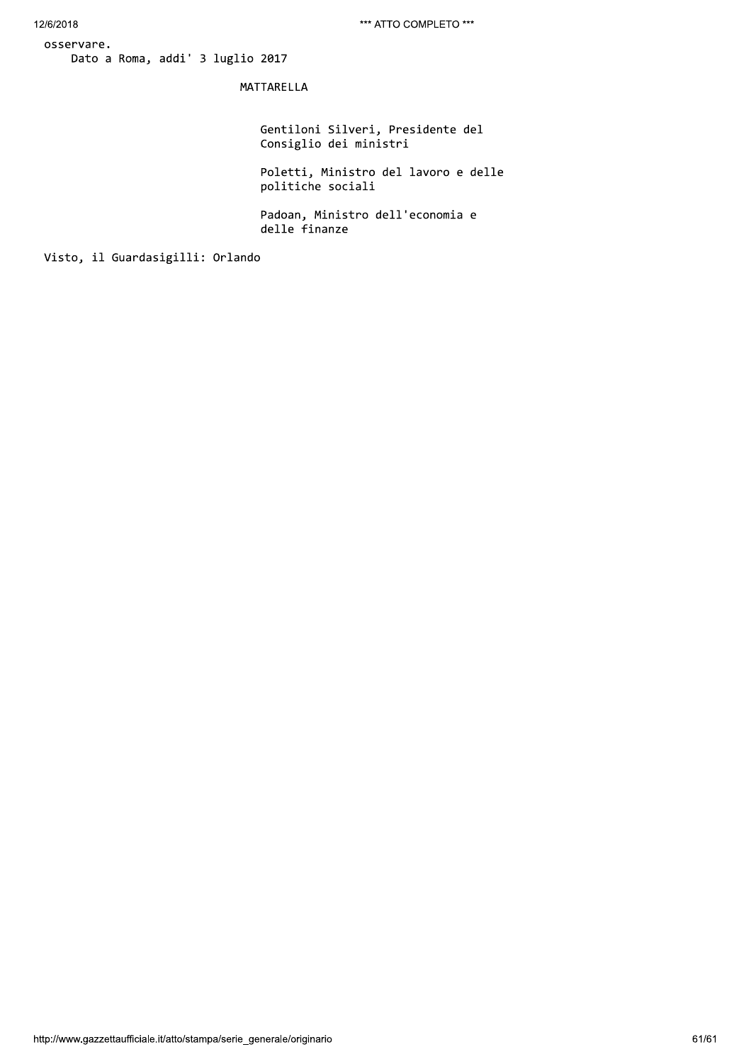osservare.

Dato a Roma, addi' 3 luglio 2017

MATTARELLA

Gentiloni Silveri, Presidente del Consiglio dei ministri

Poletti, Ministro del lavoro e delle politiche sociali

Padoan, Ministro dell'economia e delle finanze

Visto, il Guardasigilli: Orlando